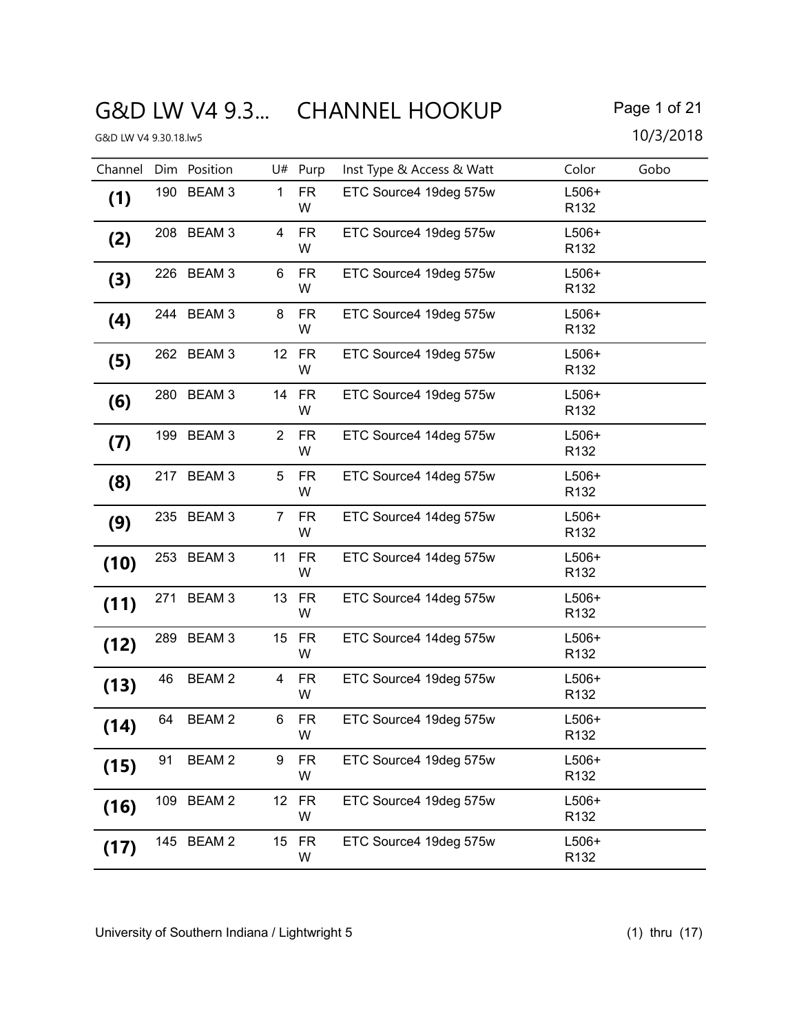# G&D LW V4 9.3... CHANNEL HOOKUP

G&D LW V4 9.30.18.lw5

10/3/2018

| Channel | Dim | Position | U# | Purp | Inst Type & Access & Watt | Color | Gobo |
|---|---|---|---|---|---|---|---|
| **(1)** | 190 | BEAM 3 | 1 | FRW | ETC Source4 19deg 575w | L506+R132 | |
| **(2)** | 208 | BEAM 3 | 4 | FRW | ETC Source4 19deg 575w | L506+R132 | |
| **(3)** | 226 | BEAM 3 | 6 | FRW | ETC Source4 19deg 575w | L506+R132 | |
| **(4)** | 244 | BEAM 3 | 8 | FRW | ETC Source4 19deg 575w | L506+R132 | |
| **(5)** | 262 | BEAM 3 | 12 | FRW | ETC Source4 19deg 575w | L506+R132 | |
| **(6)** | 280 | BEAM 3 | 14 | FRW | ETC Source4 19deg 575w | L506+R132 | |
| **(7)** | 199 | BEAM 3 | 2 | FRW | ETC Source4 14deg 575w | L506+R132 | |
| **(8)** | 217 | BEAM 3 | 5 | FRW | ETC Source4 14deg 575w | L506+R132 | |
| **(9)** | 235 | BEAM 3 | 7 | FRW | ETC Source4 14deg 575w | L506+R132 | |
| **(10)** | 253 | BEAM 3 | 11 | FRW | ETC Source4 14deg 575w | L506+R132 | |
| **(11)** | 271 | BEAM 3 | 13 | FRW | ETC Source4 14deg 575w | L506+R132 | |
| **(12)** | 289 | BEAM 3 | 15 | FRW | ETC Source4 14deg 575w | L506+R132 | |
| **(13)** | 46 | BEAM 2 | 4 | FRW | ETC Source4 19deg 575w | L506+R132 | |
| **(14)** | 64 | BEAM 2 | 6 | FRW | ETC Source4 19deg 575w | L506+R132 | |
| **(15)** | 91 | BEAM 2 | 9 | FRW | ETC Source4 19deg 575w | L506+R132 | |
| **(16)** | 109 | BEAM 2 | 12 | FRW | ETC Source4 19deg 575w | L506+R132 | |
| **(17)** | 145 | BEAM 2 | 15 | FRW | ETC Source4 19deg 575w | L506+R132 | |

University of Southern Indiana / Lightwright 5

(1) thru (17)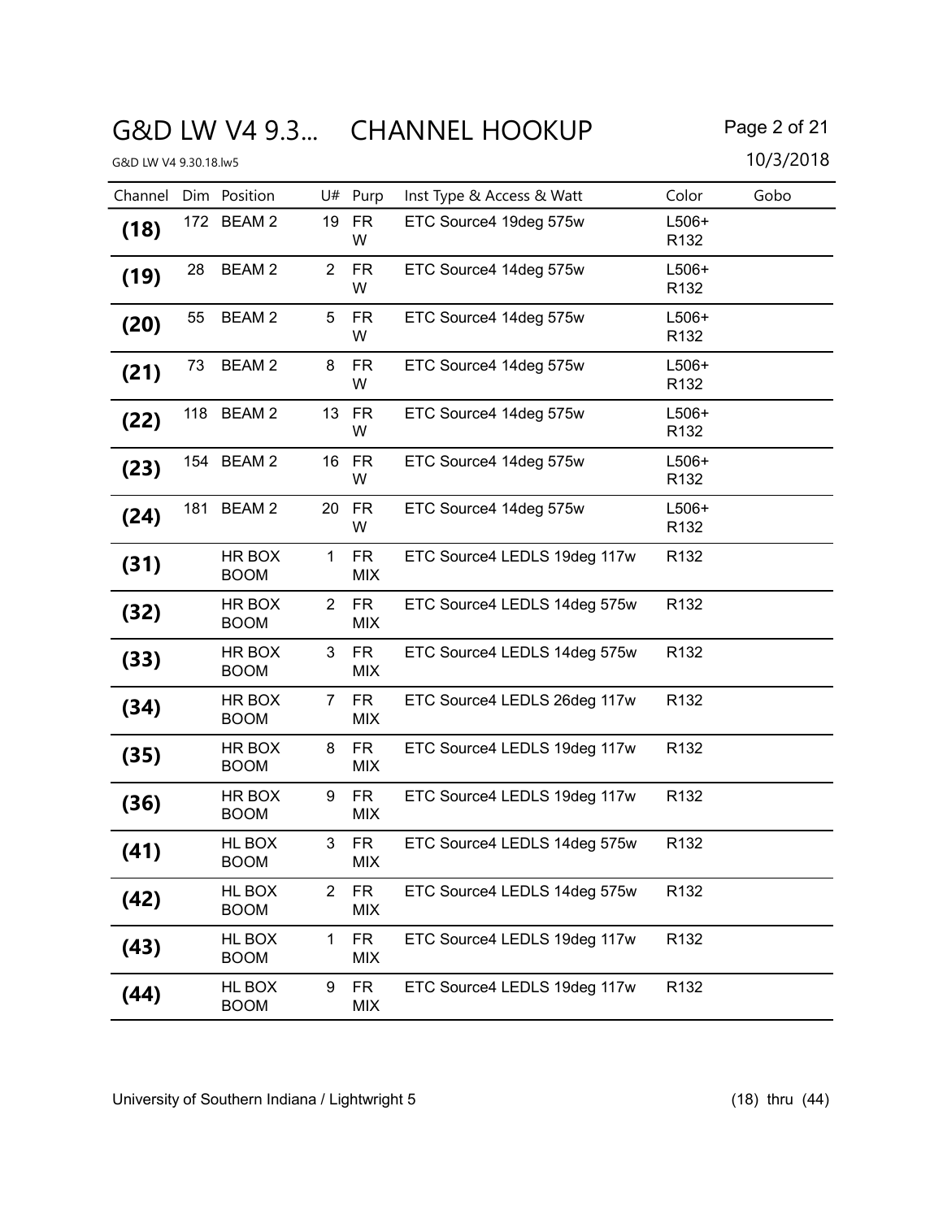# G&D LW V4 9.3... CHANNEL HOOKUP

G&D LW V4 9.30.18.lw5

10/3/2018

| Channel | Dim | Position | U# | Purp | Inst Type & Access & Watt | Color | Gobo |
|---|---|---|---|---|---|---|---|
| **(18)** | 172 | BEAM 2 | 19 | FR W | ETC Source4 19deg 575w | L506+ R132 | |
| **(19)** | 28 | BEAM 2 | 2 | FR W | ETC Source4 14deg 575w | L506+ R132 | |
| **(20)** | 55 | BEAM 2 | 5 | FR W | ETC Source4 14deg 575w | L506+ R132 | |
| **(21)** | 73 | BEAM 2 | 8 | FR W | ETC Source4 14deg 575w | L506+ R132 | |
| **(22)** | 118 | BEAM 2 | 13 | FR W | ETC Source4 14deg 575w | L506+ R132 | |
| **(23)** | 154 | BEAM 2 | 16 | FR W | ETC Source4 14deg 575w | L506+ R132 | |
| **(24)** | 181 | BEAM 2 | 20 | FR W | ETC Source4 14deg 575w | L506+ R132 | |
| **(31)** | | HR BOX BOOM | 1 | FR MIX | ETC Source4 LEDLS 19deg 117w | R132 | |
| **(32)** | | HR BOX BOOM | 2 | FR MIX | ETC Source4 LEDLS 14deg 575w | R132 | |
| **(33)** | | HR BOX BOOM | 3 | FR MIX | ETC Source4 LEDLS 14deg 575w | R132 | |
| **(34)** | | HR BOX BOOM | 7 | FR MIX | ETC Source4 LEDLS 26deg 117w | R132 | |
| **(35)** | | HR BOX BOOM | 8 | FR MIX | ETC Source4 LEDLS 19deg 117w | R132 | |
| **(36)** | | HR BOX BOOM | 9 | FR MIX | ETC Source4 LEDLS 19deg 117w | R132 | |
| **(41)** | | HL BOX BOOM | 3 | FR MIX | ETC Source4 LEDLS 14deg 575w | R132 | |
| **(42)** | | HL BOX BOOM | 2 | FR MIX | ETC Source4 LEDLS 14deg 575w | R132 | |
| **(43)** | | HL BOX BOOM | 1 | FR MIX | ETC Source4 LEDLS 19deg 117w | R132 | |
| **(44)** | | HL BOX BOOM | 9 | FR MIX | ETC Source4 LEDLS 19deg 117w | R132 | |

University of Southern Indiana / Lightwright 5

(18) thru (44)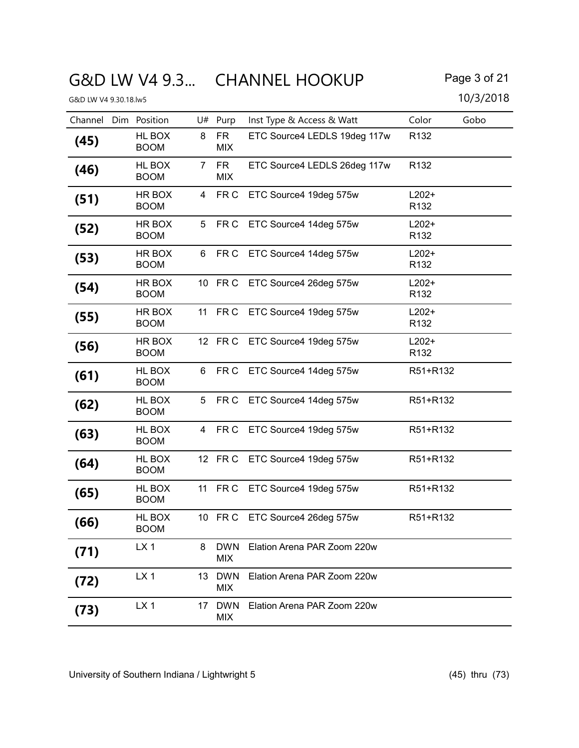# G&D LW V4 9.3... CHANNEL HOOKUP

G&D LW V4 9.30.18.lw5

10/3/2018

| Channel | Dim | Position | U# | Purp | Inst Type & Access & Watt | Color | Gobo |
|---|---|---|---|---|---|---|---|
| **(45)** | | HL BOX BOOM | 8 | FR MIX | ETC Source4 LEDLS 19deg 117w | R132 | |
| **(46)** | | HL BOX BOOM | 7 | FR MIX | ETC Source4 LEDLS 26deg 117w | R132 | |
| **(51)** | | HR BOX BOOM | 4 | FR C | ETC Source4 19deg 575w | L202+ R132 | |
| **(52)** | | HR BOX BOOM | 5 | FR C | ETC Source4 14deg 575w | L202+ R132 | |
| **(53)** | | HR BOX BOOM | 6 | FR C | ETC Source4 14deg 575w | L202+ R132 | |
| **(54)** | | HR BOX BOOM | 10 | FR C | ETC Source4 26deg 575w | L202+ R132 | |
| **(55)** | | HR BOX BOOM | 11 | FR C | ETC Source4 19deg 575w | L202+ R132 | |
| **(56)** | | HR BOX BOOM | 12 | FR C | ETC Source4 19deg 575w | L202+ R132 | |
| **(61)** | | HL BOX BOOM | 6 | FR C | ETC Source4 14deg 575w | R51+R132 | |
| **(62)** | | HL BOX BOOM | 5 | FR C | ETC Source4 14deg 575w | R51+R132 | |
| **(63)** | | HL BOX BOOM | 4 | FR C | ETC Source4 19deg 575w | R51+R132 | |
| **(64)** | | HL BOX BOOM | 12 | FR C | ETC Source4 19deg 575w | R51+R132 | |
| **(65)** | | HL BOX BOOM | 11 | FR C | ETC Source4 19deg 575w | R51+R132 | |
| **(66)** | | HL BOX BOOM | 10 | FR C | ETC Source4 26deg 575w | R51+R132 | |
| **(71)** | | LX 1 | 8 | DWN MIX | Elation Arena PAR Zoom 220w | | |
| **(72)** | | LX 1 | 13 | DWN MIX | Elation Arena PAR Zoom 220w | | |
| **(73)** | | LX 1 | 17 | DWN MIX | Elation Arena PAR Zoom 220w | | |

University of Southern Indiana / Lightwright 5

(45) thru (73)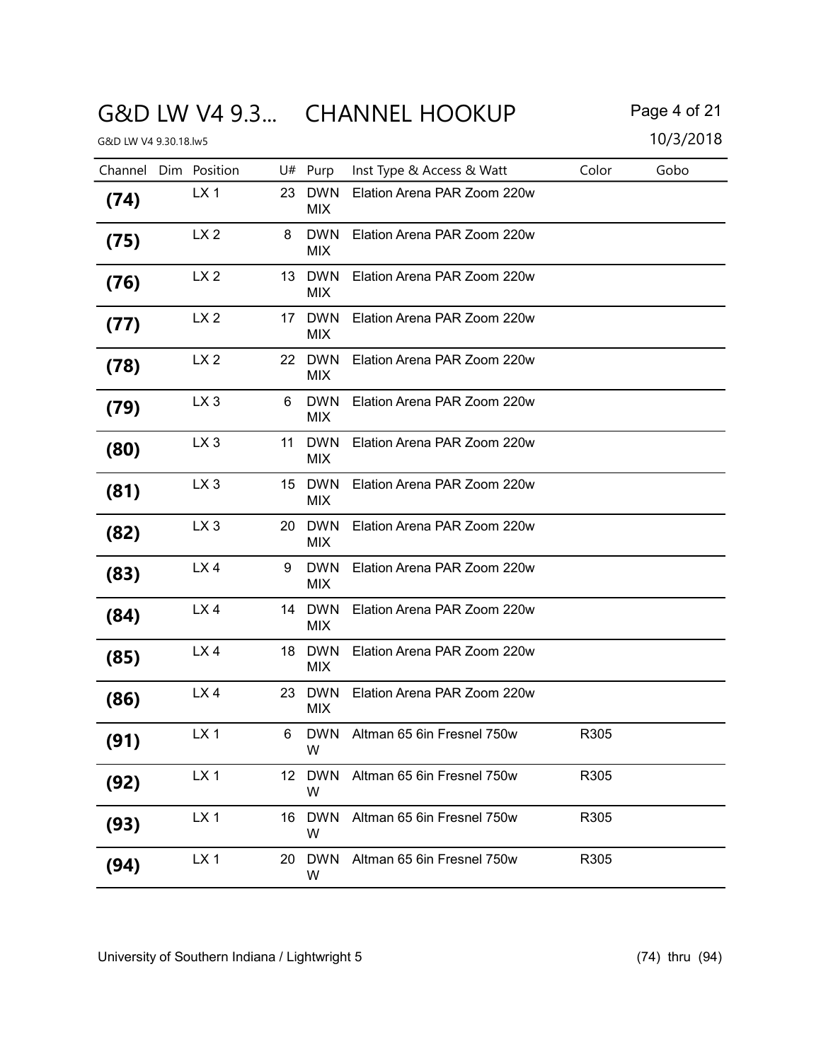# G&D LW V4 9.3... CHANNEL HOOKUP

G&D LW V4 9.30.18.lw5

10/3/2018

| Channel | Dim | Position | U# | Purp | Inst Type & Access & Watt | Color | Gobo |
|---|---|---|---|---|---|---|---|
| **(74)** | | LX 1 | 23 | DWN MIX | Elation Arena PAR Zoom 220w | | |
| **(75)** | | LX 2 | 8 | DWN MIX | Elation Arena PAR Zoom 220w | | |
| **(76)** | | LX 2 | 13 | DWN MIX | Elation Arena PAR Zoom 220w | | |
| **(77)** | | LX 2 | 17 | DWN MIX | Elation Arena PAR Zoom 220w | | |
| **(78)** | | LX 2 | 22 | DWN MIX | Elation Arena PAR Zoom 220w | | |
| **(79)** | | LX 3 | 6 | DWN MIX | Elation Arena PAR Zoom 220w | | |
| **(80)** | | LX 3 | 11 | DWN MIX | Elation Arena PAR Zoom 220w | | |
| **(81)** | | LX 3 | 15 | DWN MIX | Elation Arena PAR Zoom 220w | | |
| **(82)** | | LX 3 | 20 | DWN MIX | Elation Arena PAR Zoom 220w | | |
| **(83)** | | LX 4 | 9 | DWN MIX | Elation Arena PAR Zoom 220w | | |
| **(84)** | | LX 4 | 14 | DWN MIX | Elation Arena PAR Zoom 220w | | |
| **(85)** | | LX 4 | 18 | DWN MIX | Elation Arena PAR Zoom 220w | | |
| **(86)** | | LX 4 | 23 | DWN MIX | Elation Arena PAR Zoom 220w | | |
| **(91)** | | LX 1 | 6 | DWN W | Altman 65 6in Fresnel 750w | R305 | |
| **(92)** | | LX 1 | 12 | DWN W | Altman 65 6in Fresnel 750w | R305 | |
| **(93)** | | LX 1 | 16 | DWN W | Altman 65 6in Fresnel 750w | R305 | |
| **(94)** | | LX 1 | 20 | DWN W | Altman 65 6in Fresnel 750w | R305 | |

University of Southern Indiana / Lightwright 5

(74) thru (94)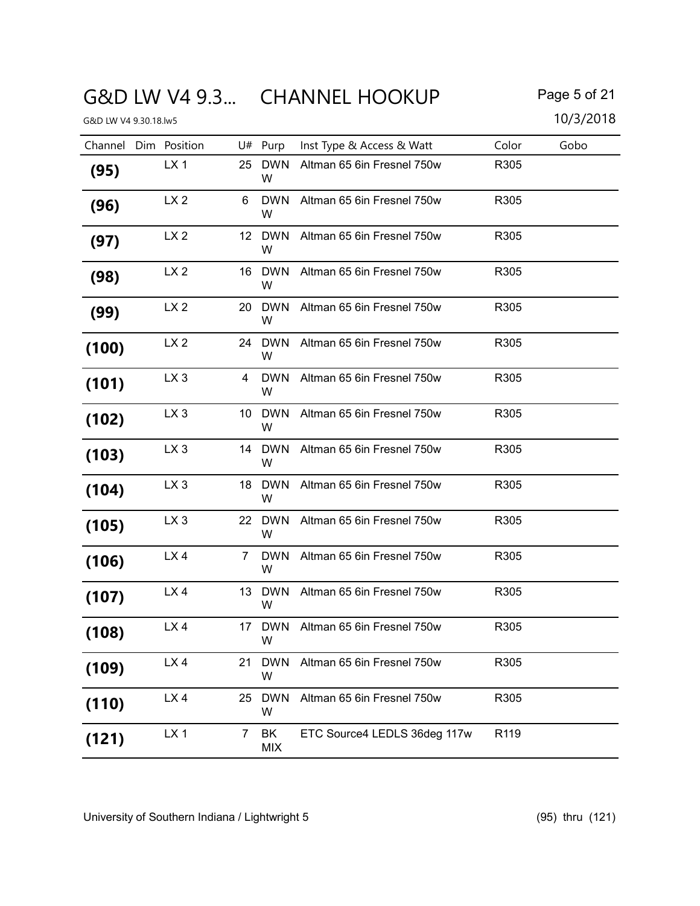# G&D LW V4 9.3... CHANNEL HOOKUP

G&D LW V4 9.30.18.lw5

10/3/2018

| Channel | Dim | Position | U# | Purp | Inst Type & Access & Watt | Color | Gobo |
|---|---|---|---|---|---|---|---|
| **(95)** | | LX 1 | 25 | DWN W | Altman 65 6in Fresnel 750w | R305 | |
| **(96)** | | LX 2 | 6 | DWN W | Altman 65 6in Fresnel 750w | R305 | |
| **(97)** | | LX 2 | 12 | DWN W | Altman 65 6in Fresnel 750w | R305 | |
| **(98)** | | LX 2 | 16 | DWN W | Altman 65 6in Fresnel 750w | R305 | |
| **(99)** | | LX 2 | 20 | DWN W | Altman 65 6in Fresnel 750w | R305 | |
| **(100)** | | LX 2 | 24 | DWN W | Altman 65 6in Fresnel 750w | R305 | |
| **(101)** | | LX 3 | 4 | DWN W | Altman 65 6in Fresnel 750w | R305 | |
| **(102)** | | LX 3 | 10 | DWN W | Altman 65 6in Fresnel 750w | R305 | |
| **(103)** | | LX 3 | 14 | DWN W | Altman 65 6in Fresnel 750w | R305 | |
| **(104)** | | LX 3 | 18 | DWN W | Altman 65 6in Fresnel 750w | R305 | |
| **(105)** | | LX 3 | 22 | DWN W | Altman 65 6in Fresnel 750w | R305 | |
| **(106)** | | LX 4 | 7 | DWN W | Altman 65 6in Fresnel 750w | R305 | |
| **(107)** | | LX 4 | 13 | DWN W | Altman 65 6in Fresnel 750w | R305 | |
| **(108)** | | LX 4 | 17 | DWN W | Altman 65 6in Fresnel 750w | R305 | |
| **(109)** | | LX 4 | 21 | DWN W | Altman 65 6in Fresnel 750w | R305 | |
| **(110)** | | LX 4 | 25 | DWN W | Altman 65 6in Fresnel 750w | R305 | |
| **(121)** | | LX 1 | 7 | BK MIX | ETC Source4 LEDLS 36deg 117w | R119 | |

University of Southern Indiana / Lightwright 5

(95) thru (121)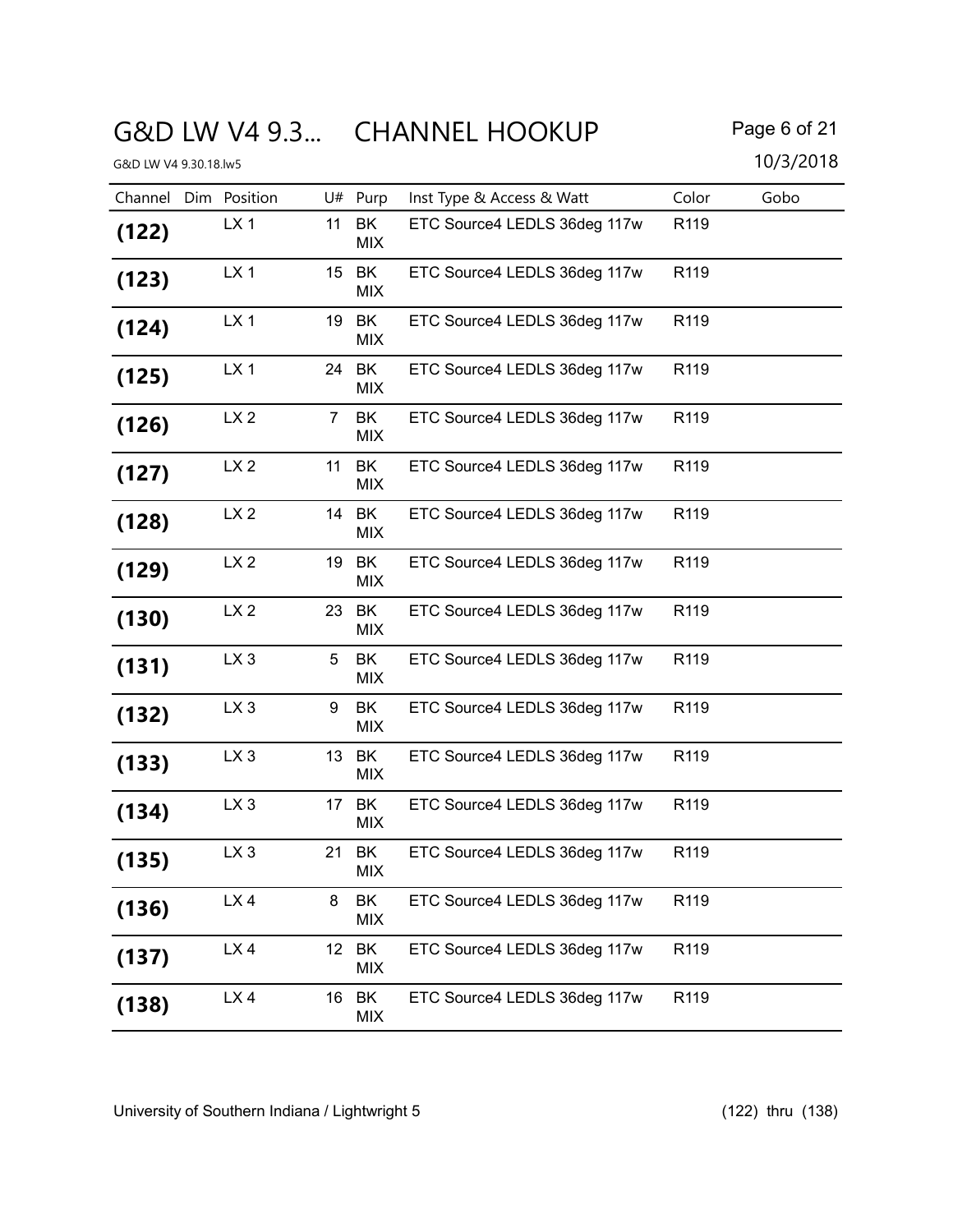# G&D LW V4 9.3... CHANNEL HOOKUP

G&D LW V4 9.30.18.lw5

10/3/2018

| Channel | Dim | Position | U# | Purp | Inst Type & Access & Watt | Color | Gobo |
|---|---|---|---|---|---|---|---|
| **(122)** | | LX 1 | 11 | BK MIX | ETC Source4 LEDLS 36deg 117w | R119 | |
| **(123)** | | LX 1 | 15 | BK MIX | ETC Source4 LEDLS 36deg 117w | R119 | |
| **(124)** | | LX 1 | 19 | BK MIX | ETC Source4 LEDLS 36deg 117w | R119 | |
| **(125)** | | LX 1 | 24 | BK MIX | ETC Source4 LEDLS 36deg 117w | R119 | |
| **(126)** | | LX 2 | 7 | BK MIX | ETC Source4 LEDLS 36deg 117w | R119 | |
| **(127)** | | LX 2 | 11 | BK MIX | ETC Source4 LEDLS 36deg 117w | R119 | |
| **(128)** | | LX 2 | 14 | BK MIX | ETC Source4 LEDLS 36deg 117w | R119 | |
| **(129)** | | LX 2 | 19 | BK MIX | ETC Source4 LEDLS 36deg 117w | R119 | |
| **(130)** | | LX 2 | 23 | BK MIX | ETC Source4 LEDLS 36deg 117w | R119 | |
| **(131)** | | LX 3 | 5 | BK MIX | ETC Source4 LEDLS 36deg 117w | R119 | |
| **(132)** | | LX 3 | 9 | BK MIX | ETC Source4 LEDLS 36deg 117w | R119 | |
| **(133)** | | LX 3 | 13 | BK MIX | ETC Source4 LEDLS 36deg 117w | R119 | |
| **(134)** | | LX 3 | 17 | BK MIX | ETC Source4 LEDLS 36deg 117w | R119 | |
| **(135)** | | LX 3 | 21 | BK MIX | ETC Source4 LEDLS 36deg 117w | R119 | |
| **(136)** | | LX 4 | 8 | BK MIX | ETC Source4 LEDLS 36deg 117w | R119 | |
| **(137)** | | LX 4 | 12 | BK MIX | ETC Source4 LEDLS 36deg 117w | R119 | |
| **(138)** | | LX 4 | 16 | BK MIX | ETC Source4 LEDLS 36deg 117w | R119 | |

University of Southern Indiana / Lightwright 5

(122) thru (138)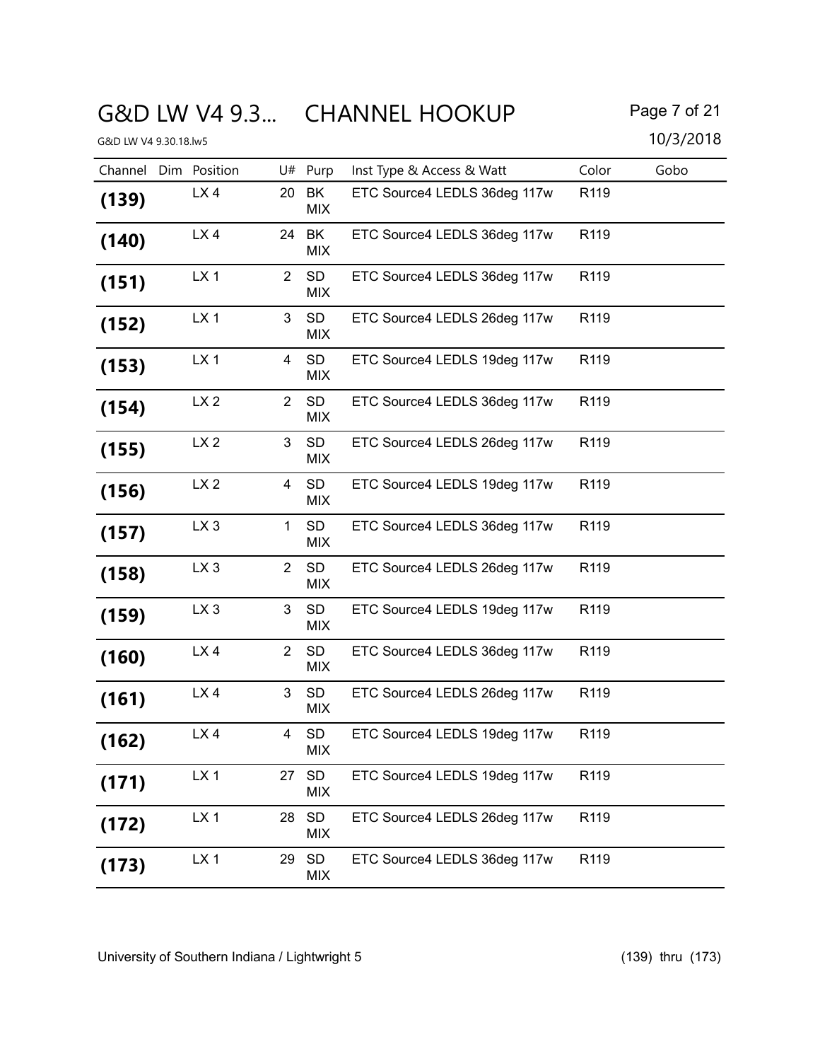# G&D LW V4 9.3... CHANNEL HOOKUP

G&D LW V4 9.30.18.lw5

10/3/2018

| Channel | Dim | Position | U# | Purp | Inst Type & Access & Watt | Color | Gobo |
|---|---|---|---|---|---|---|---|
| **(139)** | | LX 4 | 20 | BK MIX | ETC Source4 LEDLS 36deg 117w | R119 | |
| **(140)** | | LX 4 | 24 | BK MIX | ETC Source4 LEDLS 36deg 117w | R119 | |
| **(151)** | | LX 1 | 2 | SD MIX | ETC Source4 LEDLS 36deg 117w | R119 | |
| **(152)** | | LX 1 | 3 | SD MIX | ETC Source4 LEDLS 26deg 117w | R119 | |
| **(153)** | | LX 1 | 4 | SD MIX | ETC Source4 LEDLS 19deg 117w | R119 | |
| **(154)** | | LX 2 | 2 | SD MIX | ETC Source4 LEDLS 36deg 117w | R119 | |
| **(155)** | | LX 2 | 3 | SD MIX | ETC Source4 LEDLS 26deg 117w | R119 | |
| **(156)** | | LX 2 | 4 | SD MIX | ETC Source4 LEDLS 19deg 117w | R119 | |
| **(157)** | | LX 3 | 1 | SD MIX | ETC Source4 LEDLS 36deg 117w | R119 | |
| **(158)** | | LX 3 | 2 | SD MIX | ETC Source4 LEDLS 26deg 117w | R119 | |
| **(159)** | | LX 3 | 3 | SD MIX | ETC Source4 LEDLS 19deg 117w | R119 | |
| **(160)** | | LX 4 | 2 | SD MIX | ETC Source4 LEDLS 36deg 117w | R119 | |
| **(161)** | | LX 4 | 3 | SD MIX | ETC Source4 LEDLS 26deg 117w | R119 | |
| **(162)** | | LX 4 | 4 | SD MIX | ETC Source4 LEDLS 19deg 117w | R119 | |
| **(171)** | | LX 1 | 27 | SD MIX | ETC Source4 LEDLS 19deg 117w | R119 | |
| **(172)** | | LX 1 | 28 | SD MIX | ETC Source4 LEDLS 26deg 117w | R119 | |
| **(173)** | | LX 1 | 29 | SD MIX | ETC Source4 LEDLS 36deg 117w | R119 | |

University of Southern Indiana / Lightwright 5

(139) thru (173)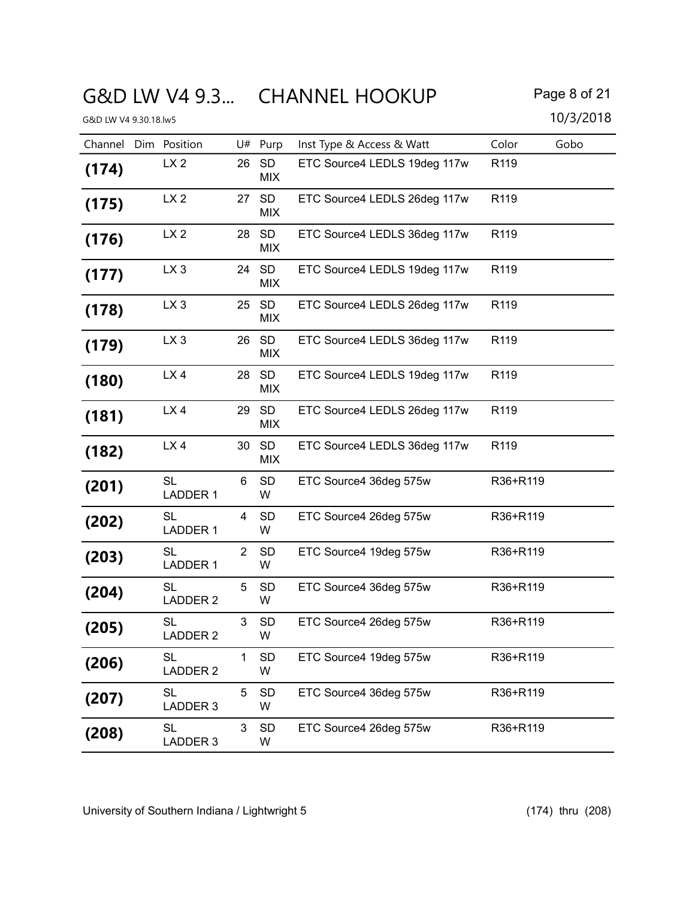# G&D LW V4 9.3... CHANNEL HOOKUP

G&D LW V4 9.30.18.lw5

10/3/2018

| Channel | Dim | Position | U# | Purp | Inst Type & Access & Watt | Color | Gobo |
|---|---|---|---|---|---|---|---|
| **(174)** | | LX 2 | 26 | SD MIX | ETC Source4 LEDLS 19deg 117w | R119 | |
| **(175)** | | LX 2 | 27 | SD MIX | ETC Source4 LEDLS 26deg 117w | R119 | |
| **(176)** | | LX 2 | 28 | SD MIX | ETC Source4 LEDLS 36deg 117w | R119 | |
| **(177)** | | LX 3 | 24 | SD MIX | ETC Source4 LEDLS 19deg 117w | R119 | |
| **(178)** | | LX 3 | 25 | SD MIX | ETC Source4 LEDLS 26deg 117w | R119 | |
| **(179)** | | LX 3 | 26 | SD MIX | ETC Source4 LEDLS 36deg 117w | R119 | |
| **(180)** | | LX 4 | 28 | SD MIX | ETC Source4 LEDLS 19deg 117w | R119 | |
| **(181)** | | LX 4 | 29 | SD MIX | ETC Source4 LEDLS 26deg 117w | R119 | |
| **(182)** | | LX 4 | 30 | SD MIX | ETC Source4 LEDLS 36deg 117w | R119 | |
| **(201)** | | SL LADDER 1 | 6 | SD W | ETC Source4 36deg 575w | R36+R119 | |
| **(202)** | | SL LADDER 1 | 4 | SD W | ETC Source4 26deg 575w | R36+R119 | |
| **(203)** | | SL LADDER 1 | 2 | SD W | ETC Source4 19deg 575w | R36+R119 | |
| **(204)** | | SL LADDER 2 | 5 | SD W | ETC Source4 36deg 575w | R36+R119 | |
| **(205)** | | SL LADDER 2 | 3 | SD W | ETC Source4 26deg 575w | R36+R119 | |
| **(206)** | | SL LADDER 2 | 1 | SD W | ETC Source4 19deg 575w | R36+R119 | |
| **(207)** | | SL LADDER 3 | 5 | SD W | ETC Source4 36deg 575w | R36+R119 | |
| **(208)** | | SL LADDER 3 | 3 | SD W | ETC Source4 26deg 575w | R36+R119 | |

University of Southern Indiana / Lightwright 5

(174) thru (208)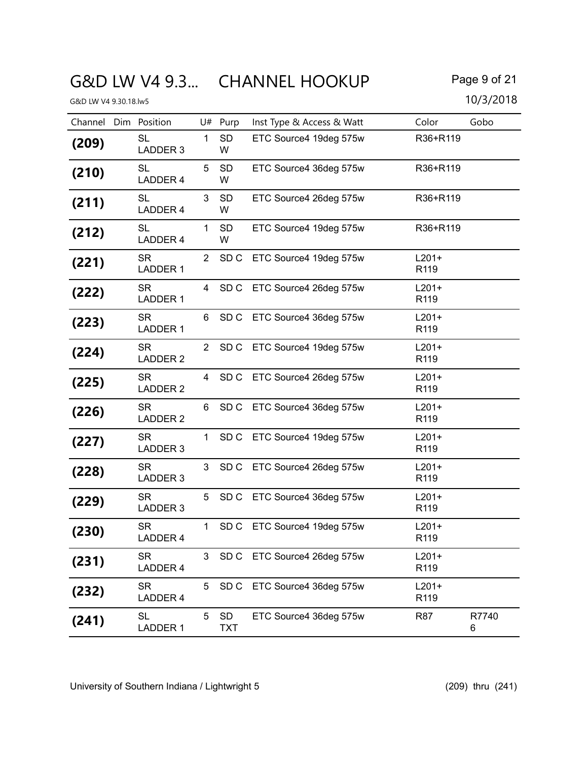# G&D LW V4 9.3... CHANNEL HOOKUP

G&D LW V4 9.30.18.lw5

10/3/2018

| Channel | Dim | Position | U# | Purp | Inst Type & Access & Watt | Color | Gobo |
|---|---|---|---|---|---|---|---|
| **(209)** | | SL LADDER 3 | 1 | SD W | ETC Source4 19deg 575w | R36+R119 | |
| **(210)** | | SL LADDER 4 | 5 | SD W | ETC Source4 36deg 575w | R36+R119 | |
| **(211)** | | SL LADDER 4 | 3 | SD W | ETC Source4 26deg 575w | R36+R119 | |
| **(212)** | | SL LADDER 4 | 1 | SD W | ETC Source4 19deg 575w | R36+R119 | |
| **(221)** | | SR LADDER 1 | 2 | SD C | ETC Source4 19deg 575w | L201+ R119 | |
| **(222)** | | SR LADDER 1 | 4 | SD C | ETC Source4 26deg 575w | L201+ R119 | |
| **(223)** | | SR LADDER 1 | 6 | SD C | ETC Source4 36deg 575w | L201+ R119 | |
| **(224)** | | SR LADDER 2 | 2 | SD C | ETC Source4 19deg 575w | L201+ R119 | |
| **(225)** | | SR LADDER 2 | 4 | SD C | ETC Source4 26deg 575w | L201+ R119 | |
| **(226)** | | SR LADDER 2 | 6 | SD C | ETC Source4 36deg 575w | L201+ R119 | |
| **(227)** | | SR LADDER 3 | 1 | SD C | ETC Source4 19deg 575w | L201+ R119 | |
| **(228)** | | SR LADDER 3 | 3 | SD C | ETC Source4 26deg 575w | L201+ R119 | |
| **(229)** | | SR LADDER 3 | 5 | SD C | ETC Source4 36deg 575w | L201+ R119 | |
| **(230)** | | SR LADDER 4 | 1 | SD C | ETC Source4 19deg 575w | L201+ R119 | |
| **(231)** | | SR LADDER 4 | 3 | SD C | ETC Source4 26deg 575w | L201+ R119 | |
| **(232)** | | SR LADDER 4 | 5 | SD C | ETC Source4 36deg 575w | L201+ R119 | |
| **(241)** | | SL LADDER 1 | 5 | SD TXT | ETC Source4 36deg 575w | R87 | R77406 |

University of Southern Indiana / Lightwright 5

(209) thru (241)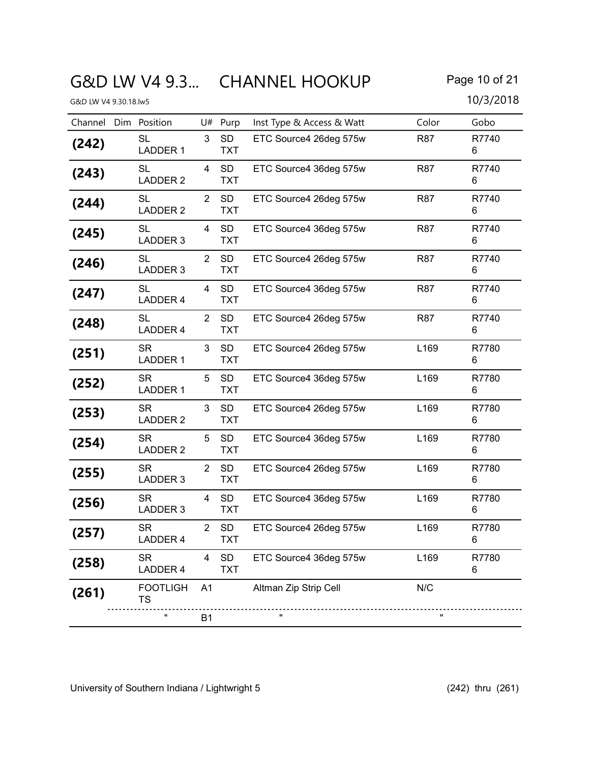# G&D LW V4 9.3... CHANNEL HOOKUP

G&D LW V4 9.30.18.lw5

10/3/2018

| Channel | Dim | Position | U# | Purp | Inst Type & Access & Watt | Color | Gobo |
|---|---|---|---|---|---|---|---|
| **(242)** | | SL LADDER 1 | 3 | SD TXT | ETC Source4 26deg 575w | R87 | R77406 |
| **(243)** | | SL LADDER 2 | 4 | SD TXT | ETC Source4 36deg 575w | R87 | R77406 |
| **(244)** | | SL LADDER 2 | 2 | SD TXT | ETC Source4 26deg 575w | R87 | R77406 |
| **(245)** | | SL LADDER 3 | 4 | SD TXT | ETC Source4 36deg 575w | R87 | R77406 |
| **(246)** | | SL LADDER 3 | 2 | SD TXT | ETC Source4 26deg 575w | R87 | R77406 |
| **(247)** | | SL LADDER 4 | 4 | SD TXT | ETC Source4 36deg 575w | R87 | R77406 |
| **(248)** | | SL LADDER 4 | 2 | SD TXT | ETC Source4 26deg 575w | R87 | R77406 |
| **(251)** | | SR LADDER 1 | 3 | SD TXT | ETC Source4 26deg 575w | L169 | R77806 |
| **(252)** | | SR LADDER 1 | 5 | SD TXT | ETC Source4 36deg 575w | L169 | R77806 |
| **(253)** | | SR LADDER 2 | 3 | SD TXT | ETC Source4 26deg 575w | L169 | R77806 |
| **(254)** | | SR LADDER 2 | 5 | SD TXT | ETC Source4 36deg 575w | L169 | R77806 |
| **(255)** | | SR LADDER 3 | 2 | SD TXT | ETC Source4 26deg 575w | L169 | R77806 |
| **(256)** | | SR LADDER 3 | 4 | SD TXT | ETC Source4 36deg 575w | L169 | R77806 |
| **(257)** | | SR LADDER 4 | 2 | SD TXT | ETC Source4 26deg 575w | L169 | R77806 |
| **(258)** | | SR LADDER 4 | 4 | SD TXT | ETC Source4 36deg 575w | L169 | R77806 |
| **(261)** | | FOOTLIGHTS | A1 | | Altman Zip Strip Cell | N/C | |
| | | " | B1 | | " | " | |

University of Southern Indiana / Lightwright 5

(242) thru (261)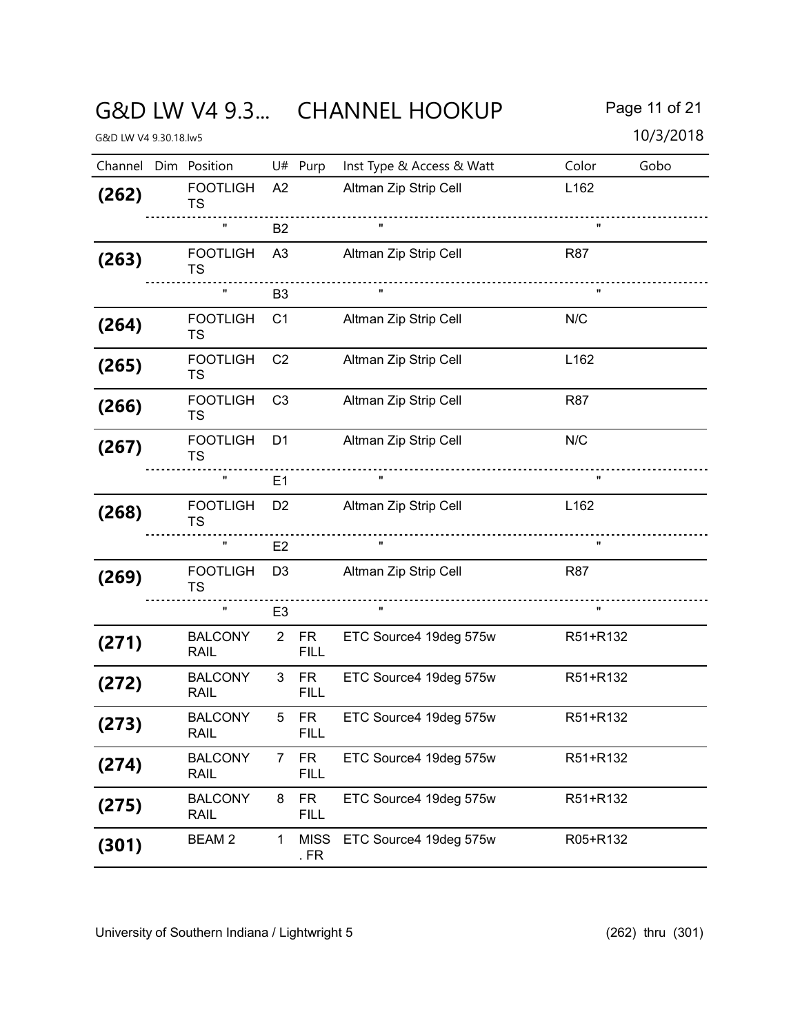# G&D LW V4 9.3... CHANNEL HOOKUP

G&D LW V4 9.30.18.lw5

10/3/2018

| Channel | Dim | Position | U# | Purp | Inst Type & Access & Watt | Color | Gobo |
|---|---|---|---|---|---|---|---|
| **(262)** | | FOOTLIGHTS | A2 | | Altman Zip Strip Cell | L162 | |
| | | " | B2 | | " | " | |
| **(263)** | | FOOTLIGHTS | A3 | | Altman Zip Strip Cell | R87 | |
| | | " | B3 | | " | " | |
| **(264)** | | FOOTLIGHTS | C1 | | Altman Zip Strip Cell | N/C | |
| **(265)** | | FOOTLIGHTS | C2 | | Altman Zip Strip Cell | L162 | |
| **(266)** | | FOOTLIGHTS | C3 | | Altman Zip Strip Cell | R87 | |
| **(267)** | | FOOTLIGHTS | D1 | | Altman Zip Strip Cell | N/C | |
| | | " | E1 | | " | " | |
| **(268)** | | FOOTLIGHTS | D2 | | Altman Zip Strip Cell | L162 | |
| | | " | E2 | | " | " | |
| **(269)** | | FOOTLIGHTS | D3 | | Altman Zip Strip Cell | R87 | |
| | | " | E3 | | " | " | |
| **(271)** | | BALCONY RAIL | 2 | FR FILL | ETC Source4 19deg 575w | R51+R132 | |
| **(272)** | | BALCONY RAIL | 3 | FR FILL | ETC Source4 19deg 575w | R51+R132 | |
| **(273)** | | BALCONY RAIL | 5 | FR FILL | ETC Source4 19deg 575w | R51+R132 | |
| **(274)** | | BALCONY RAIL | 7 | FR FILL | ETC Source4 19deg 575w | R51+R132 | |
| **(275)** | | BALCONY RAIL | 8 | FR FILL | ETC Source4 19deg 575w | R51+R132 | |
| **(301)** | | BEAM 2 | 1 | MISS. FR | ETC Source4 19deg 575w | R05+R132 | |

University of Southern Indiana / Lightwright 5

(262) thru (301)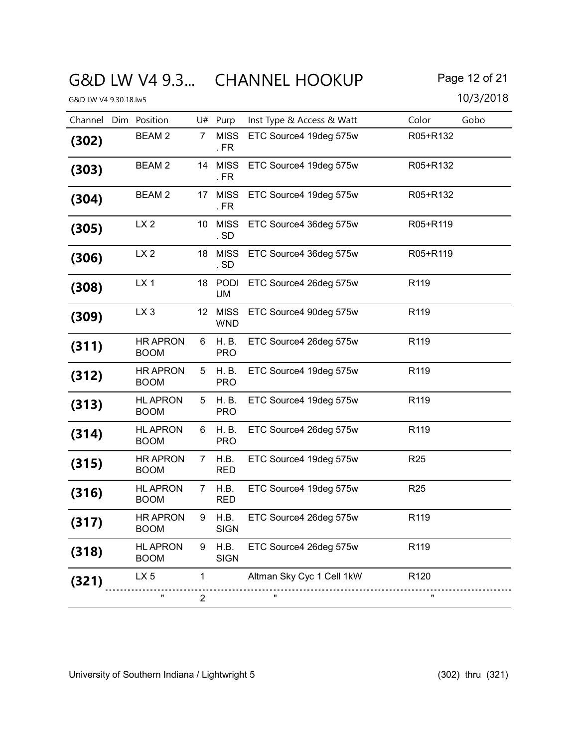# G&D LW V4 9.3... CHANNEL HOOKUP

G&D LW V4 9.30.18.lw5

10/3/2018

| Channel | Dim | Position | U# | Purp | Inst Type & Access & Watt | Color | Gobo |
|---|---|---|---|---|---|---|---|
| **(302)** | | BEAM 2 | 7 | MISS . FR | ETC Source4 19deg 575w | R05+R132 | |
| **(303)** | | BEAM 2 | 14 | MISS . FR | ETC Source4 19deg 575w | R05+R132 | |
| **(304)** | | BEAM 2 | 17 | MISS . FR | ETC Source4 19deg 575w | R05+R132 | |
| **(305)** | | LX 2 | 10 | MISS . SD | ETC Source4 36deg 575w | R05+R119 | |
| **(306)** | | LX 2 | 18 | MISS . SD | ETC Source4 36deg 575w | R05+R119 | |
| **(308)** | | LX 1 | 18 | PODIUM | ETC Source4 26deg 575w | R119 | |
| **(309)** | | LX 3 | 12 | MISS WND | ETC Source4 90deg 575w | R119 | |
| **(311)** | | HR APRON BOOM | 6 | H. B. PRO | ETC Source4 26deg 575w | R119 | |
| **(312)** | | HR APRON BOOM | 5 | H. B. PRO | ETC Source4 19deg 575w | R119 | |
| **(313)** | | HL APRON BOOM | 5 | H. B. PRO | ETC Source4 19deg 575w | R119 | |
| **(314)** | | HL APRON BOOM | 6 | H. B. PRO | ETC Source4 26deg 575w | R119 | |
| **(315)** | | HR APRON BOOM | 7 | H.B. RED | ETC Source4 19deg 575w | R25 | |
| **(316)** | | HL APRON BOOM | 7 | H.B. RED | ETC Source4 19deg 575w | R25 | |
| **(317)** | | HR APRON BOOM | 9 | H.B. SIGN | ETC Source4 26deg 575w | R119 | |
| **(318)** | | HL APRON BOOM | 9 | H.B. SIGN | ETC Source4 26deg 575w | R119 | |
| **(321)** | | LX 5 | 1 | | Altman Sky Cyc 1 Cell 1kW | R120 | |
| | | " | 2 | | " | " | |

University of Southern Indiana / Lightwright 5

(302) thru (321)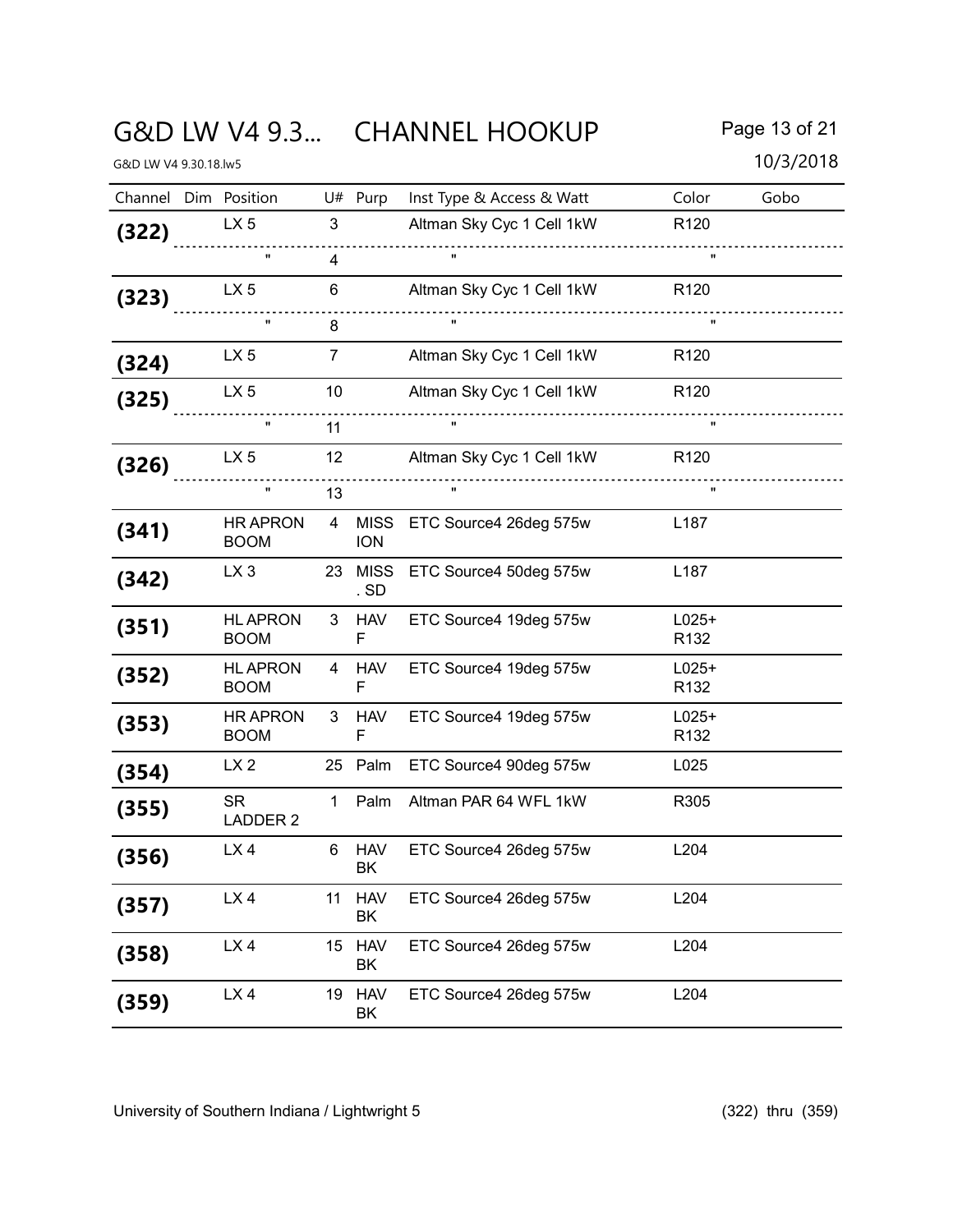# G&D LW V4 9.3... CHANNEL HOOKUP

G&D LW V4 9.30.18.lw5

10/3/2018

| Channel | Dim | Position | U# | Purp | Inst Type & Access & Watt | Color | Gobo |
|---|---|---|---|---|---|---|---|
| **(322)** | | LX 5 | 3 | | Altman Sky Cyc 1 Cell 1kW | R120 | |
| | | " | 4 | | " | " | |
| **(323)** | | LX 5 | 6 | | Altman Sky Cyc 1 Cell 1kW | R120 | |
| | | " | 8 | | " | " | |
| **(324)** | | LX 5 | 7 | | Altman Sky Cyc 1 Cell 1kW | R120 | |
| **(325)** | | LX 5 | 10 | | Altman Sky Cyc 1 Cell 1kW | R120 | |
| | | " | 11 | | " | " | |
| **(326)** | | LX 5 | 12 | | Altman Sky Cyc 1 Cell 1kW | R120 | |
| | | " | 13 | | " | " | |
| **(341)** | | HR APRON BOOM | 4 | MISS ION | ETC Source4 26deg 575w | L187 | |
| **(342)** | | LX 3 | 23 | MISS . SD | ETC Source4 50deg 575w | L187 | |
| **(351)** | | HL APRON BOOM | 3 | HAV F | ETC Source4 19deg 575w | L025+ R132 | |
| **(352)** | | HL APRON BOOM | 4 | HAV F | ETC Source4 19deg 575w | L025+ R132 | |
| **(353)** | | HR APRON BOOM | 3 | HAV F | ETC Source4 19deg 575w | L025+ R132 | |
| **(354)** | | LX 2 | 25 | Palm | ETC Source4 90deg 575w | L025 | |
| **(355)** | | SR LADDER 2 | 1 | Palm | Altman PAR 64 WFL 1kW | R305 | |
| **(356)** | | LX 4 | 6 | HAV BK | ETC Source4 26deg 575w | L204 | |
| **(357)** | | LX 4 | 11 | HAV BK | ETC Source4 26deg 575w | L204 | |
| **(358)** | | LX 4 | 15 | HAV BK | ETC Source4 26deg 575w | L204 | |
| **(359)** | | LX 4 | 19 | HAV BK | ETC Source4 26deg 575w | L204 | |

University of Southern Indiana / Lightwright 5

(322) thru (359)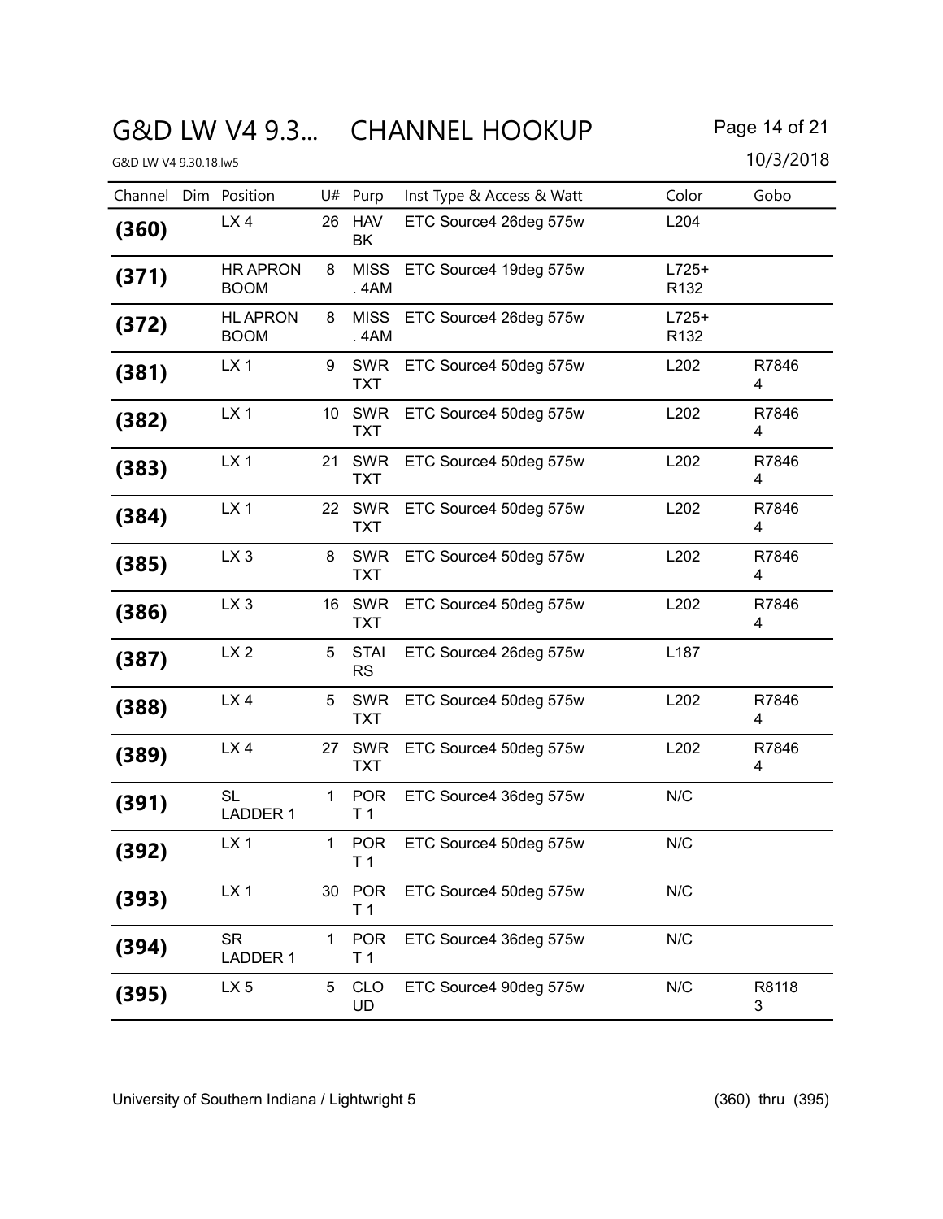# G&D LW V4 9.3... CHANNEL HOOKUP

G&D LW V4 9.30.18.lw5

10/3/2018

| Channel | Dim | Position | U# | Purp | Inst Type & Access & Watt | Color | Gobo |
|---|---|---|---|---|---|---|---|
| **(360)** | | LX 4 | 26 | HAV BK | ETC Source4 26deg 575w | L204 | |
| **(371)** | | HR APRON BOOM | 8 | MISS .4AM | ETC Source4 19deg 575w | L725+ R132 | |
| **(372)** | | HL APRON BOOM | 8 | MISS .4AM | ETC Source4 26deg 575w | L725+ R132 | |
| **(381)** | | LX 1 | 9 | SWR TXT | ETC Source4 50deg 575w | L202 | R78464 |
| **(382)** | | LX 1 | 10 | SWR TXT | ETC Source4 50deg 575w | L202 | R78464 |
| **(383)** | | LX 1 | 21 | SWR TXT | ETC Source4 50deg 575w | L202 | R78464 |
| **(384)** | | LX 1 | 22 | SWR TXT | ETC Source4 50deg 575w | L202 | R78464 |
| **(385)** | | LX 3 | 8 | SWR TXT | ETC Source4 50deg 575w | L202 | R78464 |
| **(386)** | | LX 3 | 16 | SWR TXT | ETC Source4 50deg 575w | L202 | R78464 |
| **(387)** | | LX 2 | 5 | STAIRS | ETC Source4 26deg 575w | L187 | |
| **(388)** | | LX 4 | 5 | SWR TXT | ETC Source4 50deg 575w | L202 | R78464 |
| **(389)** | | LX 4 | 27 | SWR TXT | ETC Source4 50deg 575w | L202 | R78464 |
| **(391)** | | SL LADDER 1 | 1 | PORT 1 | ETC Source4 36deg 575w | N/C | |
| **(392)** | | LX 1 | 1 | PORT 1 | ETC Source4 50deg 575w | N/C | |
| **(393)** | | LX 1 | 30 | PORT 1 | ETC Source4 50deg 575w | N/C | |
| **(394)** | | SR LADDER 1 | 1 | PORT 1 | ETC Source4 36deg 575w | N/C | |
| **(395)** | | LX 5 | 5 | CLOUD | ETC Source4 90deg 575w | N/C | R81183 |

University of Southern Indiana / Lightwright 5

(360) thru (395)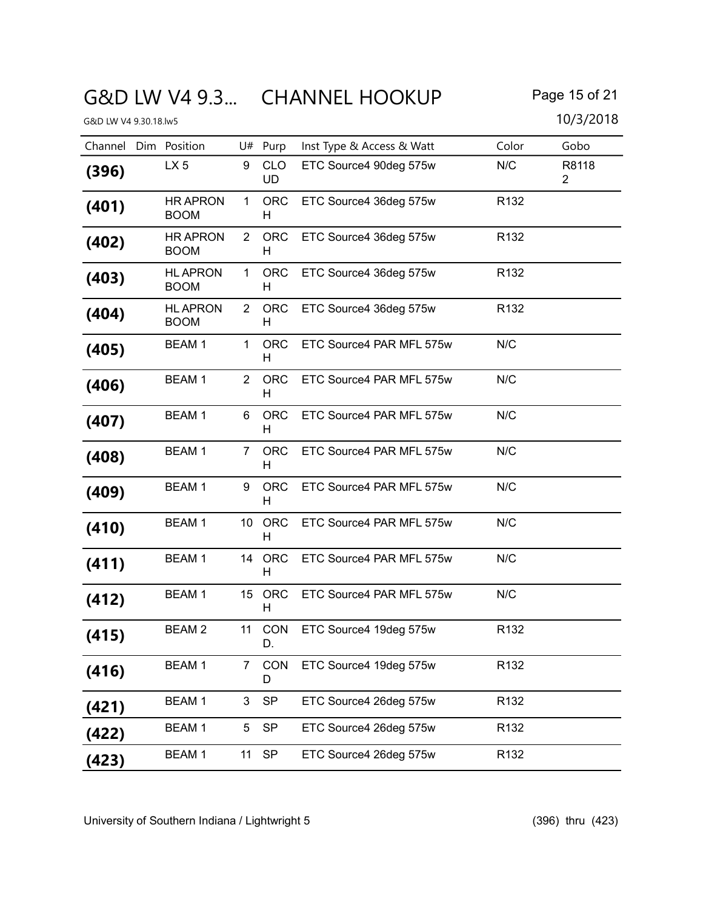# G&D LW V4 9.3... CHANNEL HOOKUP

G&D LW V4 9.30.18.lw5

10/3/2018

| Channel | Dim | Position | U# | Purp | Inst Type & Access & Watt | Color | Gobo |
|---|---|---|---|---|---|---|---|
| **(396)** | | LX 5 | 9 | CLOUD | ETC Source4 90deg 575w | N/C | R81182 |
| **(401)** | | HR APRON BOOM | 1 | ORCH | ETC Source4 36deg 575w | R132 | |
| **(402)** | | HR APRON BOOM | 2 | ORCH | ETC Source4 36deg 575w | R132 | |
| **(403)** | | HL APRON BOOM | 1 | ORCH | ETC Source4 36deg 575w | R132 | |
| **(404)** | | HL APRON BOOM | 2 | ORCH | ETC Source4 36deg 575w | R132 | |
| **(405)** | | BEAM 1 | 1 | ORCH | ETC Source4 PAR MFL 575w | N/C | |
| **(406)** | | BEAM 1 | 2 | ORCH | ETC Source4 PAR MFL 575w | N/C | |
| **(407)** | | BEAM 1 | 6 | ORCH | ETC Source4 PAR MFL 575w | N/C | |
| **(408)** | | BEAM 1 | 7 | ORCH | ETC Source4 PAR MFL 575w | N/C | |
| **(409)** | | BEAM 1 | 9 | ORCH | ETC Source4 PAR MFL 575w | N/C | |
| **(410)** | | BEAM 1 | 10 | ORCH | ETC Source4 PAR MFL 575w | N/C | |
| **(411)** | | BEAM 1 | 14 | ORCH | ETC Source4 PAR MFL 575w | N/C | |
| **(412)** | | BEAM 1 | 15 | ORCH | ETC Source4 PAR MFL 575w | N/C | |
| **(415)** | | BEAM 2 | 11 | COND. | ETC Source4 19deg 575w | R132 | |
| **(416)** | | BEAM 1 | 7 | COND | ETC Source4 19deg 575w | R132 | |
| **(421)** | | BEAM 1 | 3 | SP | ETC Source4 26deg 575w | R132 | |
| **(422)** | | BEAM 1 | 5 | SP | ETC Source4 26deg 575w | R132 | |
| **(423)** | | BEAM 1 | 11 | SP | ETC Source4 26deg 575w | R132 | |

University of Southern Indiana / Lightwright 5

(396) thru (423)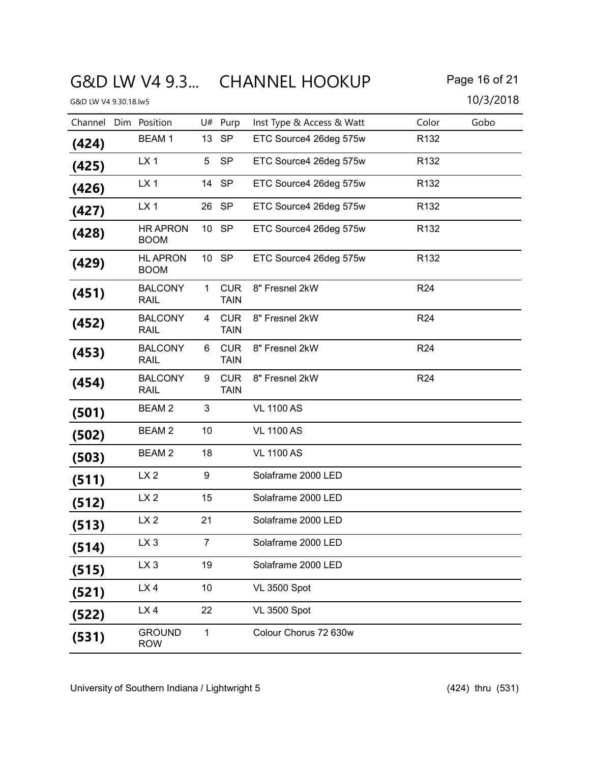# G&D LW V4 9.3... CHANNEL HOOKUP

G&D LW V4 9.30.18.lw5

10/3/2018

| Channel | Dim | Position | U# | Purp | Inst Type & Access & Watt | Color | Gobo |
|---|---|---|---|---|---|---|---|
| **(424)** | | BEAM 1 | 13 | SP | ETC Source4 26deg 575w | R132 | |
| **(425)** | | LX 1 | 5 | SP | ETC Source4 26deg 575w | R132 | |
| **(426)** | | LX 1 | 14 | SP | ETC Source4 26deg 575w | R132 | |
| **(427)** | | LX 1 | 26 | SP | ETC Source4 26deg 575w | R132 | |
| **(428)** | | HR APRON BOOM | 10 | SP | ETC Source4 26deg 575w | R132 | |
| **(429)** | | HL APRON BOOM | 10 | SP | ETC Source4 26deg 575w | R132 | |
| **(451)** | | BALCONY RAIL | 1 | CURTAIN | 8" Fresnel 2kW | R24 | |
| **(452)** | | BALCONY RAIL | 4 | CURTAIN | 8" Fresnel 2kW | R24 | |
| **(453)** | | BALCONY RAIL | 6 | CURTAIN | 8" Fresnel 2kW | R24 | |
| **(454)** | | BALCONY RAIL | 9 | CURTAIN | 8" Fresnel 2kW | R24 | |
| **(501)** | | BEAM 2 | 3 | | VL 1100 AS | | |
| **(502)** | | BEAM 2 | 10 | | VL 1100 AS | | |
| **(503)** | | BEAM 2 | 18 | | VL 1100 AS | | |
| **(511)** | | LX 2 | 9 | | Solaframe 2000 LED | | |
| **(512)** | | LX 2 | 15 | | Solaframe 2000 LED | | |
| **(513)** | | LX 2 | 21 | | Solaframe 2000 LED | | |
| **(514)** | | LX 3 | 7 | | Solaframe 2000 LED | | |
| **(515)** | | LX 3 | 19 | | Solaframe 2000 LED | | |
| **(521)** | | LX 4 | 10 | | VL 3500 Spot | | |
| **(522)** | | LX 4 | 22 | | VL 3500 Spot | | |
| **(531)** | | GROUND ROW | 1 | | Colour Chorus 72 630w | | |

University of Southern Indiana / Lightwright 5

(424) thru (531)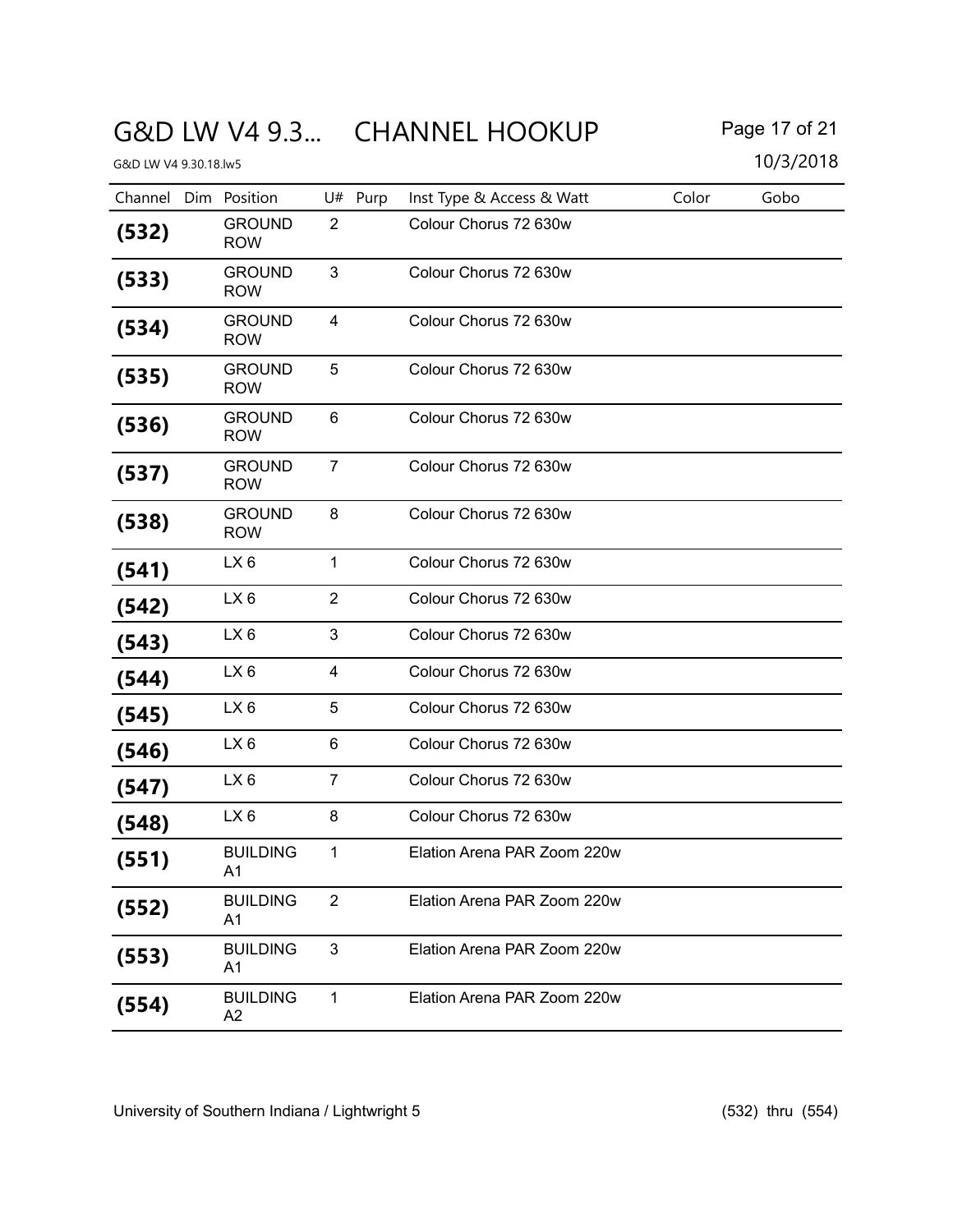# G&D LW V4 9.3... CHANNEL HOOKUP

G&D LW V4 9.30.18.lw5

10/3/2018

| Channel | Dim | Position | U# | Purp | Inst Type & Access & Watt | Color | Gobo |
|---|---|---|---|---|---|---|---|
| **(532)** | | GROUND ROW | 2 | | Colour Chorus 72 630w | | |
| **(533)** | | GROUND ROW | 3 | | Colour Chorus 72 630w | | |
| **(534)** | | GROUND ROW | 4 | | Colour Chorus 72 630w | | |
| **(535)** | | GROUND ROW | 5 | | Colour Chorus 72 630w | | |
| **(536)** | | GROUND ROW | 6 | | Colour Chorus 72 630w | | |
| **(537)** | | GROUND ROW | 7 | | Colour Chorus 72 630w | | |
| **(538)** | | GROUND ROW | 8 | | Colour Chorus 72 630w | | |
| **(541)** | | LX 6 | 1 | | Colour Chorus 72 630w | | |
| **(542)** | | LX 6 | 2 | | Colour Chorus 72 630w | | |
| **(543)** | | LX 6 | 3 | | Colour Chorus 72 630w | | |
| **(544)** | | LX 6 | 4 | | Colour Chorus 72 630w | | |
| **(545)** | | LX 6 | 5 | | Colour Chorus 72 630w | | |
| **(546)** | | LX 6 | 6 | | Colour Chorus 72 630w | | |
| **(547)** | | LX 6 | 7 | | Colour Chorus 72 630w | | |
| **(548)** | | LX 6 | 8 | | Colour Chorus 72 630w | | |
| **(551)** | | BUILDING A1 | 1 | | Elation Arena PAR Zoom 220w | | |
| **(552)** | | BUILDING A1 | 2 | | Elation Arena PAR Zoom 220w | | |
| **(553)** | | BUILDING A1 | 3 | | Elation Arena PAR Zoom 220w | | |
| **(554)** | | BUILDING A2 | 1 | | Elation Arena PAR Zoom 220w | | |

University of Southern Indiana / Lightwright 5

(532) thru (554)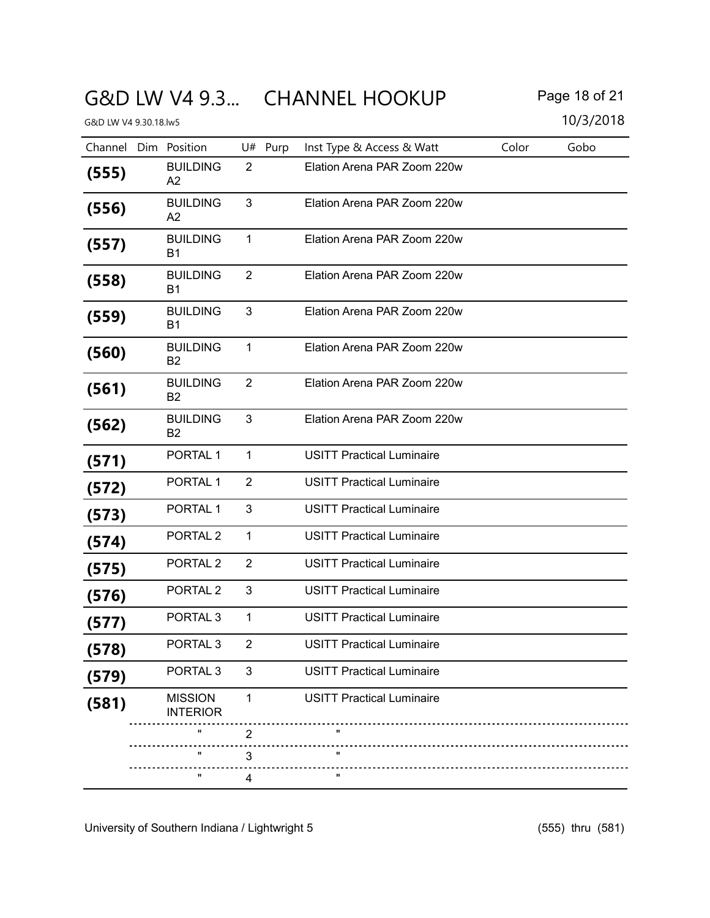# G&D LW V4 9.3... CHANNEL HOOKUP

G&D LW V4 9.30.18.lw5

10/3/2018

| Channel | Dim | Position | U# | Purp | Inst Type & Access & Watt | Color | Gobo |
|---|---|---|---|---|---|---|---|
| **(555)** | | BUILDING A2 | 2 | | Elation Arena PAR Zoom 220w | | |
| **(556)** | | BUILDING A2 | 3 | | Elation Arena PAR Zoom 220w | | |
| **(557)** | | BUILDING B1 | 1 | | Elation Arena PAR Zoom 220w | | |
| **(558)** | | BUILDING B1 | 2 | | Elation Arena PAR Zoom 220w | | |
| **(559)** | | BUILDING B1 | 3 | | Elation Arena PAR Zoom 220w | | |
| **(560)** | | BUILDING B2 | 1 | | Elation Arena PAR Zoom 220w | | |
| **(561)** | | BUILDING B2 | 2 | | Elation Arena PAR Zoom 220w | | |
| **(562)** | | BUILDING B2 | 3 | | Elation Arena PAR Zoom 220w | | |
| **(571)** | | PORTAL 1 | 1 | | USITT Practical Luminaire | | |
| **(572)** | | PORTAL 1 | 2 | | USITT Practical Luminaire | | |
| **(573)** | | PORTAL 1 | 3 | | USITT Practical Luminaire | | |
| **(574)** | | PORTAL 2 | 1 | | USITT Practical Luminaire | | |
| **(575)** | | PORTAL 2 | 2 | | USITT Practical Luminaire | | |
| **(576)** | | PORTAL 2 | 3 | | USITT Practical Luminaire | | |
| **(577)** | | PORTAL 3 | 1 | | USITT Practical Luminaire | | |
| **(578)** | | PORTAL 3 | 2 | | USITT Practical Luminaire | | |
| **(579)** | | PORTAL 3 | 3 | | USITT Practical Luminaire | | |
| **(581)** | | MISSION INTERIOR | 1 | | USITT Practical Luminaire | | |
| | | " | 2 | | " | | |
| | | " | 3 | | " | | |
| | | " | 4 | | " | | |

University of Southern Indiana / Lightwright 5

(555) thru (581)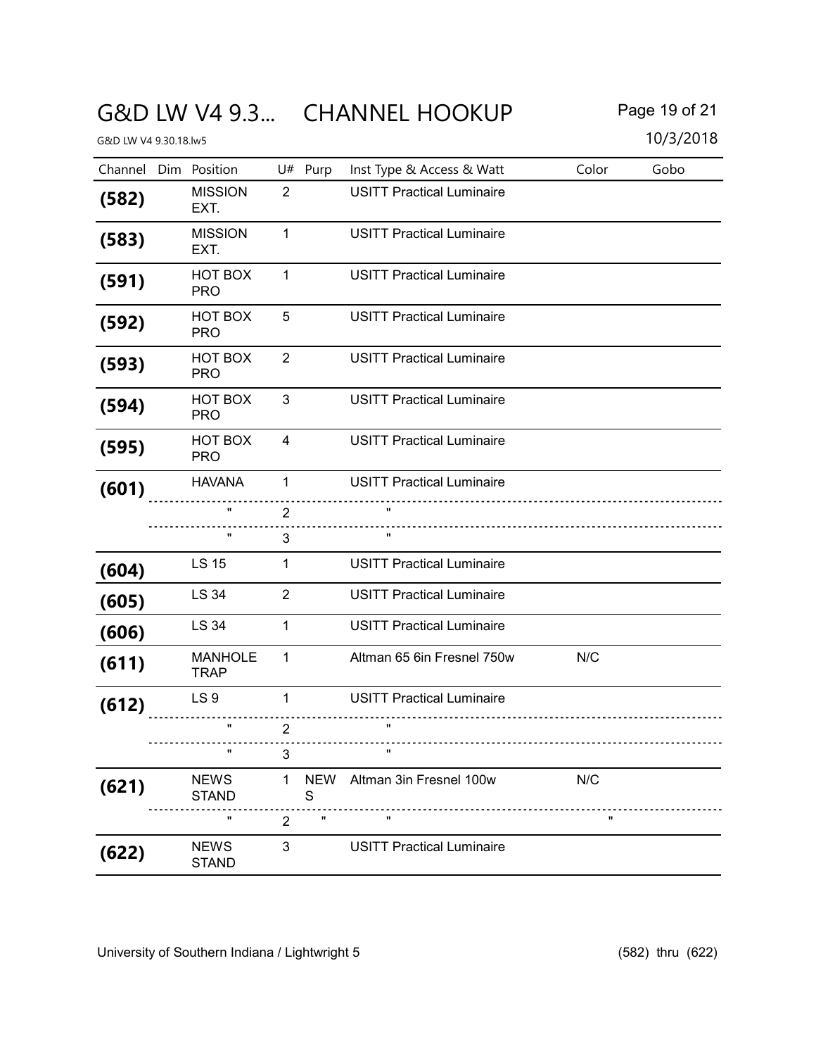# G&D LW V4 9.3... CHANNEL HOOKUP

G&D LW V4 9.30.18.lw5

10/3/2018

| Channel | Dim | Position | U# | Purp | Inst Type & Access & Watt | Color | Gobo |
|---|---|---|---|---|---|---|---|
| **(582)** | | MISSION EXT. | 2 | | USITT Practical Luminaire | | |
| **(583)** | | MISSION EXT. | 1 | | USITT Practical Luminaire | | |
| **(591)** | | HOT BOX PRO | 1 | | USITT Practical Luminaire | | |
| **(592)** | | HOT BOX PRO | 5 | | USITT Practical Luminaire | | |
| **(593)** | | HOT BOX PRO | 2 | | USITT Practical Luminaire | | |
| **(594)** | | HOT BOX PRO | 3 | | USITT Practical Luminaire | | |
| **(595)** | | HOT BOX PRO | 4 | | USITT Practical Luminaire | | |
| **(601)** | | HAVANA | 1 | | USITT Practical Luminaire | | |
| | | " | 2 | | " | | |
| | | " | 3 | | " | | |
| **(604)** | | LS 15 | 1 | | USITT Practical Luminaire | | |
| **(605)** | | LS 34 | 2 | | USITT Practical Luminaire | | |
| **(606)** | | LS 34 | 1 | | USITT Practical Luminaire | | |
| **(611)** | | MANHOLE TRAP | 1 | | Altman 65 6in Fresnel 750w | N/C | |
| **(612)** | | LS 9 | 1 | | USITT Practical Luminaire | | |
| | | " | 2 | | " | | |
| | | " | 3 | | " | | |
| **(621)** | | NEWS STAND | 1 | NEWS | Altman 3in Fresnel 100w | N/C | |
| | | " | 2 | " | " | " | |
| **(622)** | | NEWS STAND | 3 | | USITT Practical Luminaire | | |

University of Southern Indiana / Lightwright 5

(582) thru (622)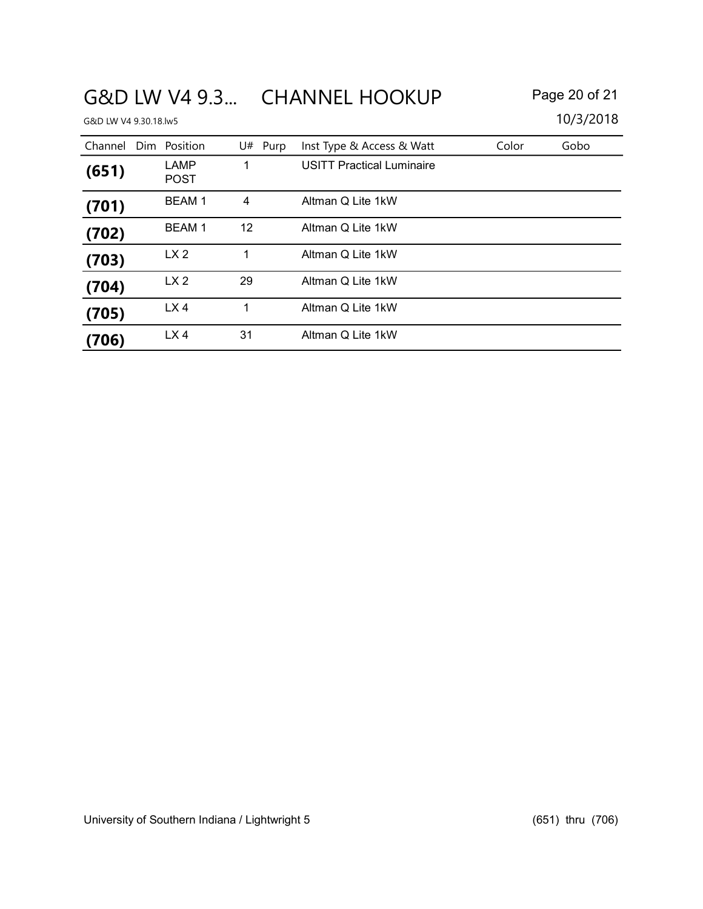| Channel | Dim | Position | U# | Purp | Inst Type & Access & Watt | Color | Gobo |
|---|---|---|---|---|---|---|---|
| **(651)** | | LAMP POST | 1 | | USITT Practical Luminaire | | |
| **(701)** | | BEAM 1 | 4 | | Altman Q Lite 1kW | | |
| **(702)** | | BEAM 1 | 12 | | Altman Q Lite 1kW | | |
| **(703)** | | LX 2 | 1 | | Altman Q Lite 1kW | | |
| **(704)** | | LX 2 | 29 | | Altman Q Lite 1kW | | |
| **(705)** | | LX 4 | 1 | | Altman Q Lite 1kW | | |
| **(706)** | | LX 4 | 31 | | Altman Q Lite 1kW | | |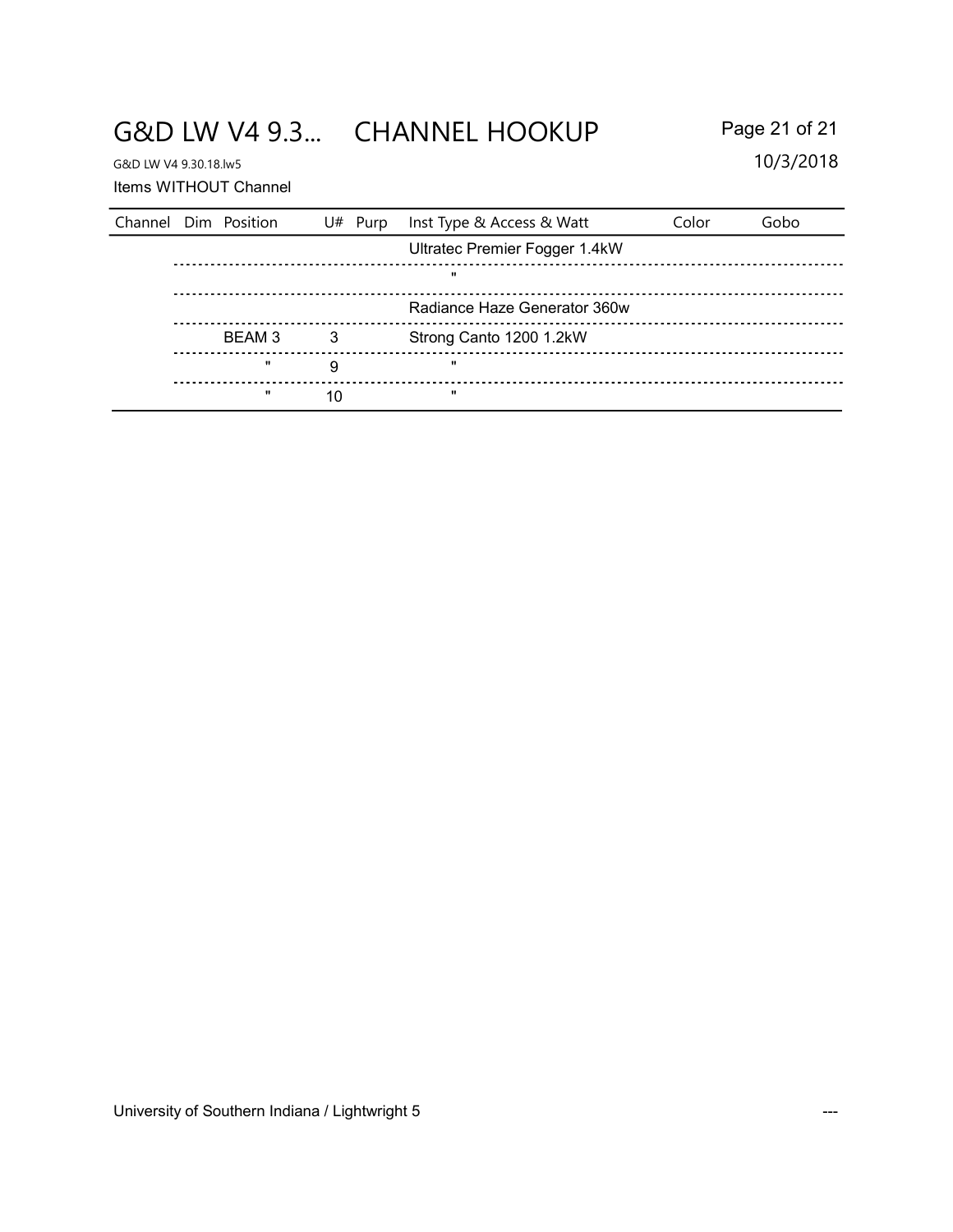# G&D LW V4 9.3... CHANNEL HOOKUP

G&D LW V4 9.30.18.lw5

10/3/2018

Items WITHOUT Channel

| Channel | Dim | Position | U# | Purp | Inst Type & Access & Watt | Color | Gobo |
|---|---|---|---|---|---|---|---|
| | | | | | Ultratec Premier Fogger 1.4kW | | |
| | | | | | " | | |
| | | | | | Radiance Haze Generator 360w | | |
| | | BEAM 3 | 3 | | Strong Canto 1200 1.2kW | | |
| | | " | 9 | | " | | |
| | | " | 10 | | " | | |

University of Southern Indiana / Lightwright 5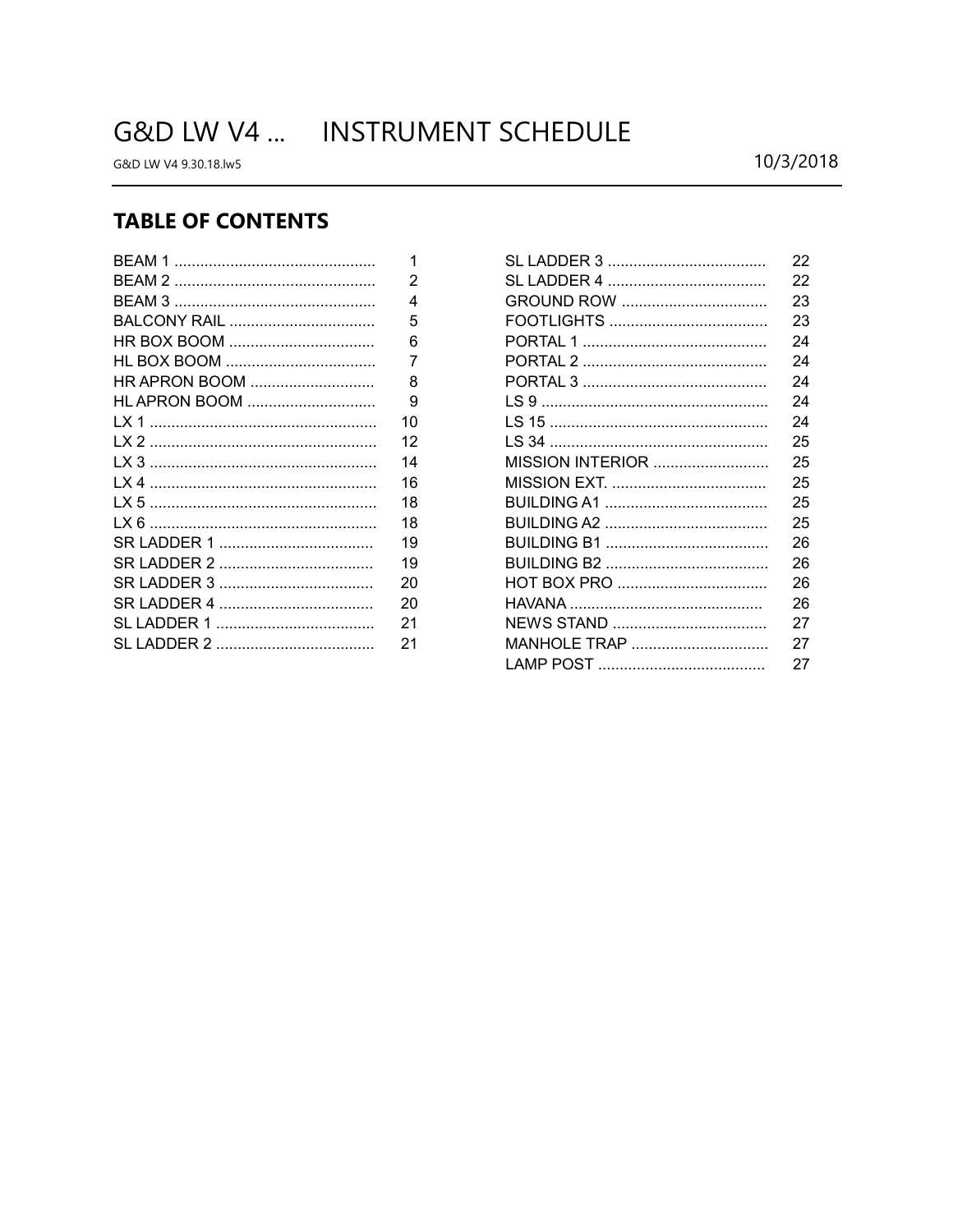# G&D LW V4 ... INSTRUMENT SCHEDULE

G&D LW V4 9.30.18.lw5

10/3/2018

## TABLE OF CONTENTS

| | |
|---|---|
| BEAM 1 | 1 |
| BEAM 2 | 2 |
| BEAM 3 | 4 |
| BALCONY RAIL | 5 |
| HR BOX BOOM | 6 |
| HL BOX BOOM | 7 |
| HR APRON BOOM | 8 |
| HL APRON BOOM | 9 |
| LX 1 | 10 |
| LX 2 | 12 |
| LX 3 | 14 |
| LX 4 | 16 |
| LX 5 | 18 |
| LX 6 | 18 |
| SR LADDER 1 | 19 |
| SR LADDER 2 | 19 |
| SR LADDER 3 | 20 |
| SR LADDER 4 | 20 |
| SL LADDER 1 | 21 |
| SL LADDER 2 | 21 |
| SL LADDER 3 | 22 |
| SL LADDER 4 | 22 |
| GROUND ROW | 23 |
| FOOTLIGHTS | 23 |
| PORTAL 1 | 24 |
| PORTAL 2 | 24 |
| PORTAL 3 | 24 |
| LS 9 | 24 |
| LS 15 | 24 |
| LS 34 | 25 |
| MISSION INTERIOR | 25 |
| MISSION EXT. | 25 |
| BUILDING A1 | 25 |
| BUILDING A2 | 25 |
| BUILDING B1 | 26 |
| BUILDING B2 | 26 |
| HOT BOX PRO | 26 |
| HAVANA | 26 |
| NEWS STAND | 27 |
| MANHOLE TRAP | 27 |
| LAMP POST | 27 |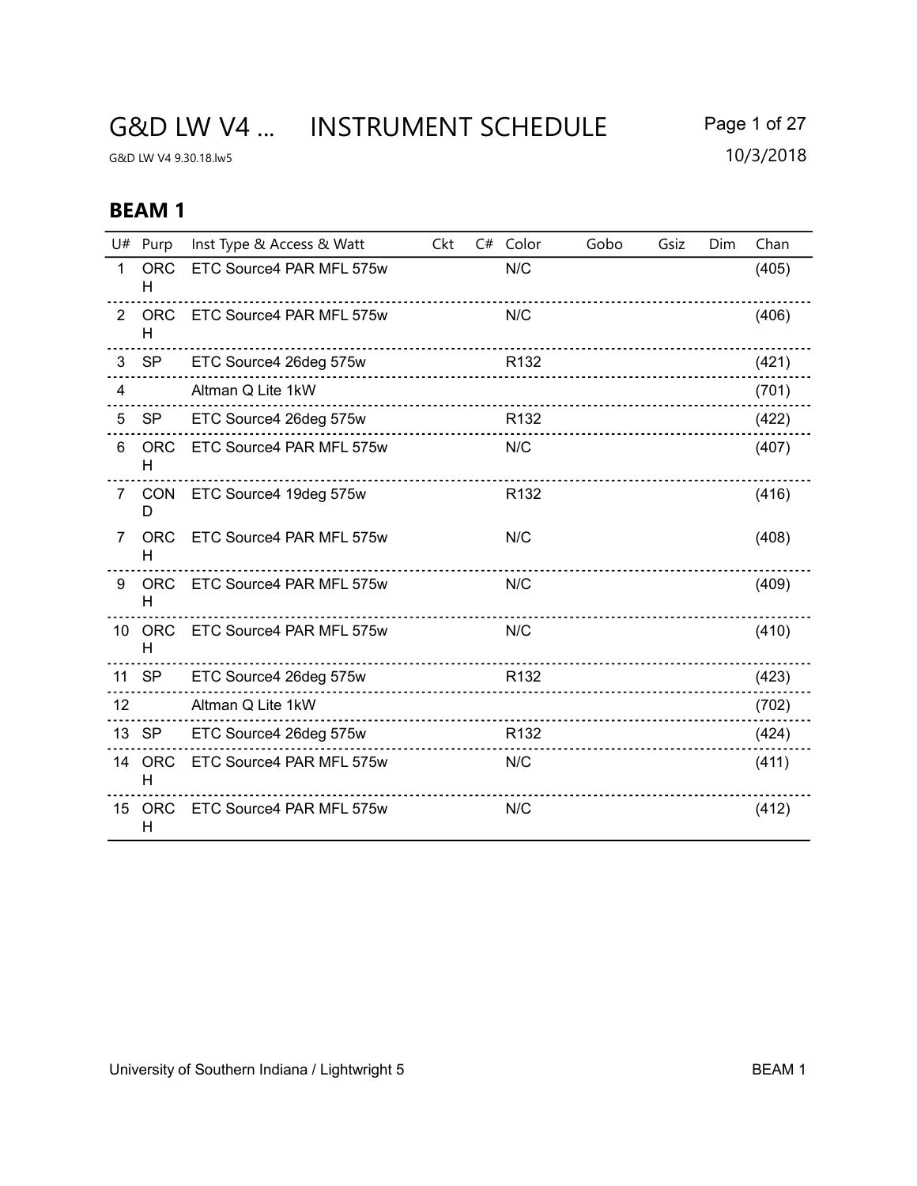# G&D LW V4 ... INSTRUMENT SCHEDULE

G&D LW V4 9.30.18.lw5

10/3/2018

## BEAM 1

| U# | Purp | Inst Type & Access & Watt | Ckt | C# | Color | Gobo | Gsiz | Dim | Chan |
|---|---|---|---|---|---|---|---|---|---|
| 1 | ORCH | ETC Source4 PAR MFL 575w | | | N/C | | | | (405) |
| 2 | ORCH | ETC Source4 PAR MFL 575w | | | N/C | | | | (406) |
| 3 | SP | ETC Source4 26deg 575w | | | R132 | | | | (421) |
| 4 | | Altman Q Lite 1kW | | | | | | | (701) |
| 5 | SP | ETC Source4 26deg 575w | | | R132 | | | | (422) |
| 6 | ORCH | ETC Source4 PAR MFL 575w | | | N/C | | | | (407) |
| 7 | COND | ETC Source4 19deg 575w | | | R132 | | | | (416) |
| 7 | ORCH | ETC Source4 PAR MFL 575w | | | N/C | | | | (408) |
| 9 | ORCH | ETC Source4 PAR MFL 575w | | | N/C | | | | (409) |
| 10 | ORCH | ETC Source4 PAR MFL 575w | | | N/C | | | | (410) |
| 11 | SP | ETC Source4 26deg 575w | | | R132 | | | | (423) |
| 12 | | Altman Q Lite 1kW | | | | | | | (702) |
| 13 | SP | ETC Source4 26deg 575w | | | R132 | | | | (424) |
| 14 | ORCH | ETC Source4 PAR MFL 575w | | | N/C | | | | (411) |
| 15 | ORCH | ETC Source4 PAR MFL 575w | | | N/C | | | | (412) |

University of Southern Indiana / Lightwright 5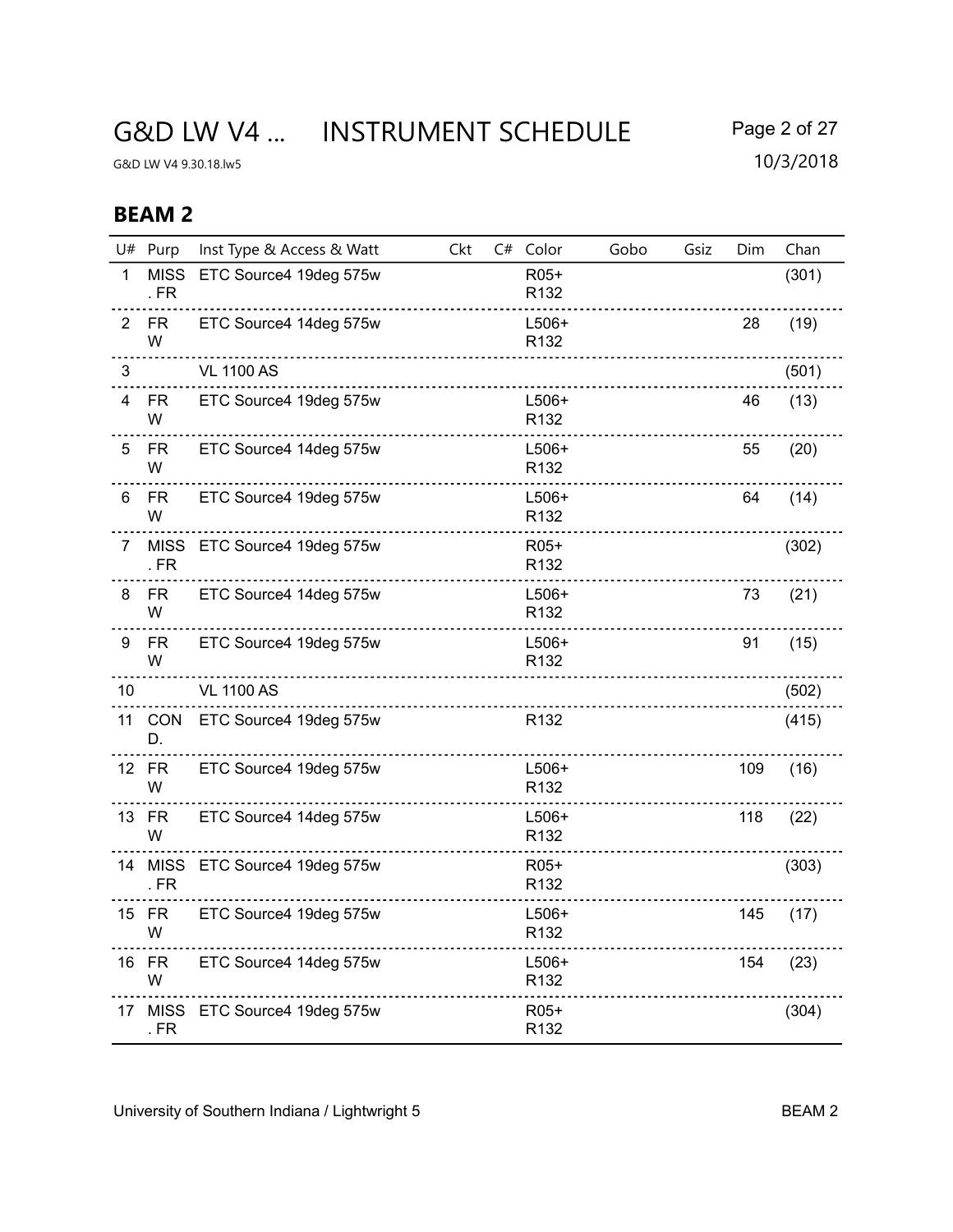# G&D LW V4 ... INSTRUMENT SCHEDULE

G&D LW V4 9.30.18.lw5

10/3/2018

## BEAM 2

| U# | Purp | Inst Type & Access & Watt | Ckt | C# | Color | Gobo | Gsiz | Dim | Chan |
|---|---|---|---|---|---|---|---|---|---|
| 1 | MISS. FR | ETC Source4 19deg 575w | | | R05+ R132 | | | | (301) |
| 2 | FR W | ETC Source4 14deg 575w | | | L506+ R132 | | | 28 | (19) |
| 3 | | VL 1100 AS | | | | | | | (501) |
| 4 | FR W | ETC Source4 19deg 575w | | | L506+ R132 | | | 46 | (13) |
| 5 | FR W | ETC Source4 14deg 575w | | | L506+ R132 | | | 55 | (20) |
| 6 | FR W | ETC Source4 19deg 575w | | | L506+ R132 | | | 64 | (14) |
| 7 | MISS. FR | ETC Source4 19deg 575w | | | R05+ R132 | | | | (302) |
| 8 | FR W | ETC Source4 14deg 575w | | | L506+ R132 | | | 73 | (21) |
| 9 | FR W | ETC Source4 19deg 575w | | | L506+ R132 | | | 91 | (15) |
| 10 | | VL 1100 AS | | | | | | | (502) |
| 11 | COND. | ETC Source4 19deg 575w | | | R132 | | | | (415) |
| 12 | FR W | ETC Source4 19deg 575w | | | L506+ R132 | | | 109 | (16) |
| 13 | FR W | ETC Source4 14deg 575w | | | L506+ R132 | | | 118 | (22) |
| 14 | MISS. FR | ETC Source4 19deg 575w | | | R05+ R132 | | | | (303) |
| 15 | FR W | ETC Source4 19deg 575w | | | L506+ R132 | | | 145 | (17) |
| 16 | FR W | ETC Source4 14deg 575w | | | L506+ R132 | | | 154 | (23) |
| 17 | MISS. FR | ETC Source4 19deg 575w | | | R05+ R132 | | | | (304) |

University of Southern Indiana / Lightwright 5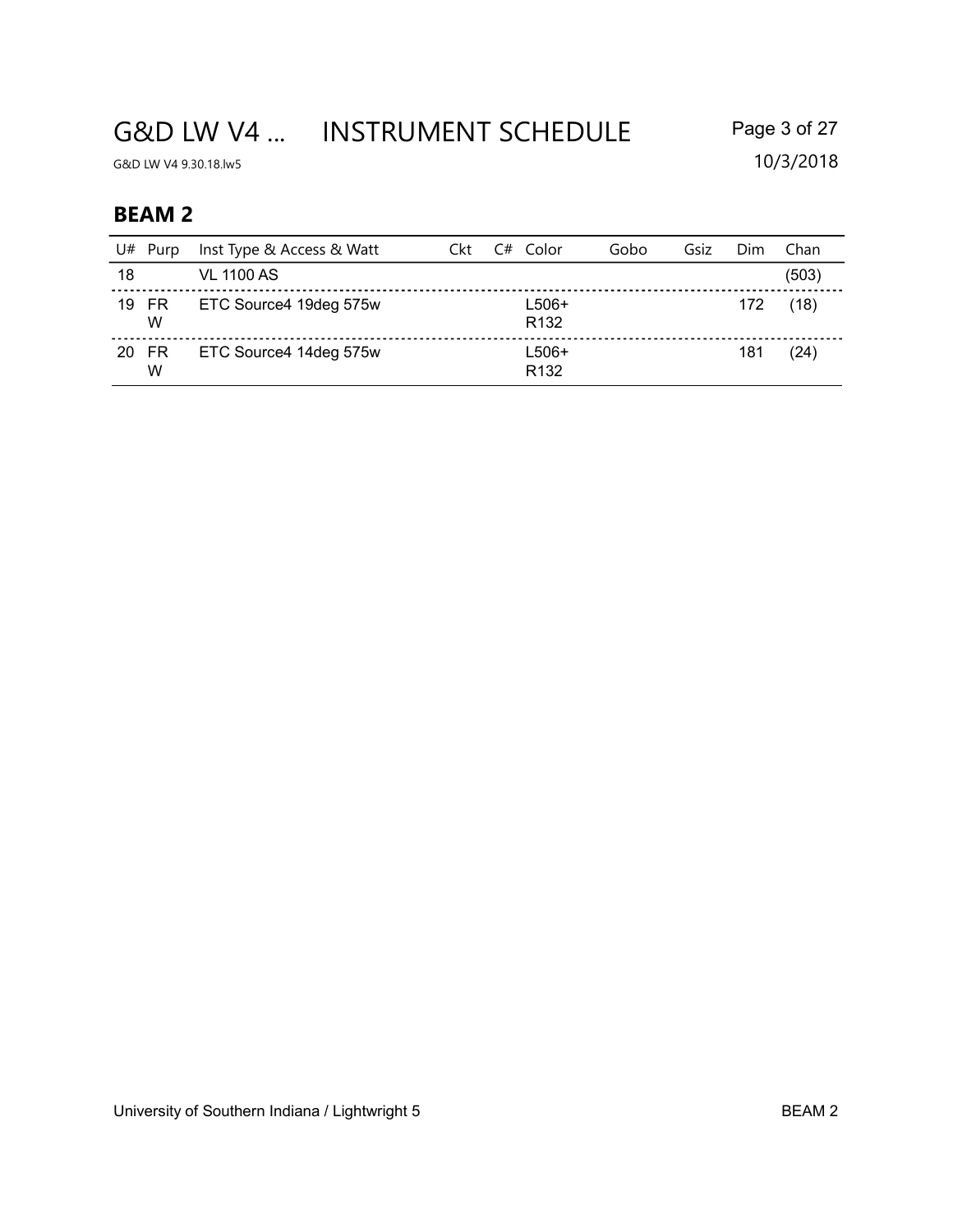## BEAM 2

| U# | Purp | Inst Type & Access & Watt | Ckt | C# | Color | Gobo | Gsiz | Dim | Chan |
|---|---|---|---|---|---|---|---|---|---|
| 18 | | VL 1100 AS | | | | | | | (503) |
| 19 | FR W | ETC Source4 19deg 575w | | | L506+ R132 | | | 172 | (18) |
| 20 | FR W | ETC Source4 14deg 575w | | | L506+ R132 | | | 181 | (24) |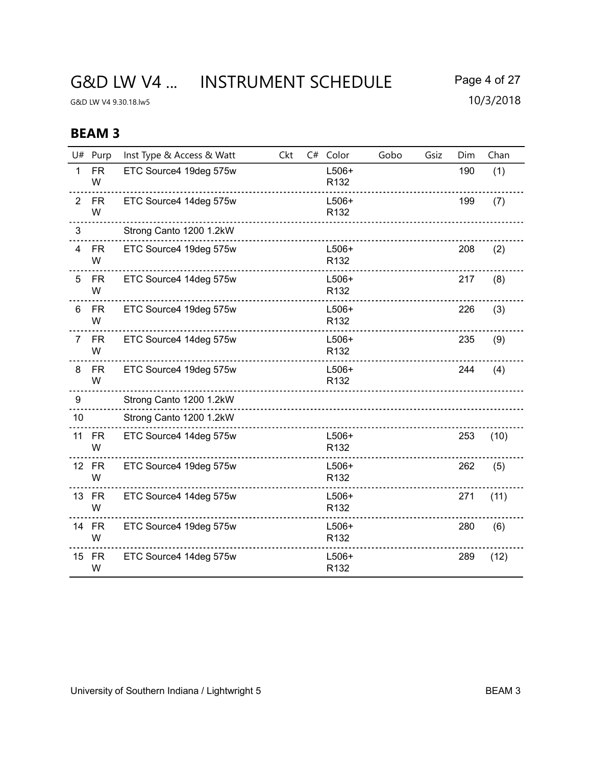# G&D LW V4 ... INSTRUMENT SCHEDULE

G&D LW V4 9.30.18.lw5

10/3/2018

## BEAM 3

| U# | Purp | Inst Type & Access & Watt | Ckt | C# | Color | Gobo | Gsiz | Dim | Chan |
|---|---|---|---|---|---|---|---|---|---|
| 1 | FR W | ETC Source4 19deg 575w | | | L506+ R132 | | | 190 | (1) |
| 2 | FR W | ETC Source4 14deg 575w | | | L506+ R132 | | | 199 | (7) |
| 3 | | Strong Canto 1200 1.2kW | | | | | | | |
| 4 | FR W | ETC Source4 19deg 575w | | | L506+ R132 | | | 208 | (2) |
| 5 | FR W | ETC Source4 14deg 575w | | | L506+ R132 | | | 217 | (8) |
| 6 | FR W | ETC Source4 19deg 575w | | | L506+ R132 | | | 226 | (3) |
| 7 | FR W | ETC Source4 14deg 575w | | | L506+ R132 | | | 235 | (9) |
| 8 | FR W | ETC Source4 19deg 575w | | | L506+ R132 | | | 244 | (4) |
| 9 | | Strong Canto 1200 1.2kW | | | | | | | |
| 10 | | Strong Canto 1200 1.2kW | | | | | | | |
| 11 | FR W | ETC Source4 14deg 575w | | | L506+ R132 | | | 253 | (10) |
| 12 | FR W | ETC Source4 19deg 575w | | | L506+ R132 | | | 262 | (5) |
| 13 | FR W | ETC Source4 14deg 575w | | | L506+ R132 | | | 271 | (11) |
| 14 | FR W | ETC Source4 19deg 575w | | | L506+ R132 | | | 280 | (6) |
| 15 | FR W | ETC Source4 14deg 575w | | | L506+ R132 | | | 289 | (12) |

University of Southern Indiana / Lightwright 5 BEAM 3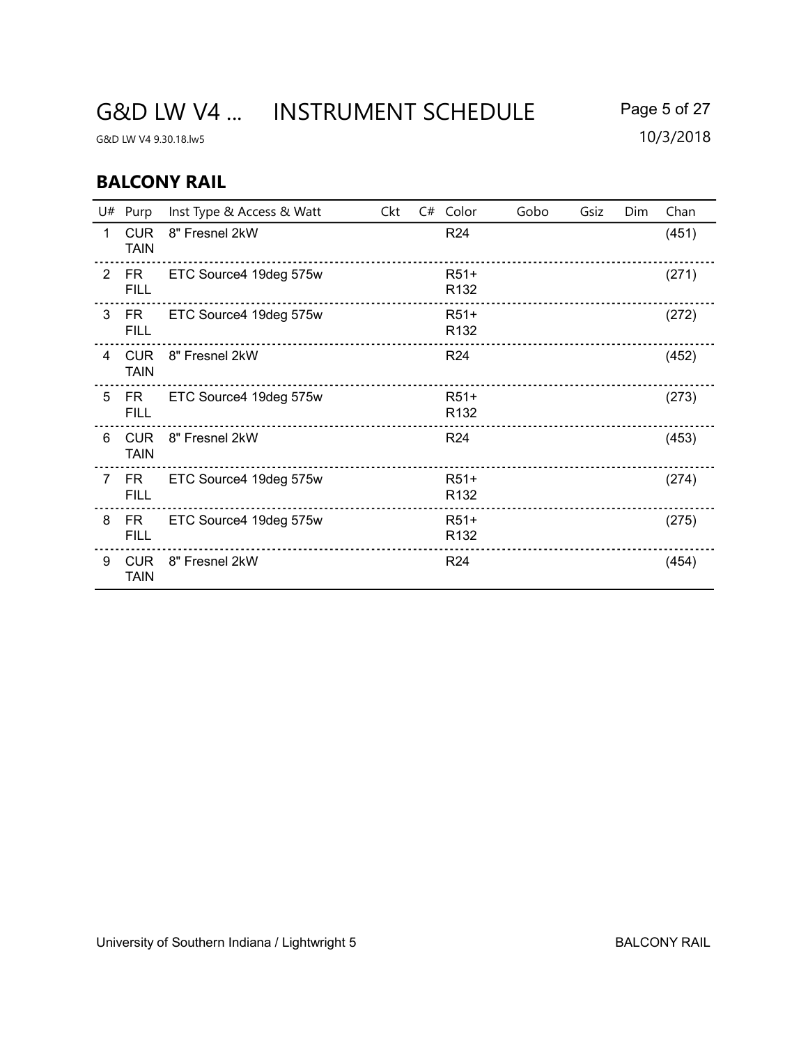# G&D LW V4 ... INSTRUMENT SCHEDULE

G&D LW V4 9.30.18.lw5

10/3/2018

## BALCONY RAIL

| U# | Purp | Inst Type & Access & Watt | Ckt | C# | Color | Gobo | Gsiz | Dim | Chan |
|---|---|---|---|---|---|---|---|---|---|
| 1 | CURTAIN | 8" Fresnel 2kW | | | R24 | | | | (451) |
| 2 | FR FILL | ETC Source4 19deg 575w | | | R51+ R132 | | | | (271) |
| 3 | FR FILL | ETC Source4 19deg 575w | | | R51+ R132 | | | | (272) |
| 4 | CURTAIN | 8" Fresnel 2kW | | | R24 | | | | (452) |
| 5 | FR FILL | ETC Source4 19deg 575w | | | R51+ R132 | | | | (273) |
| 6 | CURTAIN | 8" Fresnel 2kW | | | R24 | | | | (453) |
| 7 | FR FILL | ETC Source4 19deg 575w | | | R51+ R132 | | | | (274) |
| 8 | FR FILL | ETC Source4 19deg 575w | | | R51+ R132 | | | | (275) |
| 9 | CURTAIN | 8" Fresnel 2kW | | | R24 | | | | (454) |

University of Southern Indiana / Lightwright 5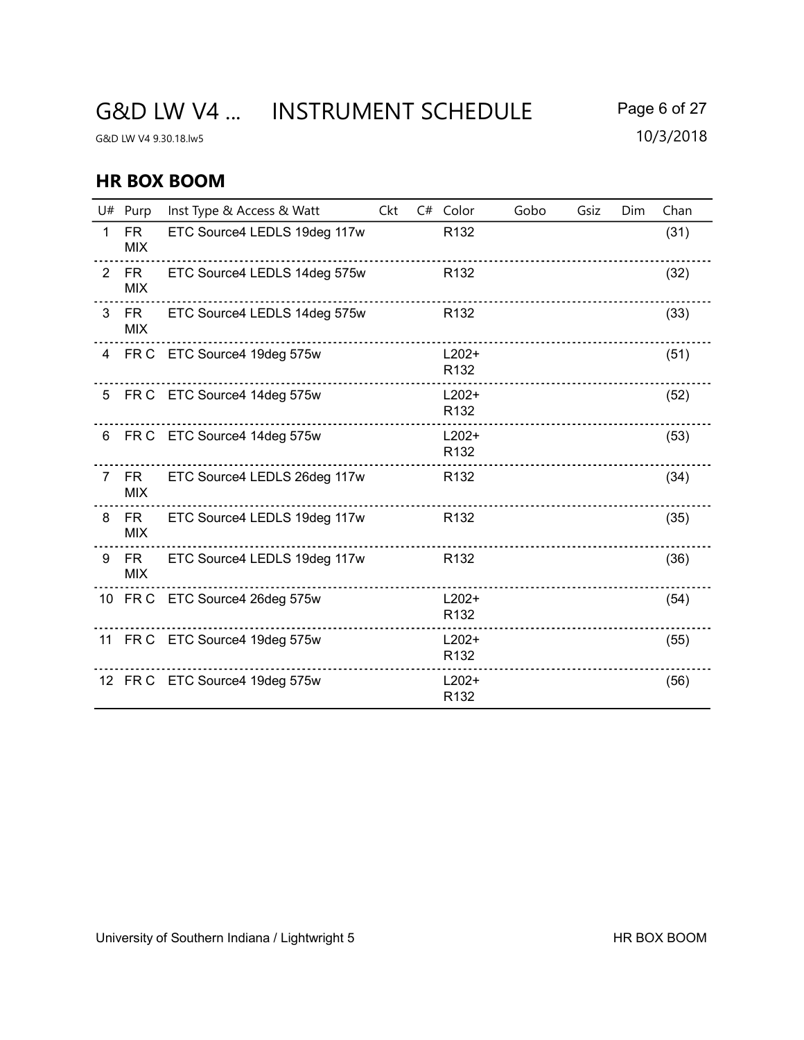# G&D LW V4 ... INSTRUMENT SCHEDULE

G&D LW V4 9.30.18.lw5

10/3/2018

## HR BOX BOOM

| U# | Purp | Inst Type & Access & Watt | Ckt | C# | Color | Gobo | Gsiz | Dim | Chan |
|---|---|---|---|---|---|---|---|---|---|
| 1 | FR MIX | ETC Source4 LEDLS 19deg 117w | | | R132 | | | | (31) |
| 2 | FR MIX | ETC Source4 LEDLS 14deg 575w | | | R132 | | | | (32) |
| 3 | FR MIX | ETC Source4 LEDLS 14deg 575w | | | R132 | | | | (33) |
| 4 | FR C | ETC Source4 19deg 575w | | | L202+ R132 | | | | (51) |
| 5 | FR C | ETC Source4 14deg 575w | | | L202+ R132 | | | | (52) |
| 6 | FR C | ETC Source4 14deg 575w | | | L202+ R132 | | | | (53) |
| 7 | FR MIX | ETC Source4 LEDLS 26deg 117w | | | R132 | | | | (34) |
| 8 | FR MIX | ETC Source4 LEDLS 19deg 117w | | | R132 | | | | (35) |
| 9 | FR MIX | ETC Source4 LEDLS 19deg 117w | | | R132 | | | | (36) |
| 10 | FR C | ETC Source4 26deg 575w | | | L202+ R132 | | | | (54) |
| 11 | FR C | ETC Source4 19deg 575w | | | L202+ R132 | | | | (55) |
| 12 | FR C | ETC Source4 19deg 575w | | | L202+ R132 | | | | (56) |

University of Southern Indiana / Lightwright 5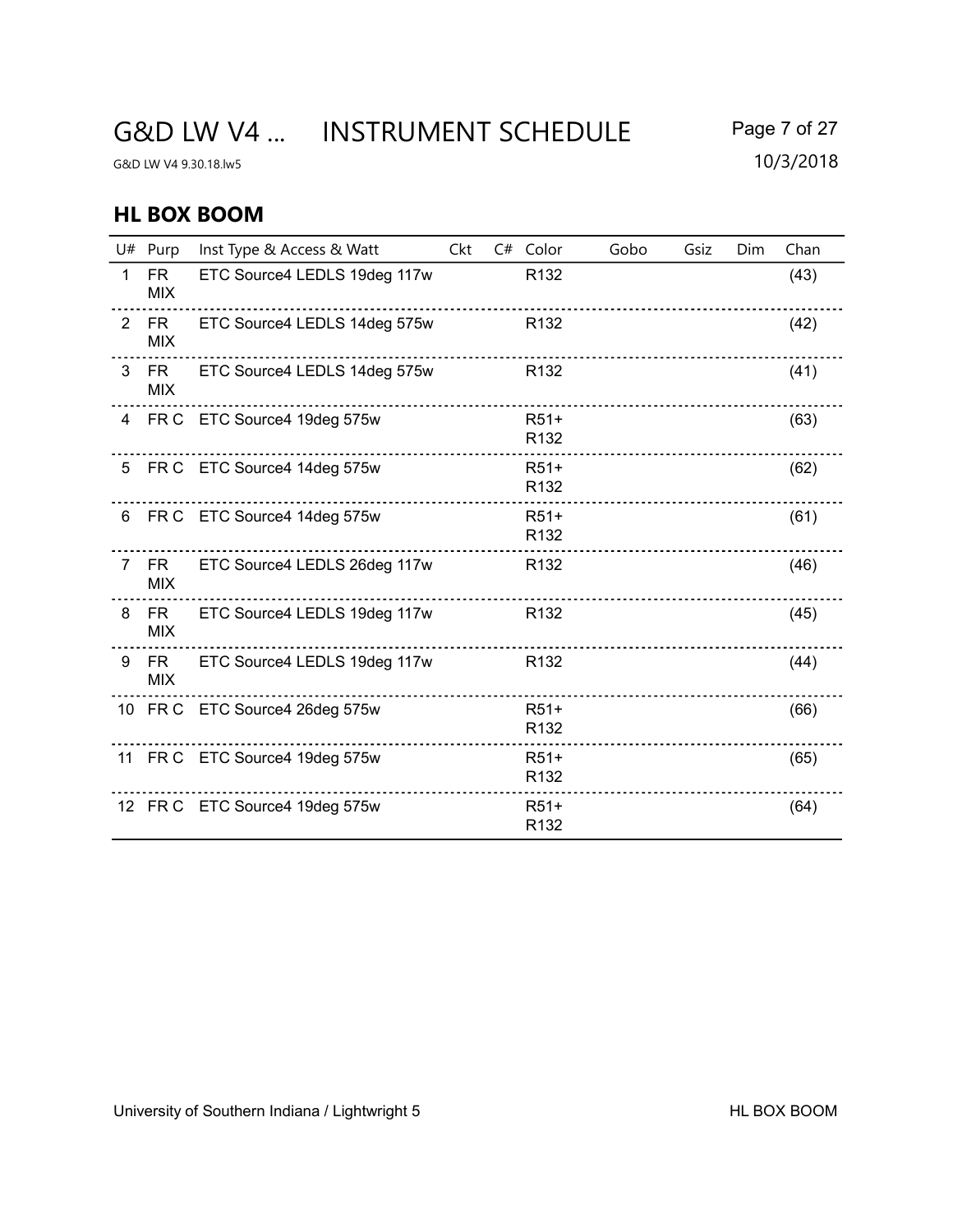## HL BOX BOOM

| U# | Purp | Inst Type & Access & Watt | Ckt | C# | Color | Gobo | Gsiz | Dim | Chan |
|---|---|---|---|---|---|---|---|---|---|
| 1 | FR MIX | ETC Source4 LEDLS 19deg 117w | | | R132 | | | | (43) |
| 2 | FR MIX | ETC Source4 LEDLS 14deg 575w | | | R132 | | | | (42) |
| 3 | FR MIX | ETC Source4 LEDLS 14deg 575w | | | R132 | | | | (41) |
| 4 | FR C | ETC Source4 19deg 575w | | | R51+ R132 | | | | (63) |
| 5 | FR C | ETC Source4 14deg 575w | | | R51+ R132 | | | | (62) |
| 6 | FR C | ETC Source4 14deg 575w | | | R51+ R132 | | | | (61) |
| 7 | FR MIX | ETC Source4 LEDLS 26deg 117w | | | R132 | | | | (46) |
| 8 | FR MIX | ETC Source4 LEDLS 19deg 117w | | | R132 | | | | (45) |
| 9 | FR MIX | ETC Source4 LEDLS 19deg 117w | | | R132 | | | | (44) |
| 10 | FR C | ETC Source4 26deg 575w | | | R51+ R132 | | | | (66) |
| 11 | FR C | ETC Source4 19deg 575w | | | R51+ R132 | | | | (65) |
| 12 | FR C | ETC Source4 19deg 575w | | | R51+ R132 | | | | (64) |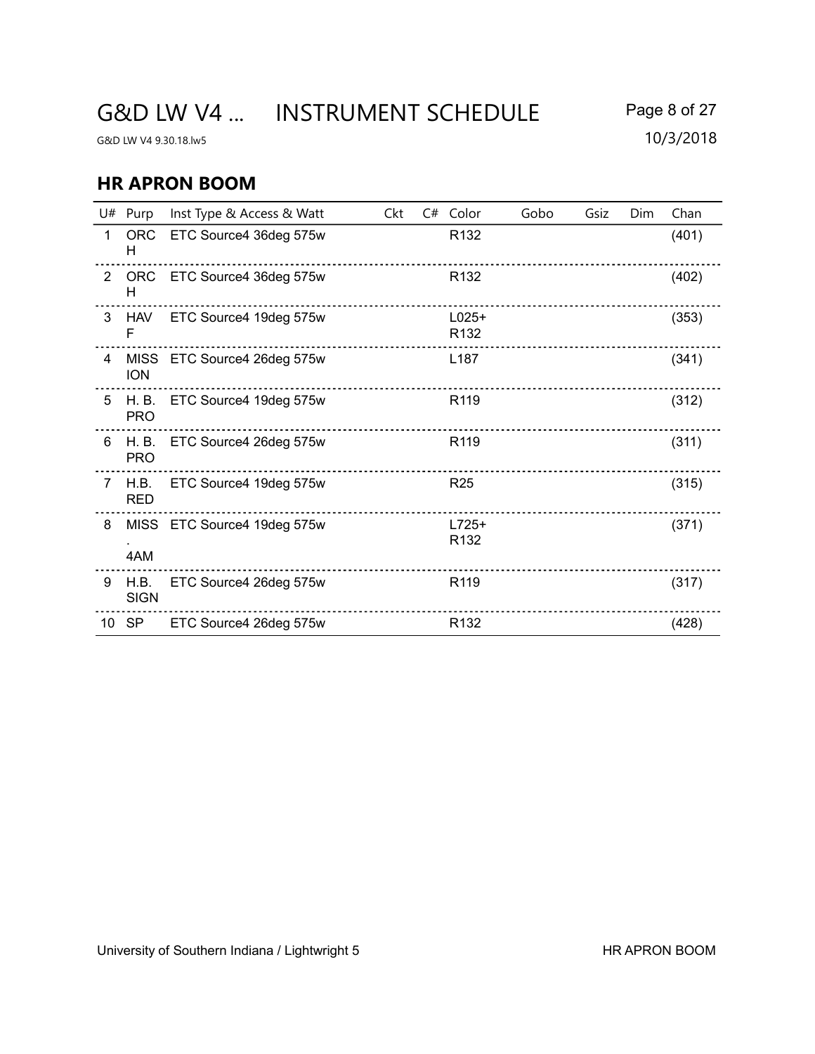## HR APRON BOOM

| U# | Purp | Inst Type & Access & Watt | Ckt | C# | Color | Gobo | Gsiz | Dim | Chan |
|---|---|---|---|---|---|---|---|---|---|
| 1 | ORCH | ETC Source4 36deg 575w | | | R132 | | | | (401) |
| 2 | ORCH | ETC Source4 36deg 575w | | | R132 | | | | (402) |
| 3 | HAVF | ETC Source4 19deg 575w | | | L025+ R132 | | | | (353) |
| 4 | MISSION | ETC Source4 26deg 575w | | | L187 | | | | (341) |
| 5 | H. B. PRO | ETC Source4 19deg 575w | | | R119 | | | | (312) |
| 6 | H. B. PRO | ETC Source4 26deg 575w | | | R119 | | | | (311) |
| 7 | H.B. RED | ETC Source4 19deg 575w | | | R25 | | | | (315) |
| 8 | MISS. 4AM | ETC Source4 19deg 575w | | | L725+ R132 | | | | (371) |
| 9 | H.B. SIGN | ETC Source4 26deg 575w | | | R119 | | | | (317) |
| 10 | SP | ETC Source4 26deg 575w | | | R132 | | | | (428) |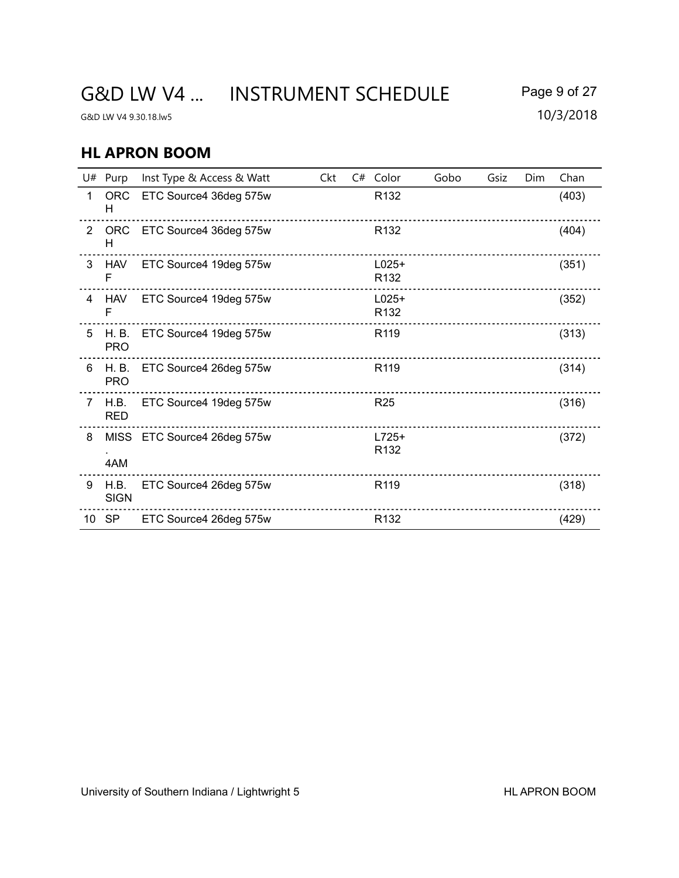# G&D LW V4 ... INSTRUMENT SCHEDULE

G&D LW V4 9.30.18.lw5

10/3/2018

## HL APRON BOOM

| U# | Purp | Inst Type & Access & Watt | Ckt | C# | Color | Gobo | Gsiz | Dim | Chan |
|---|---|---|---|---|---|---|---|---|---|
| 1 | ORCH | ETC Source4 36deg 575w | | | R132 | | | | (403) |
| 2 | ORCH | ETC Source4 36deg 575w | | | R132 | | | | (404) |
| 3 | HAVF | ETC Source4 19deg 575w | | | L025+ R132 | | | | (351) |
| 4 | HAVF | ETC Source4 19deg 575w | | | L025+ R132 | | | | (352) |
| 5 | H. B. PRO | ETC Source4 19deg 575w | | | R119 | | | | (313) |
| 6 | H. B. PRO | ETC Source4 26deg 575w | | | R119 | | | | (314) |
| 7 | H.B. RED | ETC Source4 19deg 575w | | | R25 | | | | (316) |
| 8 | MISS. 4AM | ETC Source4 26deg 575w | | | L725+ R132 | | | | (372) |
| 9 | H.B. SIGN | ETC Source4 26deg 575w | | | R119 | | | | (318) |
| 10 | SP | ETC Source4 26deg 575w | | | R132 | | | | (429) |

University of Southern Indiana / Lightwright 5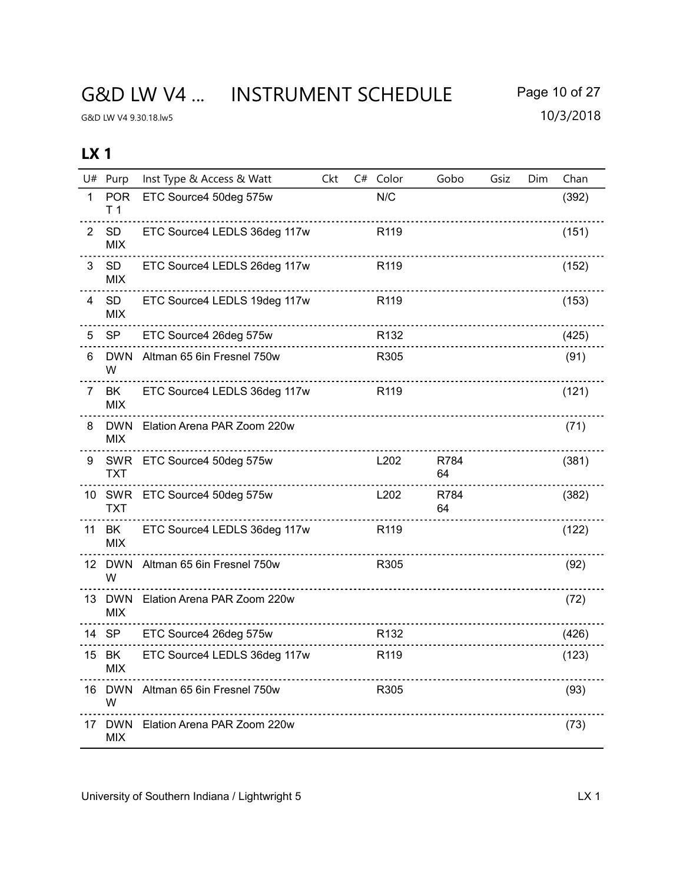# G&D LW V4 ... INSTRUMENT SCHEDULE

G&D LW V4 9.30.18.lw5

10/3/2018

## LX 1

| U# | Purp | Inst Type & Access & Watt | Ckt | C# | Color | Gobo | Gsiz | Dim | Chan |
|---|---|---|---|---|---|---|---|---|---|
| 1 | PORT 1 | ETC Source4 50deg 575w | | | N/C | | | | (392) |
| 2 | SD MIX | ETC Source4 LEDLS 36deg 117w | | | R119 | | | | (151) |
| 3 | SD MIX | ETC Source4 LEDLS 26deg 117w | | | R119 | | | | (152) |
| 4 | SD MIX | ETC Source4 LEDLS 19deg 117w | | | R119 | | | | (153) |
| 5 | SP | ETC Source4 26deg 575w | | | R132 | | | | (425) |
| 6 | DWN W | Altman 65 6in Fresnel 750w | | | R305 | | | | (91) |
| 7 | BK MIX | ETC Source4 LEDLS 36deg 117w | | | R119 | | | | (121) |
| 8 | DWN MIX | Elation Arena PAR Zoom 220w | | | | | | | (71) |
| 9 | SWR TXT | ETC Source4 50deg 575w | | | L202 | R78464 | | | (381) |
| 10 | SWR TXT | ETC Source4 50deg 575w | | | L202 | R78464 | | | (382) |
| 11 | BK MIX | ETC Source4 LEDLS 36deg 117w | | | R119 | | | | (122) |
| 12 | DWN W | Altman 65 6in Fresnel 750w | | | R305 | | | | (92) |
| 13 | DWN MIX | Elation Arena PAR Zoom 220w | | | | | | | (72) |
| 14 | SP | ETC Source4 26deg 575w | | | R132 | | | | (426) |
| 15 | BK MIX | ETC Source4 LEDLS 36deg 117w | | | R119 | | | | (123) |
| 16 | DWN W | Altman 65 6in Fresnel 750w | | | R305 | | | | (93) |
| 17 | DWN MIX | Elation Arena PAR Zoom 220w | | | | | | | (73) |

University of Southern Indiana / Lightwright 5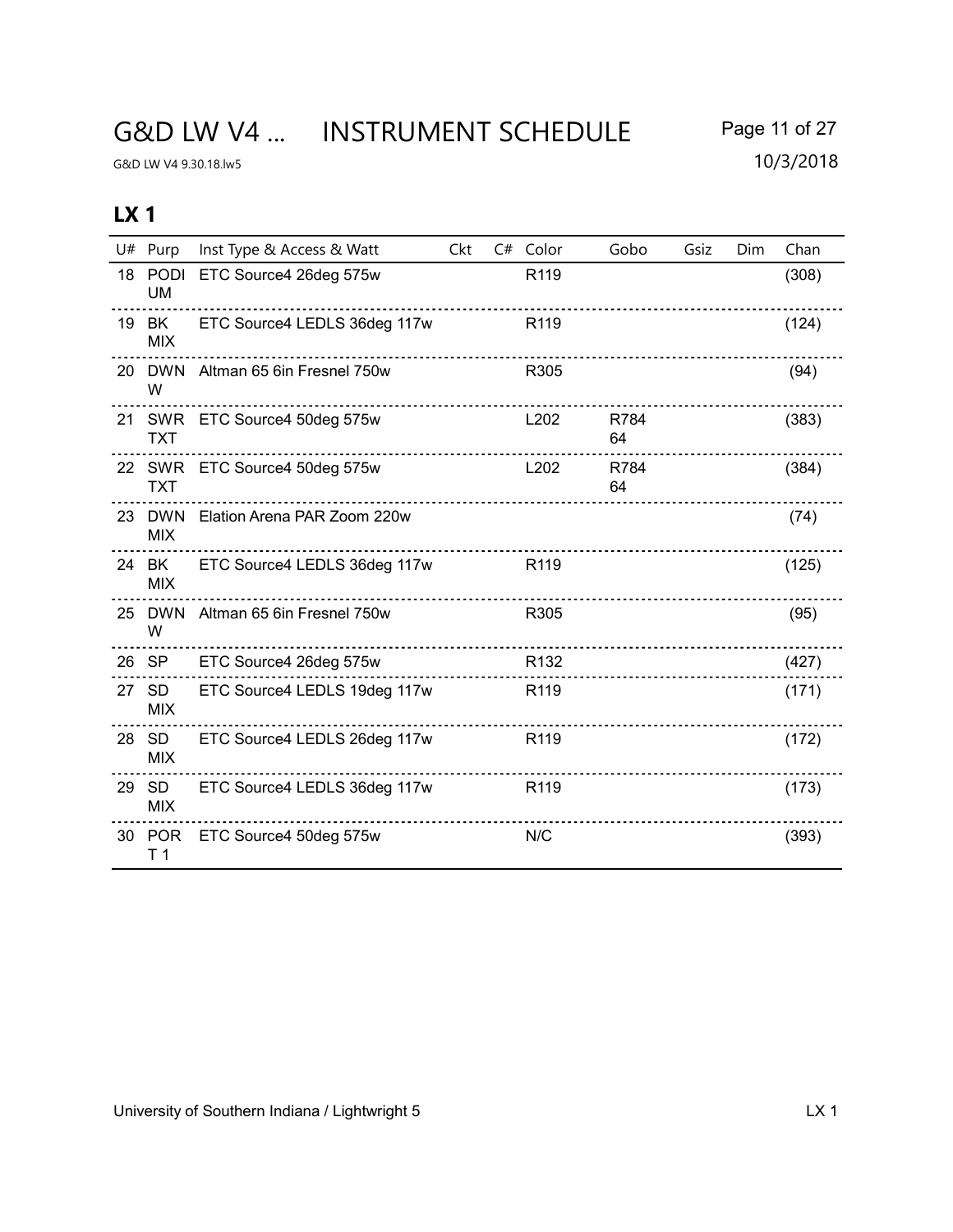# G&D LW V4 ... INSTRUMENT SCHEDULE

G&D LW V4 9.30.18.lw5

10/3/2018

## LX 1

| U# | Purp | Inst Type & Access & Watt | Ckt | C# | Color | Gobo | Gsiz | Dim | Chan |
|---|---|---|---|---|---|---|---|---|---|
| 18 | PODIUM | ETC Source4 26deg 575w | | | R119 | | | | (308) |
| 19 | BK MIX | ETC Source4 LEDLS 36deg 117w | | | R119 | | | | (124) |
| 20 | DWN W | Altman 65 6in Fresnel 750w | | | R305 | | | | (94) |
| 21 | SWR TXT | ETC Source4 50deg 575w | | | L202 | R78464 | | | (383) |
| 22 | SWR TXT | ETC Source4 50deg 575w | | | L202 | R78464 | | | (384) |
| 23 | DWN MIX | Elation Arena PAR Zoom 220w | | | | | | | (74) |
| 24 | BK MIX | ETC Source4 LEDLS 36deg 117w | | | R119 | | | | (125) |
| 25 | DWN W | Altman 65 6in Fresnel 750w | | | R305 | | | | (95) |
| 26 | SP | ETC Source4 26deg 575w | | | R132 | | | | (427) |
| 27 | SD MIX | ETC Source4 LEDLS 19deg 117w | | | R119 | | | | (171) |
| 28 | SD MIX | ETC Source4 LEDLS 26deg 117w | | | R119 | | | | (172) |
| 29 | SD MIX | ETC Source4 LEDLS 36deg 117w | | | R119 | | | | (173) |
| 30 | PORT 1 | ETC Source4 50deg 575w | | | N/C | | | | (393) |

University of Southern Indiana / Lightwright 5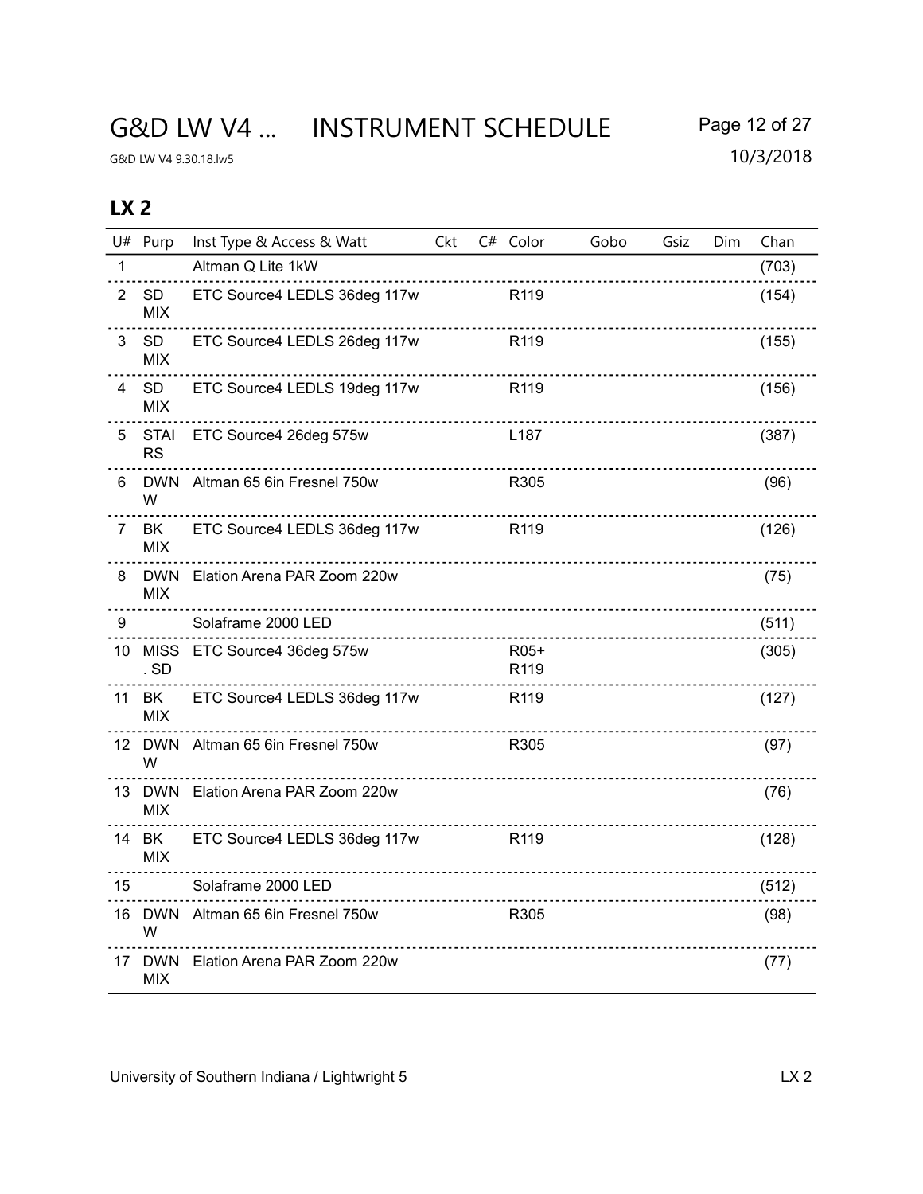# G&D LW V4 ... INSTRUMENT SCHEDULE

G&D LW V4 9.30.18.lw5

10/3/2018

## LX 2

| U# | Purp | Inst Type & Access & Watt | Ckt | C# | Color | Gobo | Gsiz | Dim | Chan |
|---|---|---|---|---|---|---|---|---|---|
| 1 | | Altman Q Lite 1kW | | | | | | | (703) |
| 2 | SD MIX | ETC Source4 LEDLS 36deg 117w | | | R119 | | | | (154) |
| 3 | SD MIX | ETC Source4 LEDLS 26deg 117w | | | R119 | | | | (155) |
| 4 | SD MIX | ETC Source4 LEDLS 19deg 117w | | | R119 | | | | (156) |
| 5 | STAIRS | ETC Source4 26deg 575w | | | L187 | | | | (387) |
| 6 | DWNW | Altman 65 6in Fresnel 750w | | | R305 | | | | (96) |
| 7 | BK MIX | ETC Source4 LEDLS 36deg 117w | | | R119 | | | | (126) |
| 8 | DWN MIX | Elation Arena PAR Zoom 220w | | | | | | | (75) |
| 9 | | Solaframe 2000 LED | | | | | | | (511) |
| 10 | MISS. SD | ETC Source4 36deg 575w | | | R05+ R119 | | | | (305) |
| 11 | BK MIX | ETC Source4 LEDLS 36deg 117w | | | R119 | | | | (127) |
| 12 | DWNW | Altman 65 6in Fresnel 750w | | | R305 | | | | (97) |
| 13 | DWN MIX | Elation Arena PAR Zoom 220w | | | | | | | (76) |
| 14 | BK MIX | ETC Source4 LEDLS 36deg 117w | | | R119 | | | | (128) |
| 15 | | Solaframe 2000 LED | | | | | | | (512) |
| 16 | DWNW | Altman 65 6in Fresnel 750w | | | R305 | | | | (98) |
| 17 | DWN MIX | Elation Arena PAR Zoom 220w | | | | | | | (77) |

University of Southern Indiana / Lightwright 5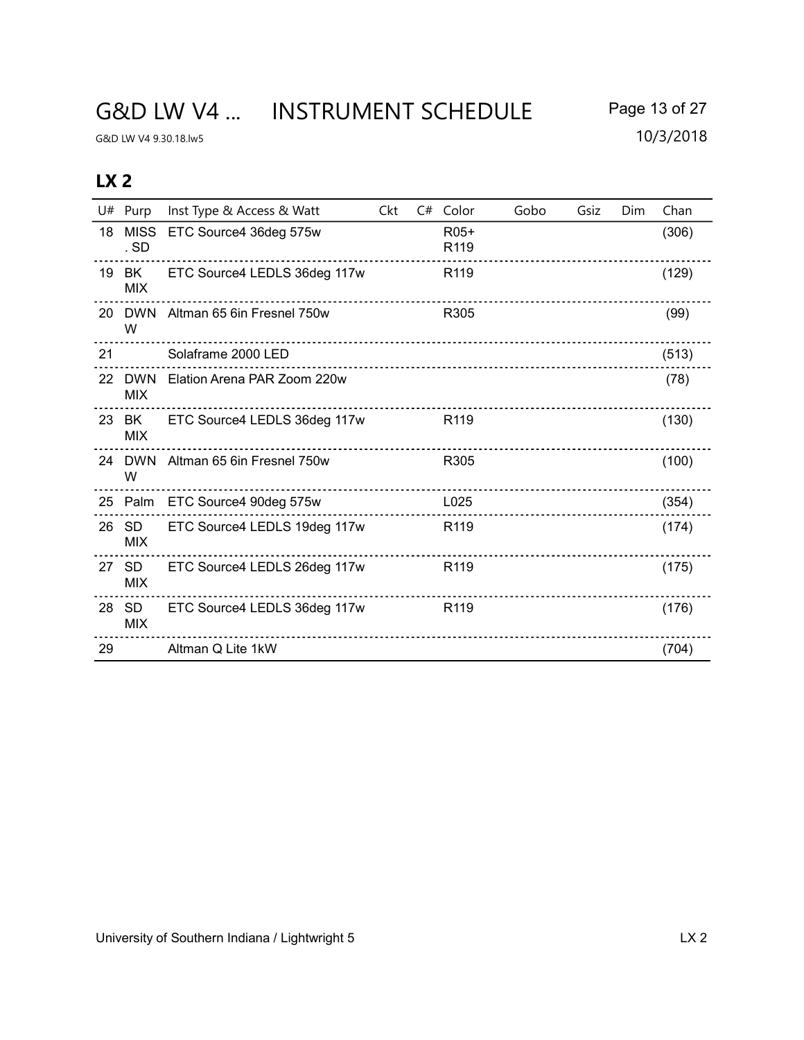# G&D LW V4 ... INSTRUMENT SCHEDULE

G&D LW V4 9.30.18.lw5

10/3/2018

## LX 2

| U# | Purp | Inst Type & Access & Watt | Ckt | C# | Color | Gobo | Gsiz | Dim | Chan |
|---|---|---|---|---|---|---|---|---|---|
| 18 | MISS. SD | ETC Source4 36deg 575w | | | R05+ R119 | | | | (306) |
| 19 | BK MIX | ETC Source4 LEDLS 36deg 117w | | | R119 | | | | (129) |
| 20 | DWN W | Altman 65 6in Fresnel 750w | | | R305 | | | | (99) |
| 21 | | Solaframe 2000 LED | | | | | | | (513) |
| 22 | DWN MIX | Elation Arena PAR Zoom 220w | | | | | | | (78) |
| 23 | BK MIX | ETC Source4 LEDLS 36deg 117w | | | R119 | | | | (130) |
| 24 | DWN W | Altman 65 6in Fresnel 750w | | | R305 | | | | (100) |
| 25 | Palm | ETC Source4 90deg 575w | | | L025 | | | | (354) |
| 26 | SD MIX | ETC Source4 LEDLS 19deg 117w | | | R119 | | | | (174) |
| 27 | SD MIX | ETC Source4 LEDLS 26deg 117w | | | R119 | | | | (175) |
| 28 | SD MIX | ETC Source4 LEDLS 36deg 117w | | | R119 | | | | (176) |
| 29 | | Altman Q Lite 1kW | | | | | | | (704) |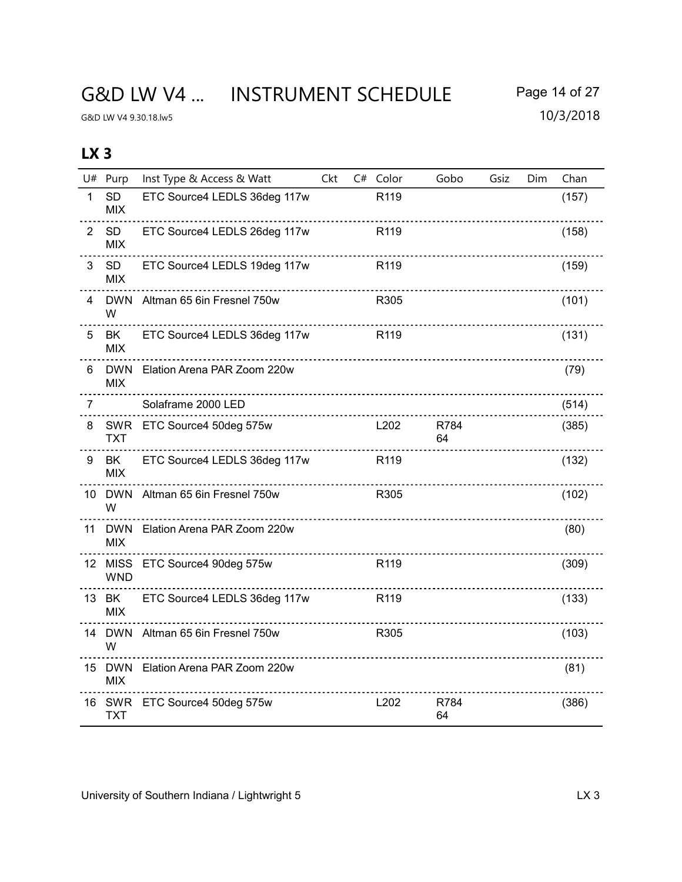# G&D LW V4 ... INSTRUMENT SCHEDULE

G&D LW V4 9.30.18.lw5

10/3/2018

## LX 3

| U# | Purp | Inst Type & Access & Watt | Ckt | C# | Color | Gobo | Gsiz | Dim | Chan |
|---|---|---|---|---|---|---|---|---|---|
| 1 | SD MIX | ETC Source4 LEDLS 36deg 117w | | | R119 | | | | (157) |
| 2 | SD MIX | ETC Source4 LEDLS 26deg 117w | | | R119 | | | | (158) |
| 3 | SD MIX | ETC Source4 LEDLS 19deg 117w | | | R119 | | | | (159) |
| 4 | DWN W | Altman 65 6in Fresnel 750w | | | R305 | | | | (101) |
| 5 | BK MIX | ETC Source4 LEDLS 36deg 117w | | | R119 | | | | (131) |
| 6 | DWN MIX | Elation Arena PAR Zoom 220w | | | | | | | (79) |
| 7 | | Solaframe 2000 LED | | | | | | | (514) |
| 8 | SWR TXT | ETC Source4 50deg 575w | | | L202 | R784 64 | | | (385) |
| 9 | BK MIX | ETC Source4 LEDLS 36deg 117w | | | R119 | | | | (132) |
| 10 | DWN W | Altman 65 6in Fresnel 750w | | | R305 | | | | (102) |
| 11 | DWN MIX | Elation Arena PAR Zoom 220w | | | | | | | (80) |
| 12 | MISS WND | ETC Source4 90deg 575w | | | R119 | | | | (309) |
| 13 | BK MIX | ETC Source4 LEDLS 36deg 117w | | | R119 | | | | (133) |
| 14 | DWN W | Altman 65 6in Fresnel 750w | | | R305 | | | | (103) |
| 15 | DWN MIX | Elation Arena PAR Zoom 220w | | | | | | | (81) |
| 16 | SWR TXT | ETC Source4 50deg 575w | | | L202 | R784 64 | | | (386) |

University of Southern Indiana / Lightwright 5 LX 3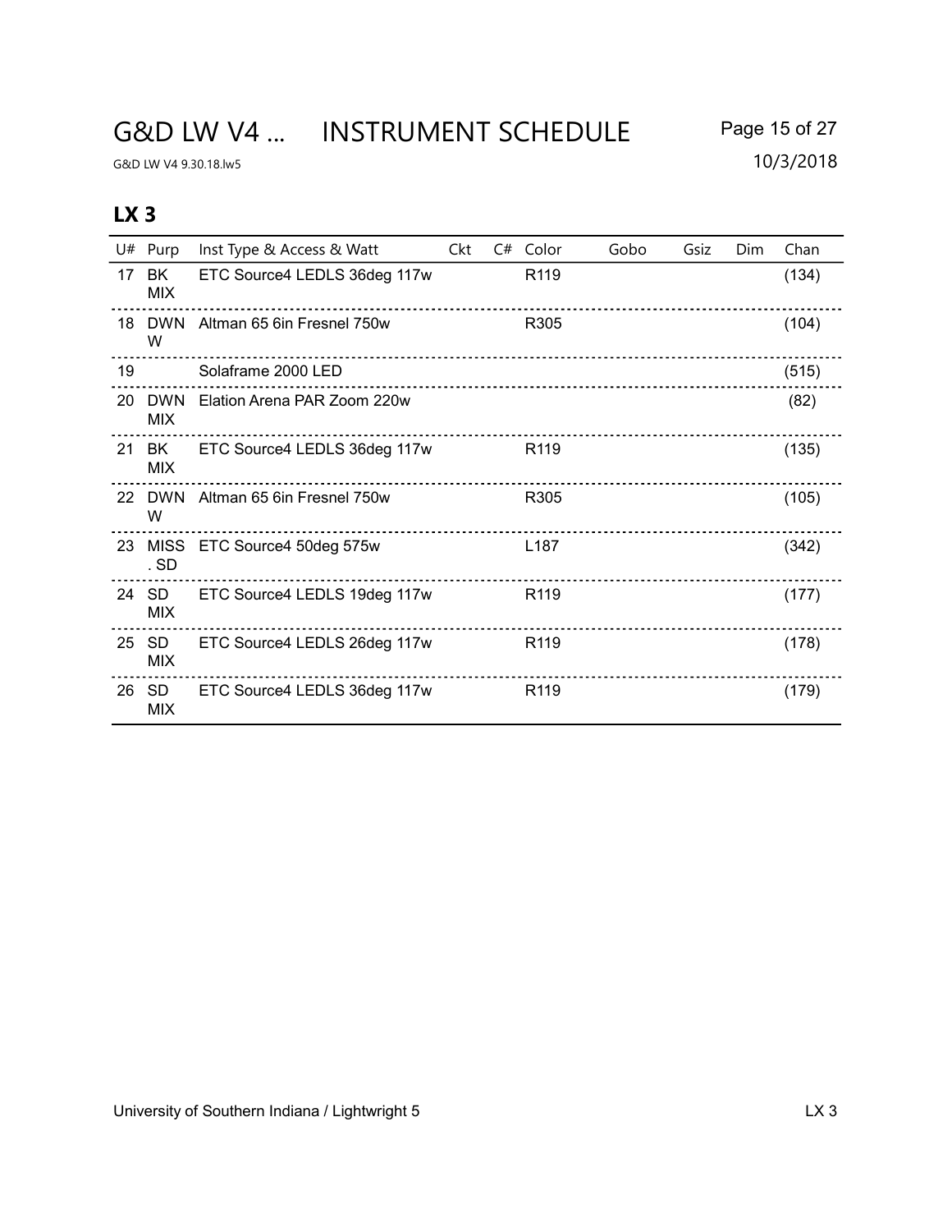# G&D LW V4 ... INSTRUMENT SCHEDULE

G&D LW V4 9.30.18.lw5

10/3/2018

## LX 3

| U# | Purp | Inst Type & Access & Watt | Ckt | C# | Color | Gobo | Gsiz | Dim | Chan |
|---|---|---|---|---|---|---|---|---|---|
| 17 | BK MIX | ETC Source4 LEDLS 36deg 117w | | | R119 | | | | (134) |
| 18 | DWN W | Altman 65 6in Fresnel 750w | | | R305 | | | | (104) |
| 19 | | Solaframe 2000 LED | | | | | | | (515) |
| 20 | DWN MIX | Elation Arena PAR Zoom 220w | | | | | | | (82) |
| 21 | BK MIX | ETC Source4 LEDLS 36deg 117w | | | R119 | | | | (135) |
| 22 | DWN W | Altman 65 6in Fresnel 750w | | | R305 | | | | (105) |
| 23 | MISS . SD | ETC Source4 50deg 575w | | | L187 | | | | (342) |
| 24 | SD MIX | ETC Source4 LEDLS 19deg 117w | | | R119 | | | | (177) |
| 25 | SD MIX | ETC Source4 LEDLS 26deg 117w | | | R119 | | | | (178) |
| 26 | SD MIX | ETC Source4 LEDLS 36deg 117w | | | R119 | | | | (179) |

University of Southern Indiana / Lightwright 5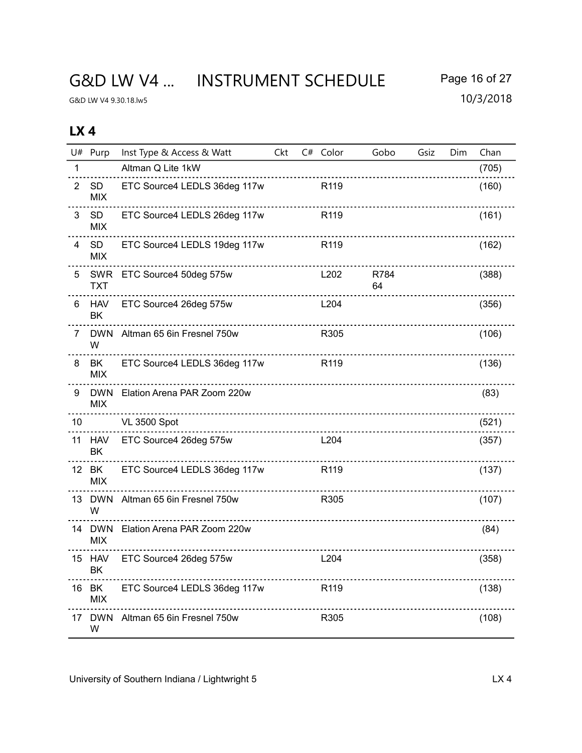# G&D LW V4 ... INSTRUMENT SCHEDULE

G&D LW V4 9.30.18.lw5

10/3/2018

## LX 4

| U# | Purp | Inst Type & Access & Watt | Ckt | C# | Color | Gobo | Gsiz | Dim | Chan |
|---|---|---|---|---|---|---|---|---|---|
| 1 | | Altman Q Lite 1kW | | | | | | | (705) |
| 2 | SD MIX | ETC Source4 LEDLS 36deg 117w | | | R119 | | | | (160) |
| 3 | SD MIX | ETC Source4 LEDLS 26deg 117w | | | R119 | | | | (161) |
| 4 | SD MIX | ETC Source4 LEDLS 19deg 117w | | | R119 | | | | (162) |
| 5 | SWR TXT | ETC Source4 50deg 575w | | | L202 | R78464 | | | (388) |
| 6 | HAV BK | ETC Source4 26deg 575w | | | L204 | | | | (356) |
| 7 | DWN W | Altman 65 6in Fresnel 750w | | | R305 | | | | (106) |
| 8 | BK MIX | ETC Source4 LEDLS 36deg 117w | | | R119 | | | | (136) |
| 9 | DWN MIX | Elation Arena PAR Zoom 220w | | | | | | | (83) |
| 10 | | VL 3500 Spot | | | | | | | (521) |
| 11 | HAV BK | ETC Source4 26deg 575w | | | L204 | | | | (357) |
| 12 | BK MIX | ETC Source4 LEDLS 36deg 117w | | | R119 | | | | (137) |
| 13 | DWN W | Altman 65 6in Fresnel 750w | | | R305 | | | | (107) |
| 14 | DWN MIX | Elation Arena PAR Zoom 220w | | | | | | | (84) |
| 15 | HAV BK | ETC Source4 26deg 575w | | | L204 | | | | (358) |
| 16 | BK MIX | ETC Source4 LEDLS 36deg 117w | | | R119 | | | | (138) |
| 17 | DWN W | Altman 65 6in Fresnel 750w | | | R305 | | | | (108) |

University of Southern Indiana / Lightwright 5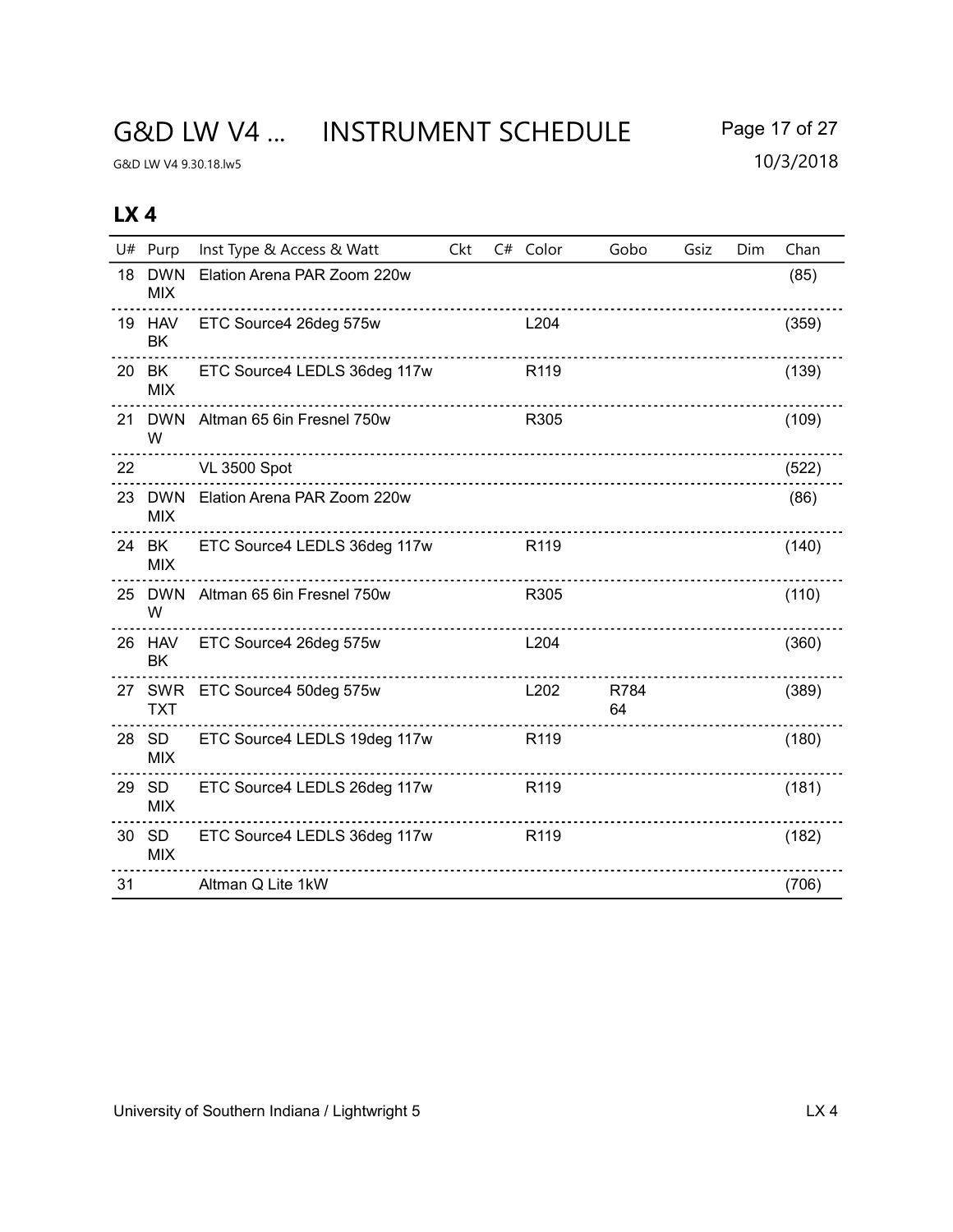## LX 4

| U# | Purp | Inst Type & Access & Watt | Ckt | C# | Color | Gobo | Gsiz | Dim | Chan |
|---|---|---|---|---|---|---|---|---|---|
| 18 | DWN MIX | Elation Arena PAR Zoom 220w | | | | | | | (85) |
| 19 | HAV BK | ETC Source4 26deg 575w | | | L204 | | | | (359) |
| 20 | BK MIX | ETC Source4 LEDLS 36deg 117w | | | R119 | | | | (139) |
| 21 | DWN W | Altman 65 6in Fresnel 750w | | | R305 | | | | (109) |
| 22 | | VL 3500 Spot | | | | | | | (522) |
| 23 | DWN MIX | Elation Arena PAR Zoom 220w | | | | | | | (86) |
| 24 | BK MIX | ETC Source4 LEDLS 36deg 117w | | | R119 | | | | (140) |
| 25 | DWN W | Altman 65 6in Fresnel 750w | | | R305 | | | | (110) |
| 26 | HAV BK | ETC Source4 26deg 575w | | | L204 | | | | (360) |
| 27 | SWR TXT | ETC Source4 50deg 575w | | | L202 | R784 64 | | | (389) |
| 28 | SD MIX | ETC Source4 LEDLS 19deg 117w | | | R119 | | | | (180) |
| 29 | SD MIX | ETC Source4 LEDLS 26deg 117w | | | R119 | | | | (181) |
| 30 | SD MIX | ETC Source4 LEDLS 36deg 117w | | | R119 | | | | (182) |
| 31 | | Altman Q Lite 1kW | | | | | | | (706) |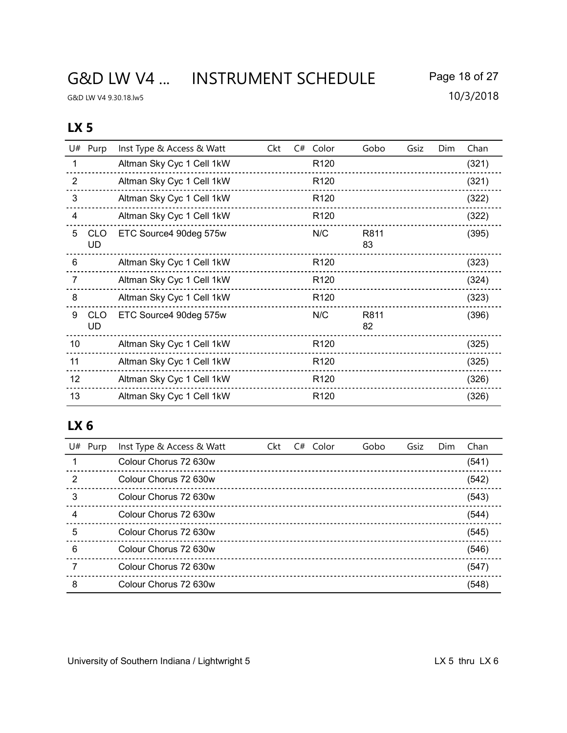## LX 5

| U# | Purp | Inst Type & Access & Watt | Ckt | C# | Color | Gobo | Gsiz | Dim | Chan |
|---|---|---|---|---|---|---|---|---|---|
| 1 | | Altman Sky Cyc 1 Cell 1kW | | | R120 | | | | (321) |
| 2 | | Altman Sky Cyc 1 Cell 1kW | | | R120 | | | | (321) |
| 3 | | Altman Sky Cyc 1 Cell 1kW | | | R120 | | | | (322) |
| 4 | | Altman Sky Cyc 1 Cell 1kW | | | R120 | | | | (322) |
| 5 | CLOUD | ETC Source4 90deg 575w | | | N/C | R81183 | | | (395) |
| 6 | | Altman Sky Cyc 1 Cell 1kW | | | R120 | | | | (323) |
| 7 | | Altman Sky Cyc 1 Cell 1kW | | | R120 | | | | (324) |
| 8 | | Altman Sky Cyc 1 Cell 1kW | | | R120 | | | | (323) |
| 9 | CLOUD | ETC Source4 90deg 575w | | | N/C | R81182 | | | (396) |
| 10 | | Altman Sky Cyc 1 Cell 1kW | | | R120 | | | | (325) |
| 11 | | Altman Sky Cyc 1 Cell 1kW | | | R120 | | | | (325) |
| 12 | | Altman Sky Cyc 1 Cell 1kW | | | R120 | | | | (326) |
| 13 | | Altman Sky Cyc 1 Cell 1kW | | | R120 | | | | (326) |

## LX 6

| U# | Purp | Inst Type & Access & Watt | Ckt | C# | Color | Gobo | Gsiz | Dim | Chan |
|---|---|---|---|---|---|---|---|---|---|
| 1 | | Colour Chorus 72 630w | | | | | | | (541) |
| 2 | | Colour Chorus 72 630w | | | | | | | (542) |
| 3 | | Colour Chorus 72 630w | | | | | | | (543) |
| 4 | | Colour Chorus 72 630w | | | | | | | (544) |
| 5 | | Colour Chorus 72 630w | | | | | | | (545) |
| 6 | | Colour Chorus 72 630w | | | | | | | (546) |
| 7 | | Colour Chorus 72 630w | | | | | | | (547) |
| 8 | | Colour Chorus 72 630w | | | | | | | (548) |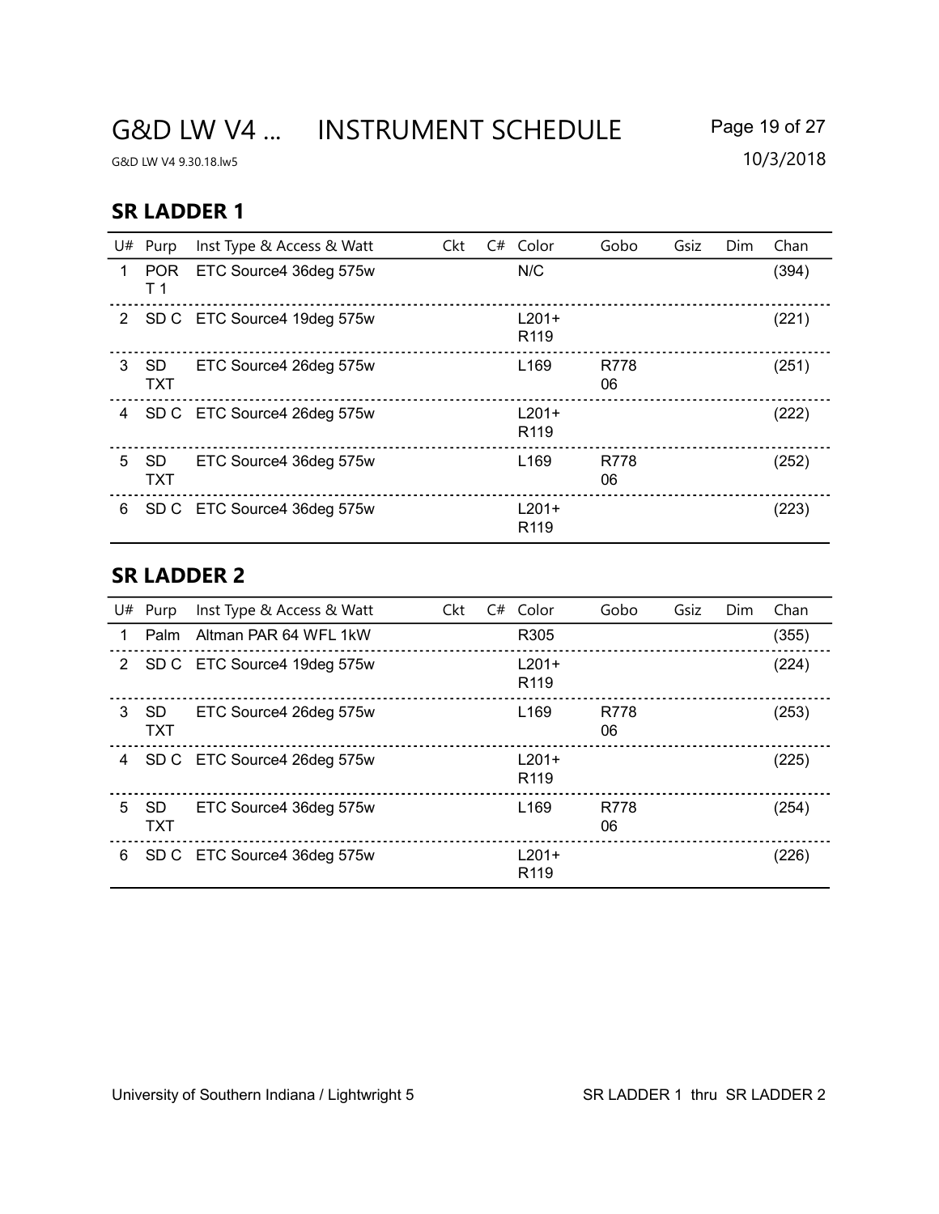# G&D LW V4 ... INSTRUMENT SCHEDULE

G&D LW V4 9.30.18.lw5

10/3/2018

## SR LADDER 1

| U# | Purp | Inst Type & Access & Watt | Ckt | C# | Color | Gobo | Gsiz | Dim | Chan |
|---|---|---|---|---|---|---|---|---|---|
| 1 | PORT 1 | ETC Source4 36deg 575w | | | N/C | | | | (394) |
| 2 | SD C | ETC Source4 19deg 575w | | | L201+R119 | | | | (221) |
| 3 | SD TXT | ETC Source4 26deg 575w | | | L169 | R77806 | | | (251) |
| 4 | SD C | ETC Source4 26deg 575w | | | L201+R119 | | | | (222) |
| 5 | SD TXT | ETC Source4 36deg 575w | | | L169 | R77806 | | | (252) |
| 6 | SD C | ETC Source4 36deg 575w | | | L201+R119 | | | | (223) |

## SR LADDER 2

| U# | Purp | Inst Type & Access & Watt | Ckt | C# | Color | Gobo | Gsiz | Dim | Chan |
|---|---|---|---|---|---|---|---|---|---|
| 1 | Palm | Altman PAR 64 WFL 1kW | | | R305 | | | | (355) |
| 2 | SD C | ETC Source4 19deg 575w | | | L201+R119 | | | | (224) |
| 3 | SD TXT | ETC Source4 26deg 575w | | | L169 | R77806 | | | (253) |
| 4 | SD C | ETC Source4 26deg 575w | | | L201+R119 | | | | (225) |
| 5 | SD TXT | ETC Source4 36deg 575w | | | L169 | R77806 | | | (254) |
| 6 | SD C | ETC Source4 36deg 575w | | | L201+R119 | | | | (226) |

University of Southern Indiana / Lightwright 5

SR LADDER 1 thru SR LADDER 2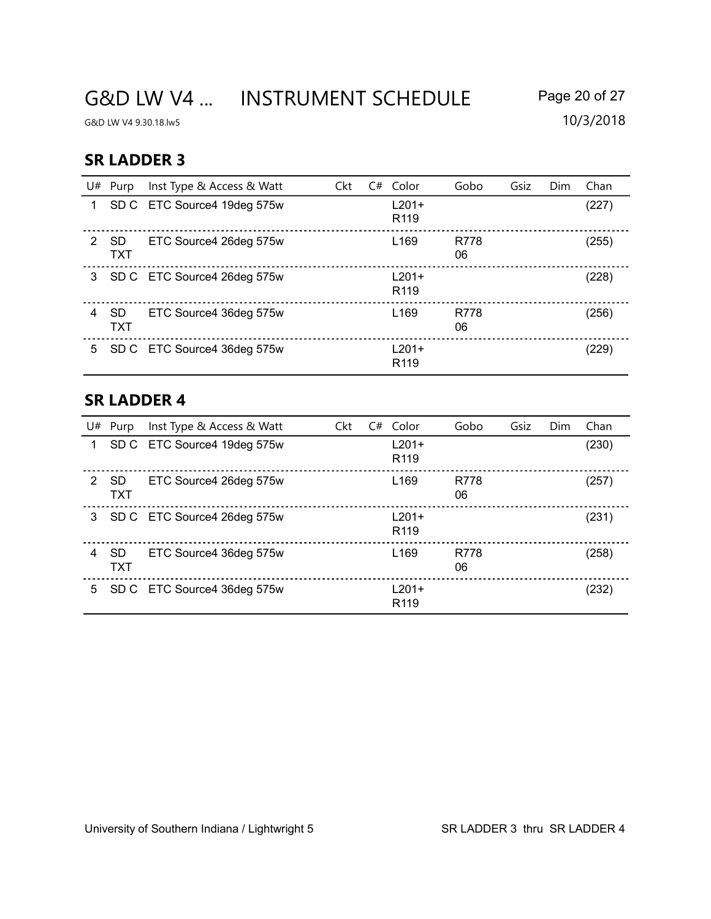## SR LADDER 3

| U# | Purp | Inst Type & Access & Watt | Ckt | C# | Color | Gobo | Gsiz | Dim | Chan |
|---|---|---|---|---|---|---|---|---|---|
| 1 | SD C | ETC Source4 19deg 575w | | | L201+ R119 | | | | (227) |
| 2 | SD TXT | ETC Source4 26deg 575w | | | L169 | R778 06 | | | (255) |
| 3 | SD C | ETC Source4 26deg 575w | | | L201+ R119 | | | | (228) |
| 4 | SD TXT | ETC Source4 36deg 575w | | | L169 | R778 06 | | | (256) |
| 5 | SD C | ETC Source4 36deg 575w | | | L201+ R119 | | | | (229) |

## SR LADDER 4

| U# | Purp | Inst Type & Access & Watt | Ckt | C# | Color | Gobo | Gsiz | Dim | Chan |
|---|---|---|---|---|---|---|---|---|---|
| 1 | SD C | ETC Source4 19deg 575w | | | L201+ R119 | | | | (230) |
| 2 | SD TXT | ETC Source4 26deg 575w | | | L169 | R778 06 | | | (257) |
| 3 | SD C | ETC Source4 26deg 575w | | | L201+ R119 | | | | (231) |
| 4 | SD TXT | ETC Source4 36deg 575w | | | L169 | R778 06 | | | (258) |
| 5 | SD C | ETC Source4 36deg 575w | | | L201+ R119 | | | | (232) |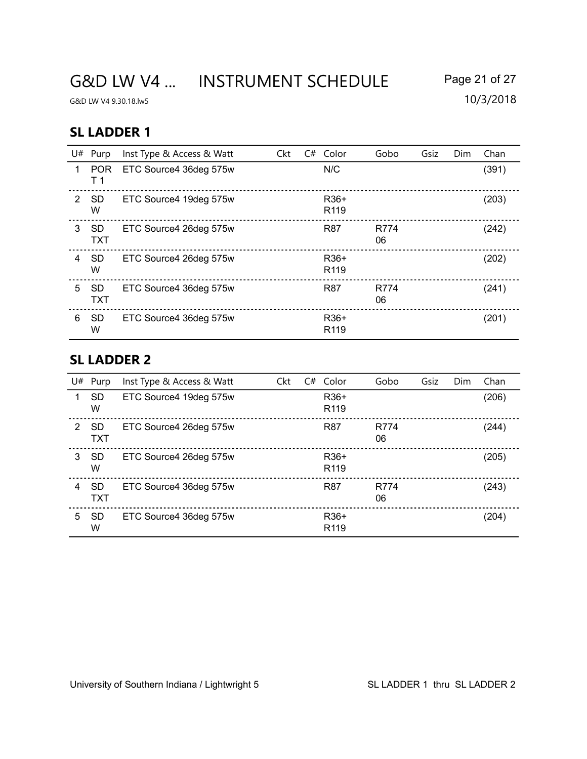# G&D LW V4 ... INSTRUMENT SCHEDULE

G&D LW V4 9.30.18.lw5

10/3/2018

## SL LADDER 1

| U# | Purp | Inst Type & Access & Watt | Ckt | C# | Color | Gobo | Gsiz | Dim | Chan |
|---|---|---|---|---|---|---|---|---|---|
| 1 | PORT 1 | ETC Source4 36deg 575w | | | N/C | | | | (391) |
| 2 | SD W | ETC Source4 19deg 575w | | | R36+ R119 | | | | (203) |
| 3 | SD TXT | ETC Source4 26deg 575w | | | R87 | R77406 | | | (242) |
| 4 | SD W | ETC Source4 26deg 575w | | | R36+ R119 | | | | (202) |
| 5 | SD TXT | ETC Source4 36deg 575w | | | R87 | R77406 | | | (241) |
| 6 | SD W | ETC Source4 36deg 575w | | | R36+ R119 | | | | (201) |

## SL LADDER 2

| U# | Purp | Inst Type & Access & Watt | Ckt | C# | Color | Gobo | Gsiz | Dim | Chan |
|---|---|---|---|---|---|---|---|---|---|
| 1 | SD W | ETC Source4 19deg 575w | | | R36+ R119 | | | | (206) |
| 2 | SD TXT | ETC Source4 26deg 575w | | | R87 | R77406 | | | (244) |
| 3 | SD W | ETC Source4 26deg 575w | | | R36+ R119 | | | | (205) |
| 4 | SD TXT | ETC Source4 36deg 575w | | | R87 | R77406 | | | (243) |
| 5 | SD W | ETC Source4 36deg 575w | | | R36+ R119 | | | | (204) |

University of Southern Indiana / Lightwright 5 SL LADDER 1 thru SL LADDER 2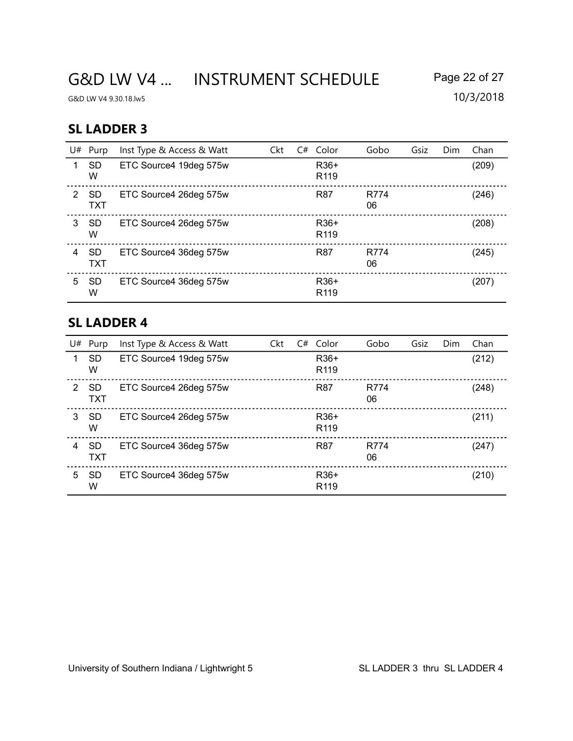# G&D LW V4 ... INSTRUMENT SCHEDULE

G&D LW V4 9.30.18.lw5

10/3/2018

## SL LADDER 3

| U# | Purp | Inst Type & Access & Watt | Ckt | C# | Color | Gobo | Gsiz | Dim | Chan |
|---|---|---|---|---|---|---|---|---|---|
| 1 | SD W | ETC Source4 19deg 575w | | | R36+ R119 | | | | (209) |
| 2 | SD TXT | ETC Source4 26deg 575w | | | R87 | R774 06 | | | (246) |
| 3 | SD W | ETC Source4 26deg 575w | | | R36+ R119 | | | | (208) |
| 4 | SD TXT | ETC Source4 36deg 575w | | | R87 | R774 06 | | | (245) |
| 5 | SD W | ETC Source4 36deg 575w | | | R36+ R119 | | | | (207) |

## SL LADDER 4

| U# | Purp | Inst Type & Access & Watt | Ckt | C# | Color | Gobo | Gsiz | Dim | Chan |
|---|---|---|---|---|---|---|---|---|---|
| 1 | SD W | ETC Source4 19deg 575w | | | R36+ R119 | | | | (212) |
| 2 | SD TXT | ETC Source4 26deg 575w | | | R87 | R774 06 | | | (248) |
| 3 | SD W | ETC Source4 26deg 575w | | | R36+ R119 | | | | (211) |
| 4 | SD TXT | ETC Source4 36deg 575w | | | R87 | R774 06 | | | (247) |
| 5 | SD W | ETC Source4 36deg 575w | | | R36+ R119 | | | | (210) |

University of Southern Indiana / Lightwright 5

SL LADDER 3 thru SL LADDER 4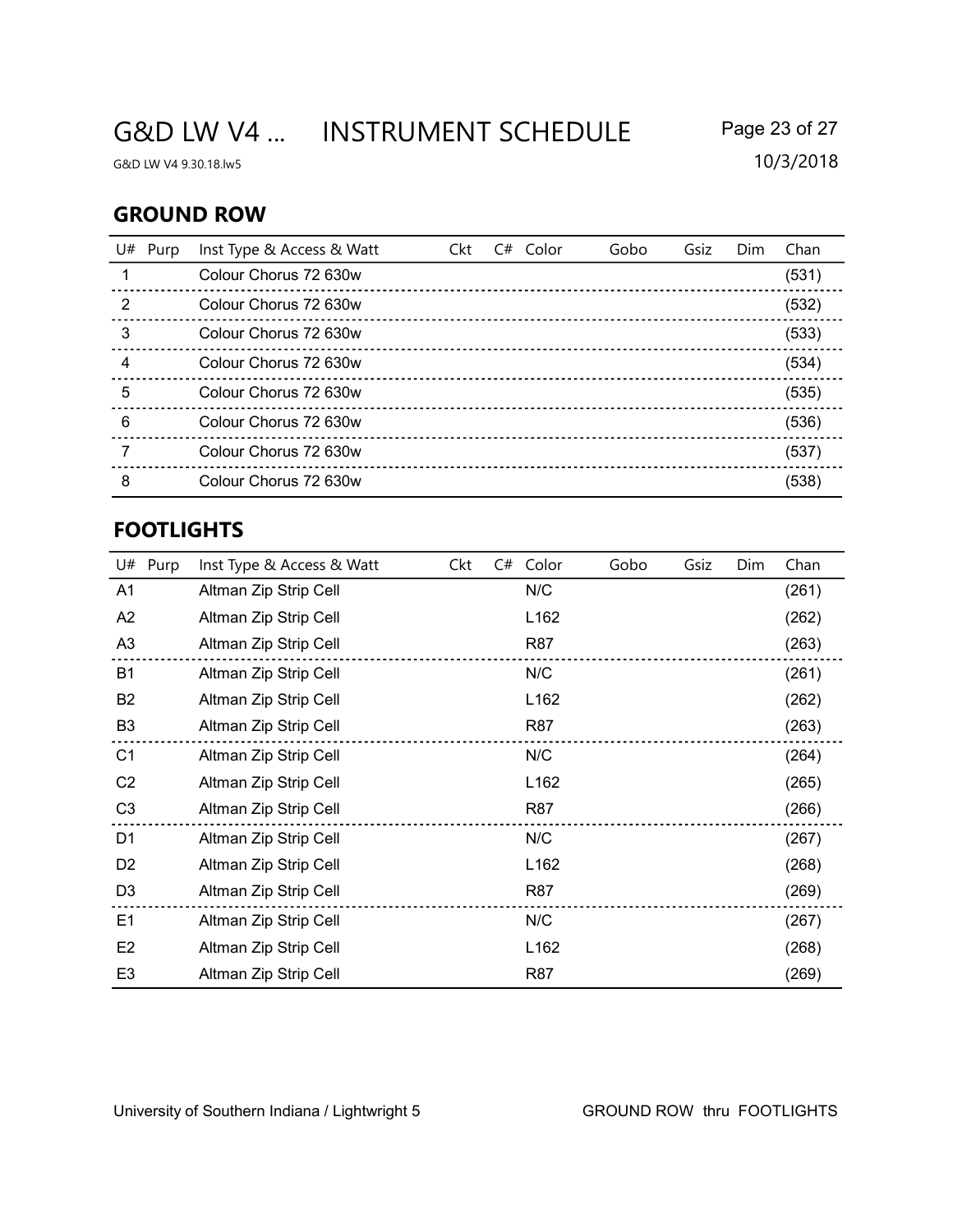# G&D LW V4 ... INSTRUMENT SCHEDULE

G&D LW V4 9.30.18.lw5

10/3/2018

## GROUND ROW

| U# | Purp | Inst Type & Access & Watt | Ckt | C# | Color | Gobo | Gsiz | Dim | Chan |
|---|---|---|---|---|---|---|---|---|---|
| 1 | | Colour Chorus 72 630w | | | | | | | (531) |
| 2 | | Colour Chorus 72 630w | | | | | | | (532) |
| 3 | | Colour Chorus 72 630w | | | | | | | (533) |
| 4 | | Colour Chorus 72 630w | | | | | | | (534) |
| 5 | | Colour Chorus 72 630w | | | | | | | (535) |
| 6 | | Colour Chorus 72 630w | | | | | | | (536) |
| 7 | | Colour Chorus 72 630w | | | | | | | (537) |
| 8 | | Colour Chorus 72 630w | | | | | | | (538) |

## FOOTLIGHTS

| U# | Purp | Inst Type & Access & Watt | Ckt | C# | Color | Gobo | Gsiz | Dim | Chan |
|---|---|---|---|---|---|---|---|---|---|
| A1 | | Altman Zip Strip Cell | | | N/C | | | | (261) |
| A2 | | Altman Zip Strip Cell | | | L162 | | | | (262) |
| A3 | | Altman Zip Strip Cell | | | R87 | | | | (263) |
| B1 | | Altman Zip Strip Cell | | | N/C | | | | (261) |
| B2 | | Altman Zip Strip Cell | | | L162 | | | | (262) |
| B3 | | Altman Zip Strip Cell | | | R87 | | | | (263) |
| C1 | | Altman Zip Strip Cell | | | N/C | | | | (264) |
| C2 | | Altman Zip Strip Cell | | | L162 | | | | (265) |
| C3 | | Altman Zip Strip Cell | | | R87 | | | | (266) |
| D1 | | Altman Zip Strip Cell | | | N/C | | | | (267) |
| D2 | | Altman Zip Strip Cell | | | L162 | | | | (268) |
| D3 | | Altman Zip Strip Cell | | | R87 | | | | (269) |
| E1 | | Altman Zip Strip Cell | | | N/C | | | | (267) |
| E2 | | Altman Zip Strip Cell | | | L162 | | | | (268) |
| E3 | | Altman Zip Strip Cell | | | R87 | | | | (269) |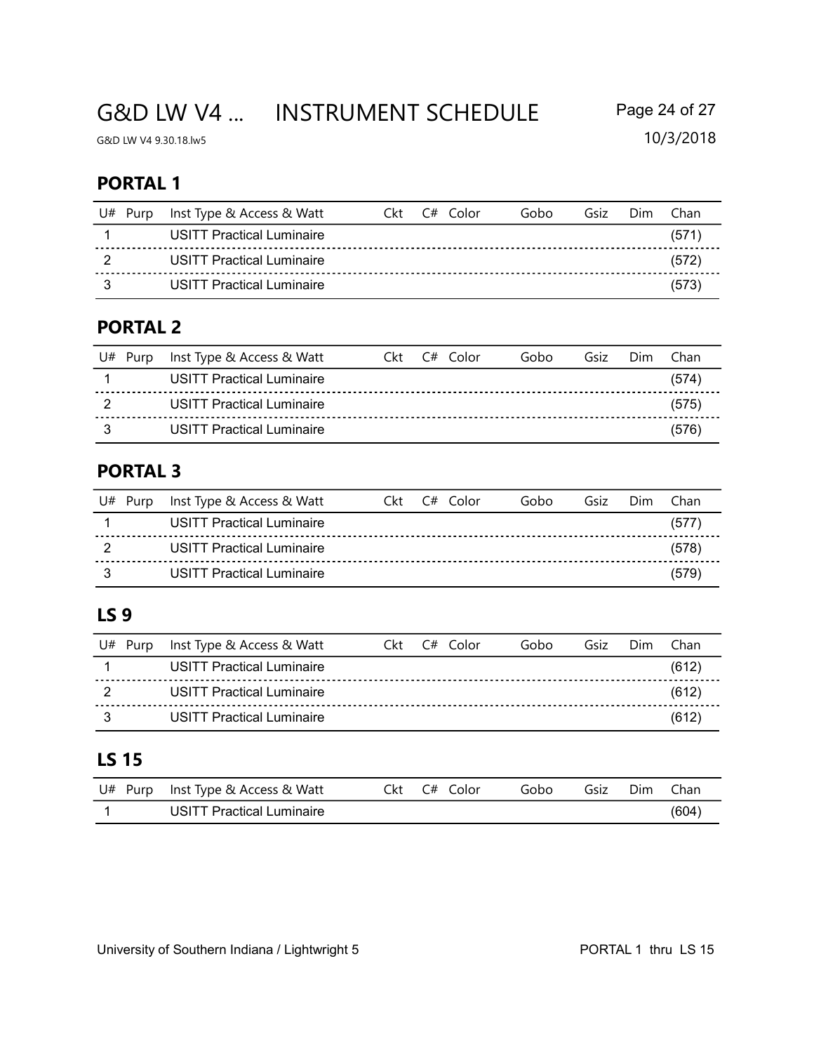## PORTAL 1

| U# | Purp | Inst Type & Access & Watt | Ckt | C# | Color | Gobo | Gsiz | Dim | Chan |
|---|---|---|---|---|---|---|---|---|---|
| 1 | | USITT Practical Luminaire | | | | | | | (571) |
| 2 | | USITT Practical Luminaire | | | | | | | (572) |
| 3 | | USITT Practical Luminaire | | | | | | | (573) |

## PORTAL 2

| U# | Purp | Inst Type & Access & Watt | Ckt | C# | Color | Gobo | Gsiz | Dim | Chan |
|---|---|---|---|---|---|---|---|---|---|
| 1 | | USITT Practical Luminaire | | | | | | | (574) |
| 2 | | USITT Practical Luminaire | | | | | | | (575) |
| 3 | | USITT Practical Luminaire | | | | | | | (576) |

## PORTAL 3

| U# | Purp | Inst Type & Access & Watt | Ckt | C# | Color | Gobo | Gsiz | Dim | Chan |
|---|---|---|---|---|---|---|---|---|---|
| 1 | | USITT Practical Luminaire | | | | | | | (577) |
| 2 | | USITT Practical Luminaire | | | | | | | (578) |
| 3 | | USITT Practical Luminaire | | | | | | | (579) |

## LS 9

| U# | Purp | Inst Type & Access & Watt | Ckt | C# | Color | Gobo | Gsiz | Dim | Chan |
|---|---|---|---|---|---|---|---|---|---|
| 1 | | USITT Practical Luminaire | | | | | | | (612) |
| 2 | | USITT Practical Luminaire | | | | | | | (612) |
| 3 | | USITT Practical Luminaire | | | | | | | (612) |

## LS 15

| U# | Purp | Inst Type & Access & Watt | Ckt | C# | Color | Gobo | Gsiz | Dim | Chan |
|---|---|---|---|---|---|---|---|---|---|
| 1 | | USITT Practical Luminaire | | | | | | | (604) |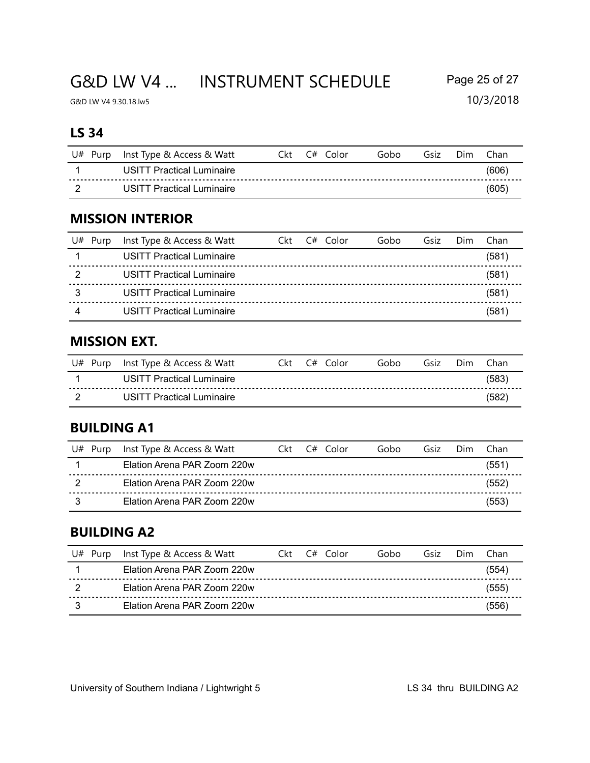## LS 34

| U# | Purp | Inst Type & Access & Watt | Ckt | C# | Color | Gobo | Gsiz | Dim | Chan |
|---|---|---|---|---|---|---|---|---|---|
| 1 | | USITT Practical Luminaire | | | | | | | (606) |
| 2 | | USITT Practical Luminaire | | | | | | | (605) |

## MISSION INTERIOR

| U# | Purp | Inst Type & Access & Watt | Ckt | C# | Color | Gobo | Gsiz | Dim | Chan |
|---|---|---|---|---|---|---|---|---|---|
| 1 | | USITT Practical Luminaire | | | | | | | (581) |
| 2 | | USITT Practical Luminaire | | | | | | | (581) |
| 3 | | USITT Practical Luminaire | | | | | | | (581) |
| 4 | | USITT Practical Luminaire | | | | | | | (581) |

## MISSION EXT.

| U# | Purp | Inst Type & Access & Watt | Ckt | C# | Color | Gobo | Gsiz | Dim | Chan |
|---|---|---|---|---|---|---|---|---|---|
| 1 | | USITT Practical Luminaire | | | | | | | (583) |
| 2 | | USITT Practical Luminaire | | | | | | | (582) |

## BUILDING A1

| U# | Purp | Inst Type & Access & Watt | Ckt | C# | Color | Gobo | Gsiz | Dim | Chan |
|---|---|---|---|---|---|---|---|---|---|
| 1 | | Elation Arena PAR Zoom 220w | | | | | | | (551) |
| 2 | | Elation Arena PAR Zoom 220w | | | | | | | (552) |
| 3 | | Elation Arena PAR Zoom 220w | | | | | | | (553) |

## BUILDING A2

| U# | Purp | Inst Type & Access & Watt | Ckt | C# | Color | Gobo | Gsiz | Dim | Chan |
|---|---|---|---|---|---|---|---|---|---|
| 1 | | Elation Arena PAR Zoom 220w | | | | | | | (554) |
| 2 | | Elation Arena PAR Zoom 220w | | | | | | | (555) |
| 3 | | Elation Arena PAR Zoom 220w | | | | | | | (556) |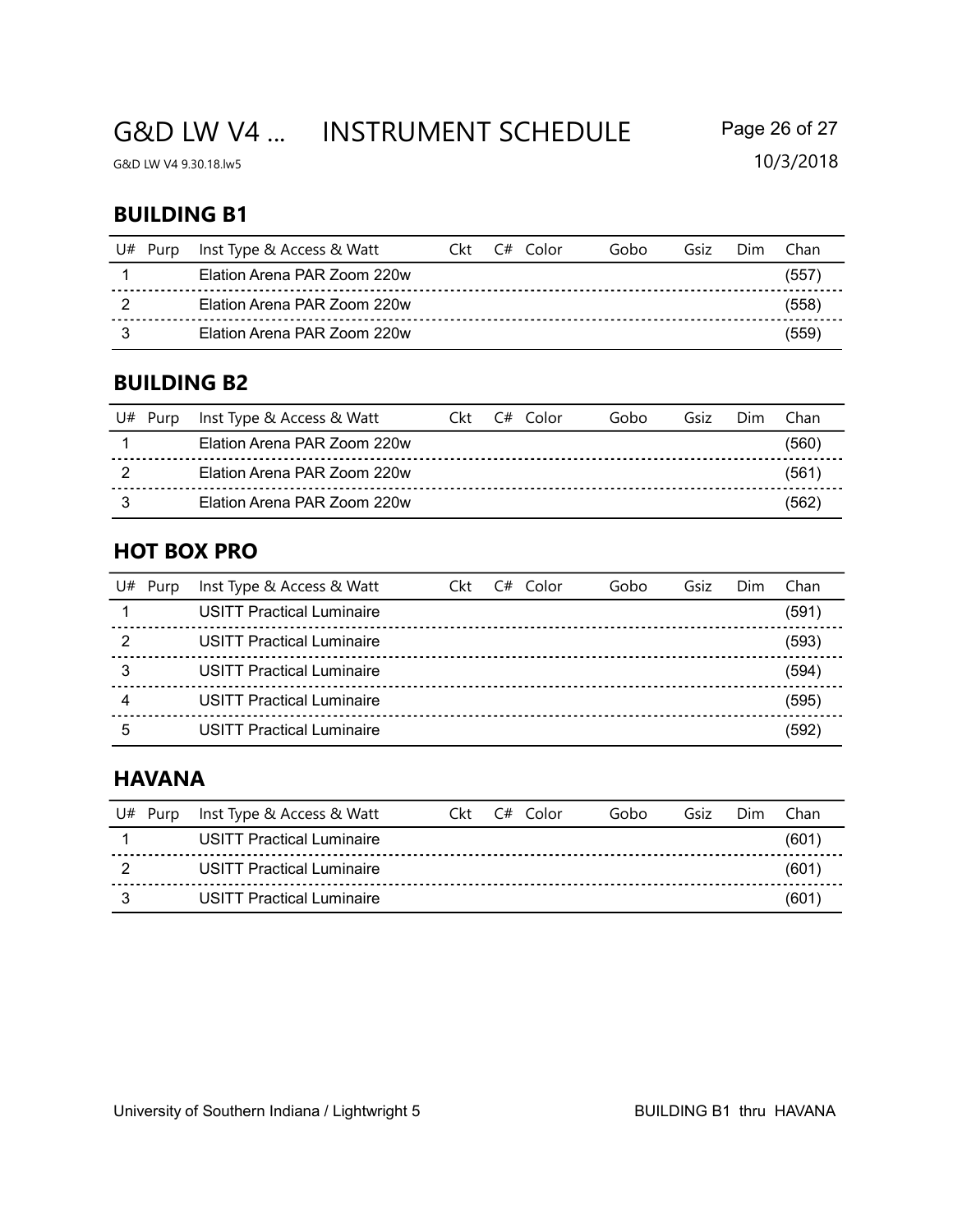## BUILDING B1

| U# | Purp | Inst Type & Access & Watt | Ckt | C# | Color | Gobo | Gsiz | Dim | Chan |
|---|---|---|---|---|---|---|---|---|---|
| 1 | | Elation Arena PAR Zoom 220w | | | | | | | (557) |
| 2 | | Elation Arena PAR Zoom 220w | | | | | | | (558) |
| 3 | | Elation Arena PAR Zoom 220w | | | | | | | (559) |

## BUILDING B2

| U# | Purp | Inst Type & Access & Watt | Ckt | C# | Color | Gobo | Gsiz | Dim | Chan |
|---|---|---|---|---|---|---|---|---|---|
| 1 | | Elation Arena PAR Zoom 220w | | | | | | | (560) |
| 2 | | Elation Arena PAR Zoom 220w | | | | | | | (561) |
| 3 | | Elation Arena PAR Zoom 220w | | | | | | | (562) |

## HOT BOX PRO

| U# | Purp | Inst Type & Access & Watt | Ckt | C# | Color | Gobo | Gsiz | Dim | Chan |
|---|---|---|---|---|---|---|---|---|---|
| 1 | | USITT Practical Luminaire | | | | | | | (591) |
| 2 | | USITT Practical Luminaire | | | | | | | (593) |
| 3 | | USITT Practical Luminaire | | | | | | | (594) |
| 4 | | USITT Practical Luminaire | | | | | | | (595) |
| 5 | | USITT Practical Luminaire | | | | | | | (592) |

## HAVANA

| U# | Purp | Inst Type & Access & Watt | Ckt | C# | Color | Gobo | Gsiz | Dim | Chan |
|---|---|---|---|---|---|---|---|---|---|
| 1 | | USITT Practical Luminaire | | | | | | | (601) |
| 2 | | USITT Practical Luminaire | | | | | | | (601) |
| 3 | | USITT Practical Luminaire | | | | | | | (601) |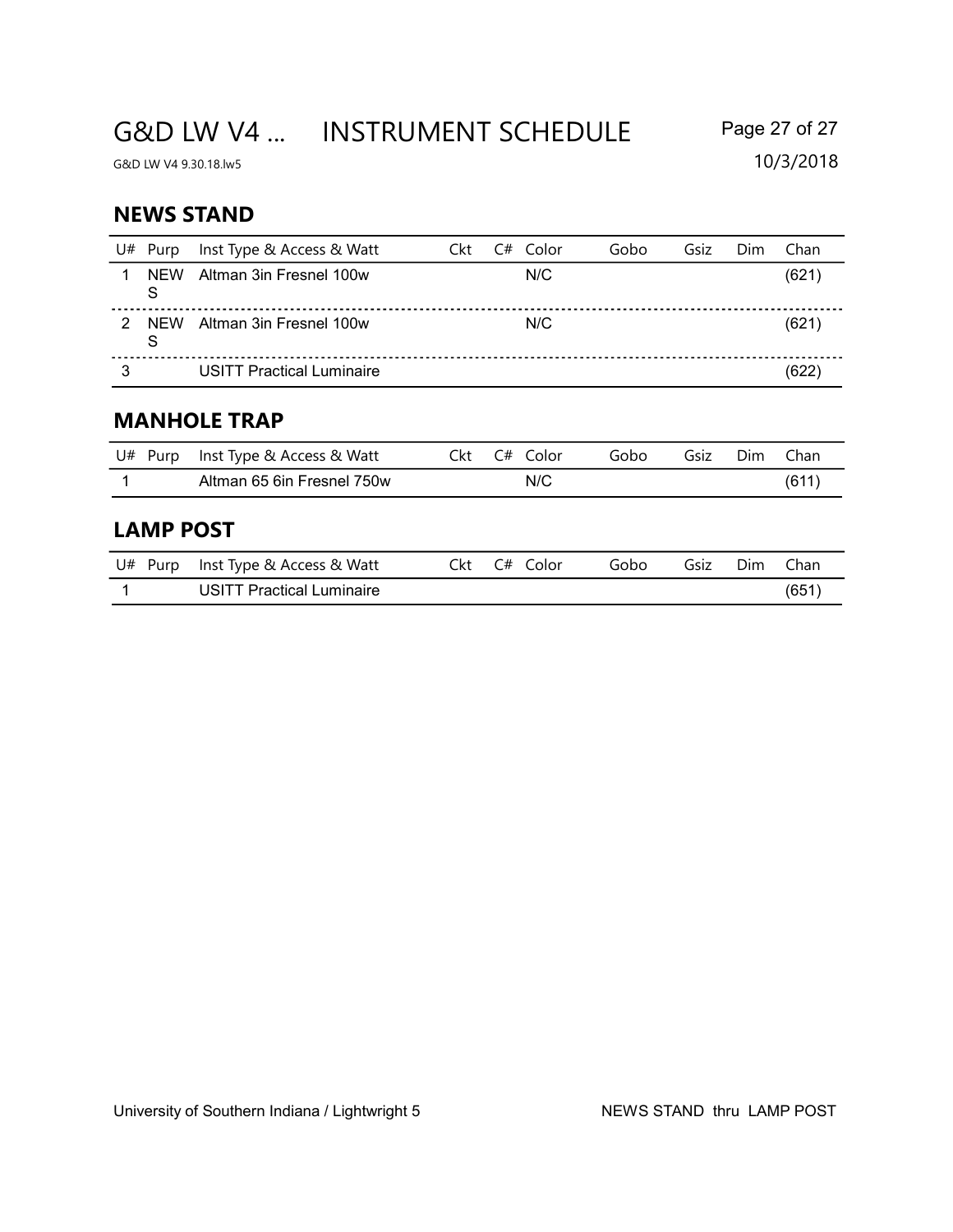## NEWS STAND

| U# | Purp | Inst Type & Access & Watt | Ckt | C# | Color | Gobo | Gsiz | Dim | Chan |
|---|---|---|---|---|---|---|---|---|---|
| 1 | NEWS | Altman 3in Fresnel 100w | | | N/C | | | | (621) |
| 2 | NEWS | Altman 3in Fresnel 100w | | | N/C | | | | (621) |
| 3 | | USITT Practical Luminaire | | | | | | | (622) |

## MANHOLE TRAP

| U# | Purp | Inst Type & Access & Watt | Ckt | C# | Color | Gobo | Gsiz | Dim | Chan |
|---|---|---|---|---|---|---|---|---|---|
| 1 | | Altman 65 6in Fresnel 750w | | | N/C | | | | (611) |

## LAMP POST

| U# | Purp | Inst Type & Access & Watt | Ckt | C# | Color | Gobo | Gsiz | Dim | Chan |
|---|---|---|---|---|---|---|---|---|---|
| 1 | | USITT Practical Luminaire | | | | | | | (651) |